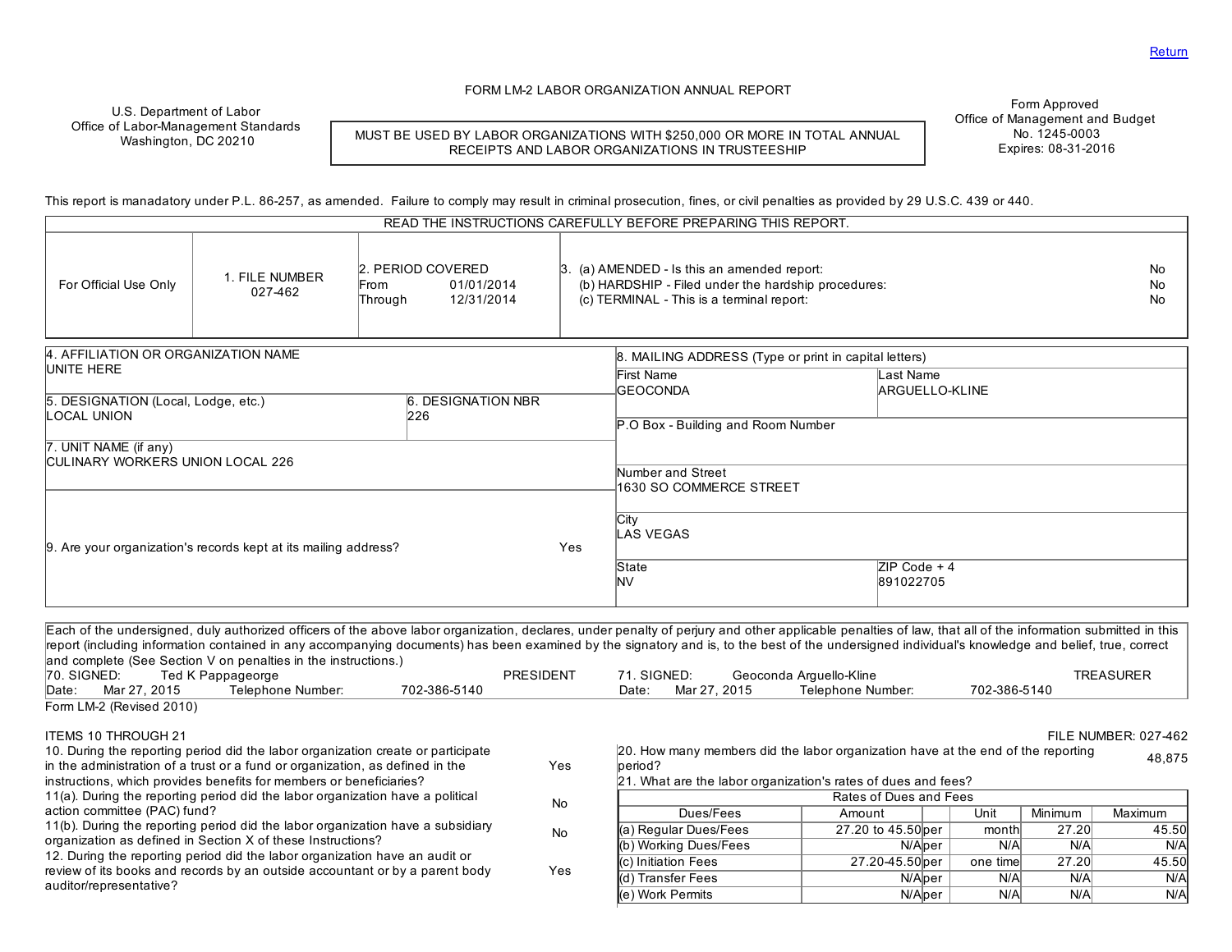Return

# FORM LM-2 LABOR ORGANIZATION ANNUAL REPORT

U.S. Department of Labor
Office of Labor-Management Standards
Washington, DC 20210

MUST BE USED BY LABOR ORGANIZATIONS WITH $250,000 OR MORE IN TOTAL ANNUAL RECEIPTS AND LABOR ORGANIZATIONS IN TRUSTEESHIP

Form Approved
Office of Management and Budget
No. 1245-0003
Expires: 08-31-2016

This report is manadatory under P.L. 86-257, as amended. Failure to comply may result in criminal prosecution, fines, or civil penalties as provided by 29 U.S.C. 439 or 440.

READ THE INSTRUCTIONS CAREFULLY BEFORE PREPARING THIS REPORT.

| For Official Use Only | 1. FILE NUMBER 027-462 | 2. PERIOD COVERED From 01/01/2014 Through 12/31/2014 | 3. (a) AMENDED - Is this an amended report: No<br>(b) HARDSHIP - Filed under the hardship procedures: No<br>(c) TERMINAL - This is a terminal report: No |
|---|---|---|---|

4. AFFILIATION OR ORGANIZATION NAME
UNITE HERE

5. DESIGNATION (Local, Lodge, etc.)
LOCAL UNION

6. DESIGNATION NBR
226

7. UNIT NAME (if any)
CULINARY WORKERS UNION LOCAL 226

9. Are your organization's records kept at its mailing address? Yes

8. MAILING ADDRESS (Type or print in capital letters)

First Name: GEOCONDA
Last Name: ARGUELLO-KLINE
P.O Box - Building and Room Number:
Number and Street: 1630 SO COMMERCE STREET
City: LAS VEGAS
State: NV
ZIP Code + 4: 891022705

Each of the undersigned, duly authorized officers of the above labor organization, declares, under penalty of perjury and other applicable penalties of law, that all of the information submitted in this report (including information contained in any accompanying documents) has been examined by the signatory and is, to the best of the undersigned individual's knowledge and belief, true, correct and complete (See Section V on penalties in the instructions.)

70. SIGNED: Ted K Pappageorge PRESIDENT
Date: Mar 27, 2015 Telephone Number: 702-386-5140

71. SIGNED: Geoconda Arguello-Kline TREASURER
Date: Mar 27, 2015 Telephone Number: 702-386-5140

Form LM-2 (Revised 2010)

## ITEMS 10 THROUGH 21

FILE NUMBER: 027-462

10. During the reporting period did the labor organization create or participate in the administration of a trust or a fund or organization, as defined in the instructions, which provides benefits for members or beneficiaries? Yes

11(a). During the reporting period did the labor organization have a political action committee (PAC) fund? No

11(b). During the reporting period did the labor organization have a subsidiary organization as defined in Section X of these Instructions? No

12. During the reporting period did the labor organization have an audit or review of its books and records by an outside accountant or by a parent body auditor/representative? Yes

20. How many members did the labor organization have at the end of the reporting period? 48,875

21. What are the labor organization's rates of dues and fees?

| Rates of Dues and Fees | | | | | |
|---|---|---|---|---|---|
| Dues/Fees | Amount | | Unit | Minimum | Maximum |
| (a) Regular Dues/Fees | 27.20 to 45.50 | per | month | 27.20 | 45.50 |
| (b) Working Dues/Fees | N/A | per | N/A | N/A | N/A |
| (c) Initiation Fees | 27.20-45.50 | per | one time | 27.20 | 45.50 |
| (d) Transfer Fees | N/A | per | N/A | N/A | N/A |
| (e) Work Permits | N/A | per | N/A | N/A | N/A |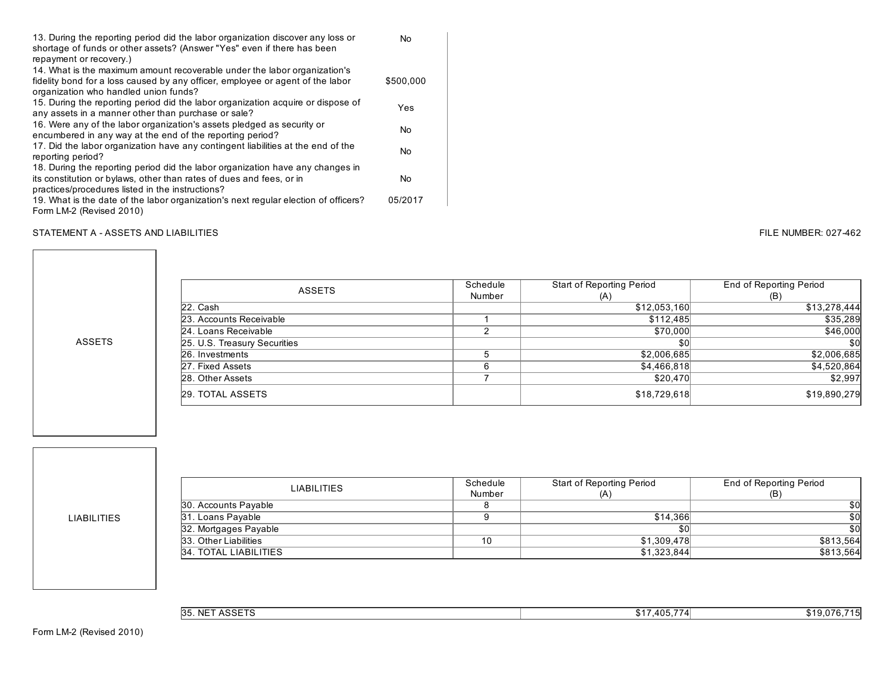| | |
|---|---|
| 13. During the reporting period did the labor organization discover any loss or shortage of funds or other assets? (Answer "Yes" even if there has been repayment or recovery.) | No |
| 14. What is the maximum amount recoverable under the labor organization's fidelity bond for a loss caused by any officer, employee or agent of the labor organization who handled union funds? | $500,000 |
| 15. During the reporting period did the labor organization acquire or dispose of any assets in a manner other than purchase or sale? | Yes |
| 16. Were any of the labor organization's assets pledged as security or encumbered in any way at the end of the reporting period? | No |
| 17. Did the labor organization have any contingent liabilities at the end of the reporting period? | No |
| 18. During the reporting period did the labor organization have any changes in its constitution or bylaws, other than rates of dues and fees, or in practices/procedures listed in the instructions? | No |
| 19. What is the date of the labor organization's next regular election of officers? | 05/2017 |

Form LM-2 (Revised 2010)

STATEMENT A - ASSETS AND LIABILITIES

FILE NUMBER: 027-462

## ASSETS

| ASSETS | Schedule Number | Start of Reporting Period (A) | End of Reporting Period (B) |
|---|---|---|---|
| 22. Cash | | $12,053,160 | $13,278,444 |
| 23. Accounts Receivable | 1 | $112,485 | $35,289 |
| 24. Loans Receivable | 2 | $70,000 | $46,000 |
| 25. U.S. Treasury Securities | | $0 | $0 |
| 26. Investments | 5 | $2,006,685 | $2,006,685 |
| 27. Fixed Assets | 6 | $4,466,818 | $4,520,864 |
| 28. Other Assets | 7 | $20,470 | $2,997 |
| 29. TOTAL ASSETS | | $18,729,618 | $19,890,279 |

## LIABILITIES

| LIABILITIES | Schedule Number | Start of Reporting Period (A) | End of Reporting Period (B) |
|---|---|---|---|
| 30. Accounts Payable | 8 | | $0 |
| 31. Loans Payable | 9 | $14,366 | $0 |
| 32. Mortgages Payable | | $0 | $0 |
| 33. Other Liabilities | 10 | $1,309,478 | $813,564 |
| 34. TOTAL LIABILITIES | | $1,323,844 | $813,564 |

| | Start of Reporting Period (A) | End of Reporting Period (B) |
|---|---|---|
| 35. NET ASSETS | $17,405,774 | $19,076,715 |

Form LM-2 (Revised 2010)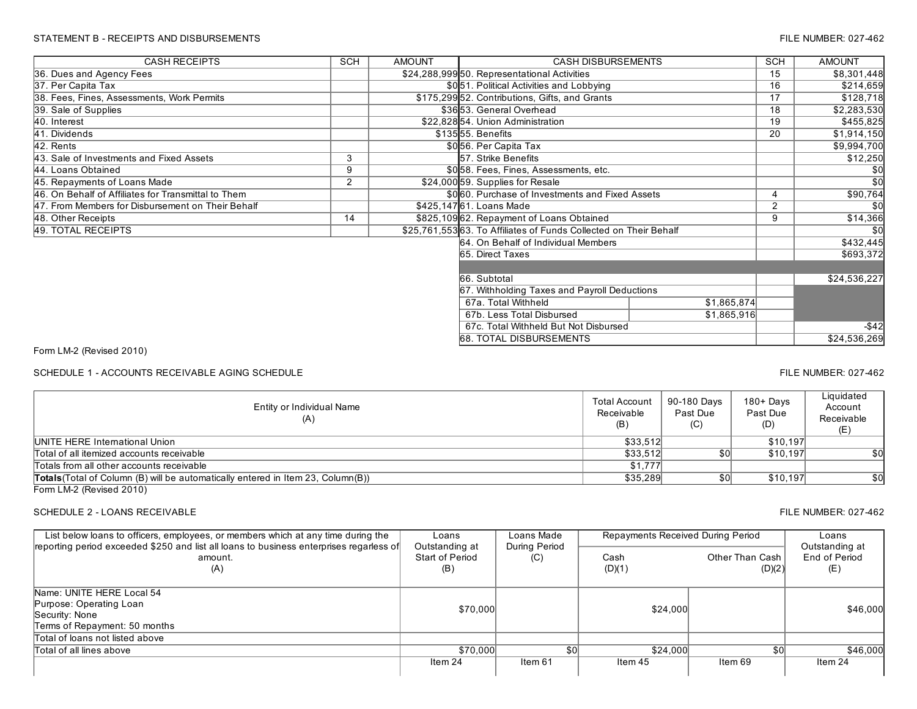STATEMENT B - RECEIPTS AND DISBURSEMENTS

FILE NUMBER: 027-462

| CASH RECEIPTS | SCH | AMOUNT | CASH DISBURSEMENTS | SCH | AMOUNT |
|---|---|---|---|---|---|
| 36. Dues and Agency Fees | | $24,288,999 | 50. Representational Activities | 15 | $8,301,448 |
| 37. Per Capita Tax | | $0 | 51. Political Activities and Lobbying | 16 | $214,659 |
| 38. Fees, Fines, Assessments, Work Permits | | $175,299 | 52. Contributions, Gifts, and Grants | 17 | $128,718 |
| 39. Sale of Supplies | | $36 | 53. General Overhead | 18 | $2,283,530 |
| 40. Interest | | $22,828 | 54. Union Administration | 19 | $455,825 |
| 41. Dividends | | $135 | 55. Benefits | 20 | $1,914,150 |
| 42. Rents | | $0 | 56. Per Capita Tax | | $9,994,700 |
| 43. Sale of Investments and Fixed Assets | 3 | | 57. Strike Benefits | | $12,250 |
| 44. Loans Obtained | 9 | $0 | 58. Fees, Fines, Assessments, etc. | | $0 |
| 45. Repayments of Loans Made | 2 | $24,000 | 59. Supplies for Resale | | $0 |
| 46. On Behalf of Affiliates for Transmittal to Them | | $0 | 60. Purchase of Investments and Fixed Assets | 4 | $90,764 |
| 47. From Members for Disbursement on Their Behalf | | $425,147 | 61. Loans Made | 2 | $0 |
| 48. Other Receipts | 14 | $825,109 | 62. Repayment of Loans Obtained | 9 | $14,366 |
| 49. TOTAL RECEIPTS | | $25,761,553 | 63. To Affiliates of Funds Collected on Their Behalf | | $0 |
| | | | 64. On Behalf of Individual Members | | $432,445 |
| | | | 65. Direct Taxes | | $693,372 |
| | | | 66. Subtotal | | $24,536,227 |
| | | | 67. Withholding Taxes and Payroll Deductions | | |
| | | | 67a. Total Withheld | $1,865,874 | |
| | | | 67b. Less Total Disbursed | $1,865,916 | |
| | | | 67c. Total Withheld But Not Disbursed | | -$42 |
| | | | 68. TOTAL DISBURSEMENTS | | $24,536,269 |

Form LM-2 (Revised 2010)

SCHEDULE 1 - ACCOUNTS RECEIVABLE AGING SCHEDULE

FILE NUMBER: 027-462

| Entity or Individual Name (A) | Total Account Receivable (B) | 90-180 Days Past Due (C) | 180+ Days Past Due (D) | Liquidated Account Receivable (E) |
|---|---|---|---|---|
| UNITE HERE International Union | $33,512 | | $10,197 | |
| Total of all itemized accounts receivable | $33,512 | $0 | $10,197 | $0 |
| Totals from all other accounts receivable | $1,777 | | | |
| **Totals**(Total of Column (B) will be automatically entered in Item 23, Column(B)) | $35,289 | $0 | $10,197 | $0 |

Form LM-2 (Revised 2010)

SCHEDULE 2 - LOANS RECEIVABLE

FILE NUMBER: 027-462

| List below loans to officers, employees, or members which at any time during the reporting period exceeded $250 and list all loans to business enterprises regardless of amount. (A) | Loans Outstanding at Start of Period (B) | Loans Made During Period (C) | Repayments Received During Period | | Loans Outstanding at End of Period (E) |
|---|---|---|---|---|---|
| | | | Cash (D)(1) | Other Than Cash (D)(2) | |
| Name: UNITE HERE Local 54<br>Purpose: Operating Loan<br>Security: None<br>Terms of Repayment: 50 months | $70,000 | | $24,000 | | $46,000 |
| Total of loans not listed above | | | | | |
| Total of all lines above | $70,000 | $0 | $24,000 | $0 | $46,000 |
| | Item 24 | Item 61 | Item 45 | Item 69 | Item 24 |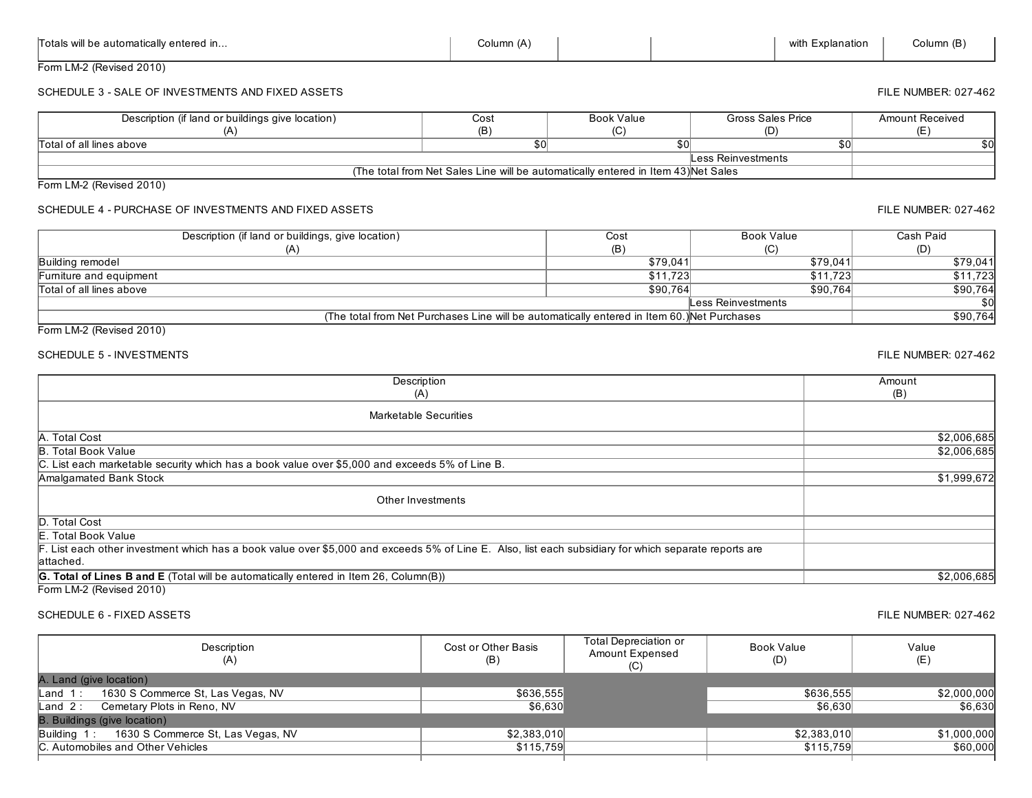| Totals will be automatically entered in... | Column (A) | | | with Explanation | Column (B) |
|---|---|---|---|---|---|

Form LM-2 (Revised 2010)

## SCHEDULE 3 - SALE OF INVESTMENTS AND FIXED ASSETS

FILE NUMBER: 027-462

| Description (if land or buildings give location) (A) | Cost (B) | Book Value (C) | Gross Sales Price (D) | Amount Received (E) |
|---|---|---|---|---|
| Total of all lines above | $0 | $0 | $0 | $0 |
| | | | Less Reinvestments | |
| (The total from Net Sales Line will be automatically entered in Item 43) | | | Net Sales | |

Form LM-2 (Revised 2010)

## SCHEDULE 4 - PURCHASE OF INVESTMENTS AND FIXED ASSETS

FILE NUMBER: 027-462

| Description (if land or buildings, give location) (A) | Cost (B) | Book Value (C) | Cash Paid (D) |
|---|---|---|---|
| Building remodel | $79,041 | $79,041 | $79,041 |
| Furniture and equipment | $11,723 | $11,723 | $11,723 |
| Total of all lines above | $90,764 | $90,764 | $90,764 |
| | | Less Reinvestments | $0 |
| (The total from Net Purchases Line will be automatically entered in Item 60.) | | Net Purchases | $90,764 |

Form LM-2 (Revised 2010)

## SCHEDULE 5 - INVESTMENTS

FILE NUMBER: 027-462

| Description (A) | Amount (B) |
|---|---|
| Marketable Securities | |
| A. Total Cost | $2,006,685 |
| B. Total Book Value | $2,006,685 |
| C. List each marketable security which has a book value over $5,000 and exceeds 5% of Line B. | |
| Amalgamated Bank Stock | $1,999,672 |
| Other Investments | |
| D. Total Cost | |
| E. Total Book Value | |
| F. List each other investment which has a book value over $5,000 and exceeds 5% of Line E. Also, list each subsidiary for which separate reports are attached. | |
| **G. Total of Lines B and E** (Total will be automatically entered in Item 26, Column(B)) | $2,006,685 |

Form LM-2 (Revised 2010)

## SCHEDULE 6 - FIXED ASSETS

FILE NUMBER: 027-462

| Description (A) | Cost or Other Basis (B) | Total Depreciation or Amount Expensed (C) | Book Value (D) | Value (E) |
|---|---|---|---|---|
| A. Land (give location) | | | | |
| Land 1 : 1630 S Commerce St, Las Vegas, NV | $636,555 | | $636,555 | $2,000,000 |
| Land 2 : Cemetary Plots in Reno, NV | $6,630 | | $6,630 | $6,630 |
| B. Buildings (give location) | | | | |
| Building 1 : 1630 S Commerce St, Las Vegas, NV | $2,383,010 | | $2,383,010 | $1,000,000 |
| C. Automobiles and Other Vehicles | $115,759 | | $115,759 | $60,000 |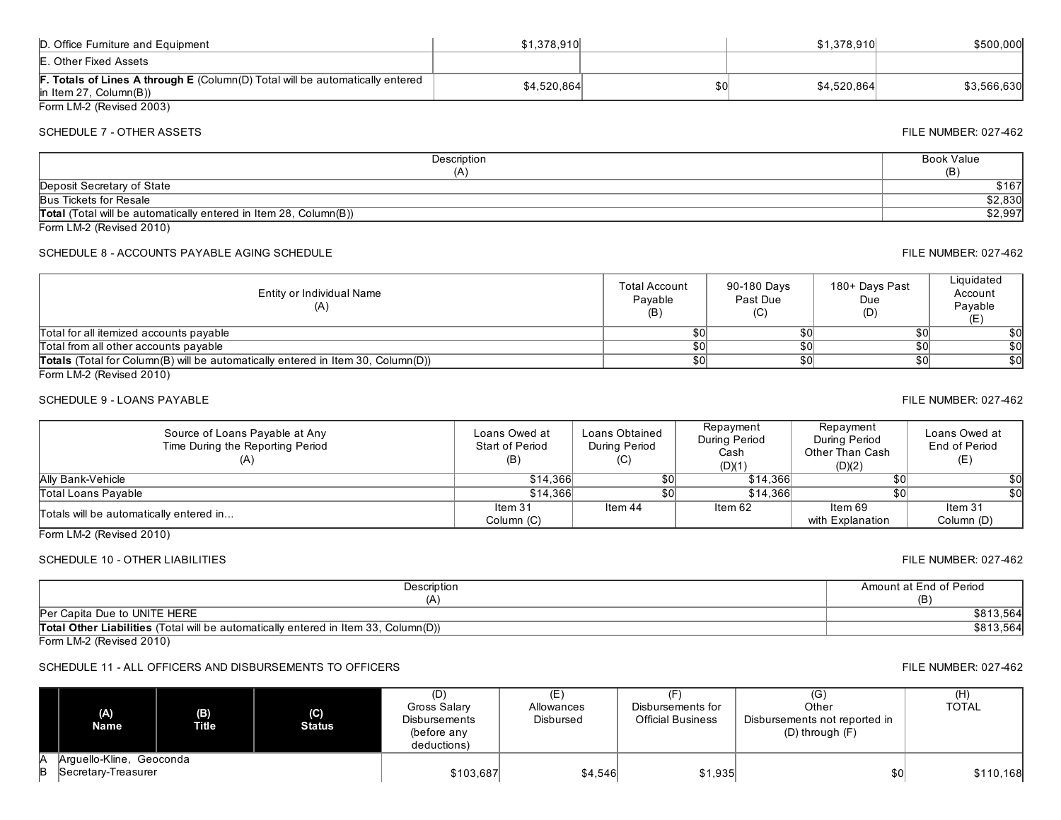| | | | | |
|---|---|---|---|---|
| D. Office Furniture and Equipment | $1,378,910 | | $1,378,910 | $500,000 |
| E. Other Fixed Assets | | | | |
| **F. Totals of Lines A through E** (Column(D) Total will be automatically entered in Item 27, Column(B)) | $4,520,864 | $0 | $4,520,864 | $3,566,630 |

Form LM-2 (Revised 2003)

SCHEDULE 7 - OTHER ASSETS

FILE NUMBER: 027-462

| Description (A) | Book Value (B) |
|---|---|
| Deposit Secretary of State | $167 |
| Bus Tickets for Resale | $2,830 |
| **Total** (Total will be automatically entered in Item 28, Column(B)) | $2,997 |

Form LM-2 (Revised 2010)

SCHEDULE 8 - ACCOUNTS PAYABLE AGING SCHEDULE

FILE NUMBER: 027-462

| Entity or Individual Name (A) | Total Account Payable (B) | 90-180 Days Past Due (C) | 180+ Days Past Due (D) | Liquidated Account Payable (E) |
|---|---|---|---|---|
| Total for all itemized accounts payable | $0 | $0 | $0 | $0 |
| Total from all other accounts payable | $0 | $0 | $0 | $0 |
| **Totals** (Total for Column(B) will be automatically entered in Item 30, Column(D)) | $0 | $0 | $0 | $0 |

Form LM-2 (Revised 2010)

SCHEDULE 9 - LOANS PAYABLE

FILE NUMBER: 027-462

| Source of Loans Payable at Any Time During the Reporting Period (A) | Loans Owed at Start of Period (B) | Loans Obtained During Period (C) | Repayment During Period Cash (D)(1) | Repayment During Period Other Than Cash (D)(2) | Loans Owed at End of Period (E) |
|---|---|---|---|---|---|
| Ally Bank-Vehicle | $14,366 | $0 | $14,366 | $0 | $0 |
| Total Loans Payable | $14,366 | $0 | $14,366 | $0 | $0 |
| Totals will be automatically entered in... | Item 31 Column (C) | Item 44 | Item 62 | Item 69 with Explanation | Item 31 Column (D) |

Form LM-2 (Revised 2010)

SCHEDULE 10 - OTHER LIABILITIES

FILE NUMBER: 027-462

| Description (A) | Amount at End of Period (B) |
|---|---|
| Per Capita Due to UNITE HERE | $813,564 |
| **Total Other Liabilities** (Total will be automatically entered in Item 33, Column(D)) | $813,564 |

Form LM-2 (Revised 2010)

SCHEDULE 11 - ALL OFFICERS AND DISBURSEMENTS TO OFFICERS

FILE NUMBER: 027-462

| | (A) Name | (B) Title | (C) Status | (D) Gross Salary Disbursements (before any deductions) | (E) Allowances Disbursed | (F) Disbursements for Official Business | (G) Other Disbursements not reported in (D) through (F) | (H) TOTAL |
|---|---|---|---|---|---|---|---|---|
| A | Arguello-Kline, Geoconda | | | | | | | |
| B | Secretary-Treasurer | | | $103,687 | $4,546 | $1,935 | $0 | $110,168 |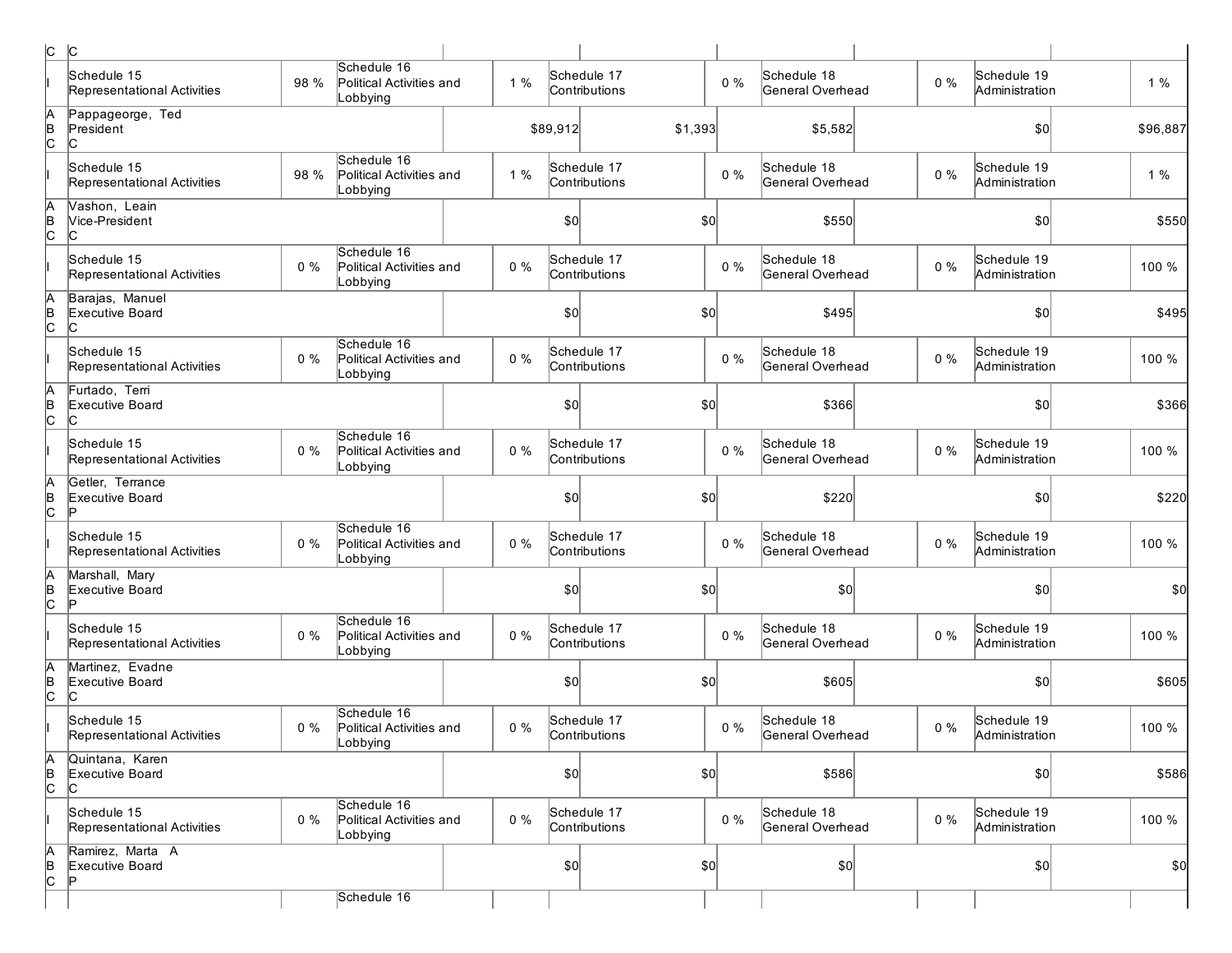| | | | | | | | | | | |
|---|---|---|---|---|---|---|---|---|---|---|
| C | C | | | | | | | | | |
| I | Schedule 15 Representational Activities | 98 % | Schedule 16 Political Activities and Lobbying | 1 % | Schedule 17 Contributions | 0 % | Schedule 18 General Overhead | 0 % | Schedule 19 Administration | 1 % |
| A B C | Pappageorge, Ted President C | | | $89,912 | $1,393 | | $5,582 | | $0 | $96,887 |
| I | Schedule 15 Representational Activities | 98 % | Schedule 16 Political Activities and Lobbying | 1 % | Schedule 17 Contributions | 0 % | Schedule 18 General Overhead | 0 % | Schedule 19 Administration | 1 % |
| A B C | Vashon, Leain Vice-President C | | | $0 | $0 | | $550 | | $0 | $550 |
| I | Schedule 15 Representational Activities | 0 % | Schedule 16 Political Activities and Lobbying | 0 % | Schedule 17 Contributions | 0 % | Schedule 18 General Overhead | 0 % | Schedule 19 Administration | 100 % |
| A B C | Barajas, Manuel Executive Board C | | | $0 | $0 | | $495 | | $0 | $495 |
| I | Schedule 15 Representational Activities | 0 % | Schedule 16 Political Activities and Lobbying | 0 % | Schedule 17 Contributions | 0 % | Schedule 18 General Overhead | 0 % | Schedule 19 Administration | 100 % |
| A B C | Furtado, Terri Executive Board C | | | $0 | $0 | | $366 | | $0 | $366 |
| I | Schedule 15 Representational Activities | 0 % | Schedule 16 Political Activities and Lobbying | 0 % | Schedule 17 Contributions | 0 % | Schedule 18 General Overhead | 0 % | Schedule 19 Administration | 100 % |
| A B C | Getler, Terrance Executive Board P | | | $0 | $0 | | $220 | | $0 | $220 |
| I | Schedule 15 Representational Activities | 0 % | Schedule 16 Political Activities and Lobbying | 0 % | Schedule 17 Contributions | 0 % | Schedule 18 General Overhead | 0 % | Schedule 19 Administration | 100 % |
| A B C | Marshall, Mary Executive Board P | | | $0 | $0 | | $0 | | $0 | $0 |
| I | Schedule 15 Representational Activities | 0 % | Schedule 16 Political Activities and Lobbying | 0 % | Schedule 17 Contributions | 0 % | Schedule 18 General Overhead | 0 % | Schedule 19 Administration | 100 % |
| A B C | Martinez, Evadne Executive Board C | | | $0 | $0 | | $605 | | $0 | $605 |
| I | Schedule 15 Representational Activities | 0 % | Schedule 16 Political Activities and Lobbying | 0 % | Schedule 17 Contributions | 0 % | Schedule 18 General Overhead | 0 % | Schedule 19 Administration | 100 % |
| A B C | Quintana, Karen Executive Board C | | | $0 | $0 | | $586 | | $0 | $586 |
| I | Schedule 15 Representational Activities | 0 % | Schedule 16 Political Activities and Lobbying | 0 % | Schedule 17 Contributions | 0 % | Schedule 18 General Overhead | 0 % | Schedule 19 Administration | 100 % |
| A B C | Ramirez, Marta A Executive Board P | | | $0 | $0 | | $0 | | $0 | $0 |
| | | | Schedule 16 | | | | | | | |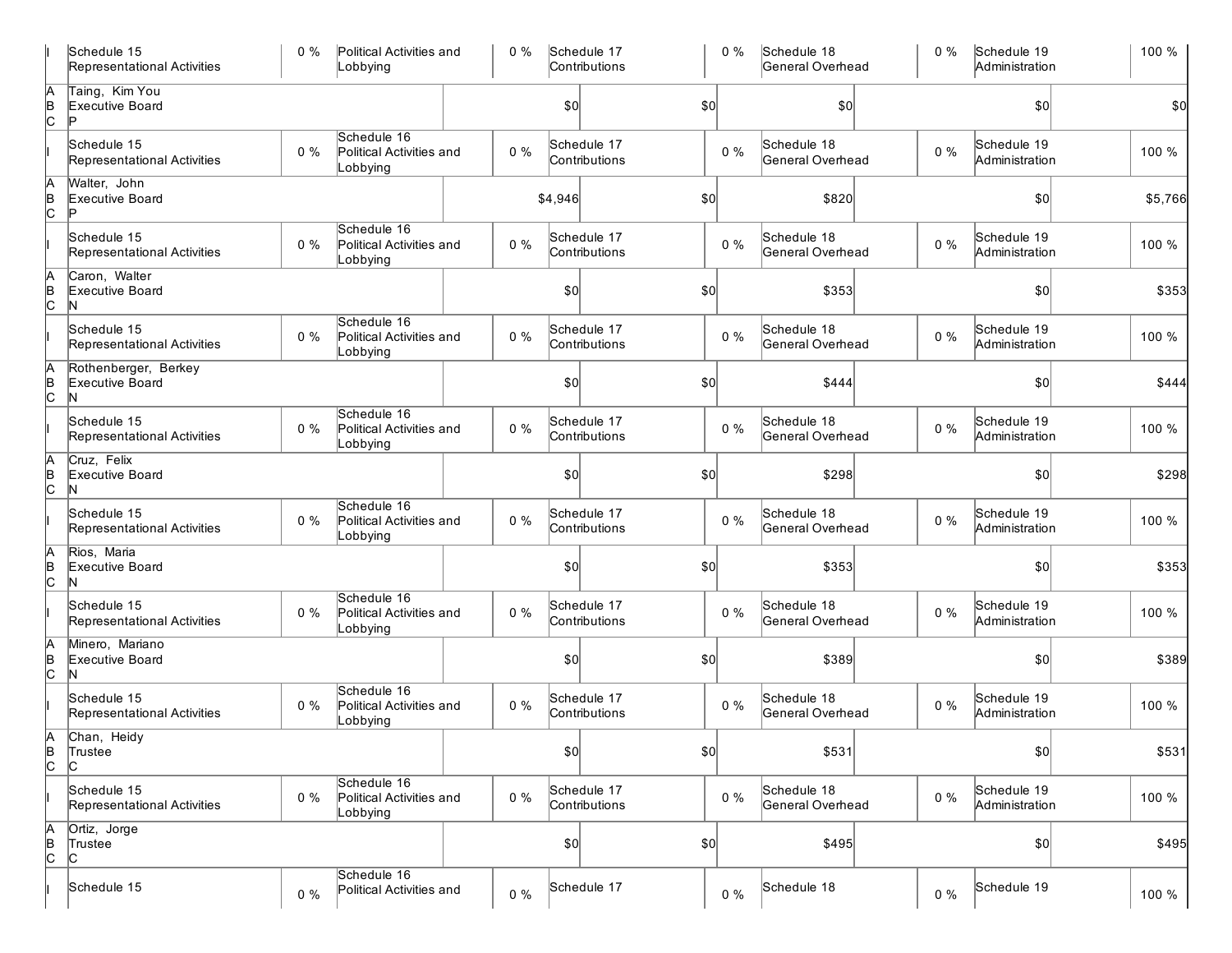| | | | | | | | | | | |
|---|---|---|---|---|---|---|---|---|---|---|
| I | Schedule 15 Representational Activities | 0 % | Political Activities and Lobbying | 0 % | Schedule 17 Contributions | 0 % | Schedule 18 General Overhead | 0 % | Schedule 19 Administration | 100 % |
| A B C | Taing, Kim You Executive Board P | | | $0 | | $0 | $0 | | $0 | $0 |
| I | Schedule 15 Representational Activities | 0 % | Schedule 16 Political Activities and Lobbying | 0 % | Schedule 17 Contributions | 0 % | Schedule 18 General Overhead | 0 % | Schedule 19 Administration | 100 % |
| A B C | Walter, John Executive Board P | | | $4,946 | | $0 | $820 | | $0 | $5,766 |
| I | Schedule 15 Representational Activities | 0 % | Schedule 16 Political Activities and Lobbying | 0 % | Schedule 17 Contributions | 0 % | Schedule 18 General Overhead | 0 % | Schedule 19 Administration | 100 % |
| A B C | Caron, Walter Executive Board N | | | $0 | | $0 | $353 | | $0 | $353 |
| I | Schedule 15 Representational Activities | 0 % | Schedule 16 Political Activities and Lobbying | 0 % | Schedule 17 Contributions | 0 % | Schedule 18 General Overhead | 0 % | Schedule 19 Administration | 100 % |
| A B C | Rothenberger, Berkey Executive Board N | | | $0 | | $0 | $444 | | $0 | $444 |
| I | Schedule 15 Representational Activities | 0 % | Schedule 16 Political Activities and Lobbying | 0 % | Schedule 17 Contributions | 0 % | Schedule 18 General Overhead | 0 % | Schedule 19 Administration | 100 % |
| A B C | Cruz, Felix Executive Board N | | | $0 | | $0 | $298 | | $0 | $298 |
| I | Schedule 15 Representational Activities | 0 % | Schedule 16 Political Activities and Lobbying | 0 % | Schedule 17 Contributions | 0 % | Schedule 18 General Overhead | 0 % | Schedule 19 Administration | 100 % |
| A B C | Rios, Maria Executive Board N | | | $0 | | $0 | $353 | | $0 | $353 |
| I | Schedule 15 Representational Activities | 0 % | Schedule 16 Political Activities and Lobbying | 0 % | Schedule 17 Contributions | 0 % | Schedule 18 General Overhead | 0 % | Schedule 19 Administration | 100 % |
| A B C | Minero, Mariano Executive Board N | | | $0 | | $0 | $389 | | $0 | $389 |
| I | Schedule 15 Representational Activities | 0 % | Schedule 16 Political Activities and Lobbying | 0 % | Schedule 17 Contributions | 0 % | Schedule 18 General Overhead | 0 % | Schedule 19 Administration | 100 % |
| A B C | Chan, Heidy Trustee C | | | $0 | | $0 | $531 | | $0 | $531 |
| I | Schedule 15 Representational Activities | 0 % | Schedule 16 Political Activities and Lobbying | 0 % | Schedule 17 Contributions | 0 % | Schedule 18 General Overhead | 0 % | Schedule 19 Administration | 100 % |
| A B C | Ortiz, Jorge Trustee C | | | $0 | | $0 | $495 | | $0 | $495 |
| I | Schedule 15 | 0 % | Schedule 16 Political Activities and | 0 % | Schedule 17 | 0 % | Schedule 18 | 0 % | Schedule 19 | 100 % |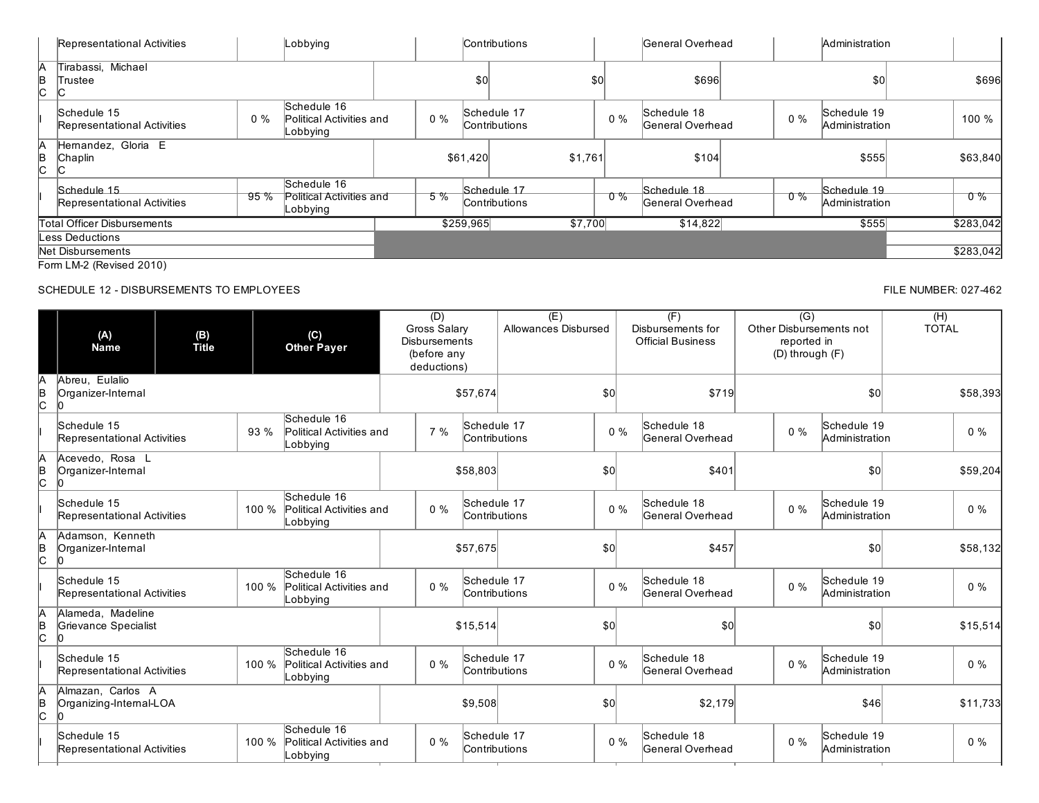| | Representational Activities | | Lobbying | | Contributions | | General Overhead | | Administration | |
|---|---|---|---|---|---|---|---|---|---|---|
| A B C | Tirabassi, Michael<br>Trustee<br>C | | | $0 | | $0 | | $696 | $0 | $696 |
| I | Schedule 15 Representational Activities | 0 % | Schedule 16 Political Activities and Lobbying | 0 % | Schedule 17 Contributions | 0 % | Schedule 18 General Overhead | 0 % | Schedule 19 Administration | 100 % |
| A B C | Hernandez, Gloria E<br>Chaplin<br>C | | | $61,420 | | $1,761 | | $104 | $555 | $63,840 |
| I | Schedule 15 Representational Activities | 95 % | Schedule 16 Political Activities and Lobbying | 5 % | Schedule 17 Contributions | 0 % | Schedule 18 General Overhead | 0 % | Schedule 19 Administration | 0 % |
| | Total Officer Disbursements | | | $259,965 | | $7,700 | | $14,822 | $555 | $283,042 |
| | Less Deductions | | | | | | | | | |
| | Net Disbursements | | | | | | | | | $283,042 |

Form LM-2 (Revised 2010)

SCHEDULE 12 - DISBURSEMENTS TO EMPLOYEES

FILE NUMBER: 027-462

| | (A) Name | (B) Title | (C) Other Payer | (D) Gross Salary Disbursements (before any deductions) | (E) Allowances Disbursed | (F) Disbursements for Official Business | (G) Other Disbursements not reported in (D) through (F) | (H) TOTAL |
|---|---|---|---|---|---|---|---|---|
| A B C | Abreu, Eulalio | Organizer-Internal | 0 | $57,674 | $0 | $719 | $0 | $58,393 |
| I | Schedule 15 Representational Activities: 93 % | Schedule 16 Political Activities and Lobbying: 7 % | Schedule 17 Contributions: 0 % | Schedule 18 General Overhead: 0 % | Schedule 19 Administration: 0 % | | | |
| A B C | Acevedo, Rosa L | Organizer-Internal | 0 | $58,803 | $0 | $401 | $0 | $59,204 |
| I | Schedule 15 Representational Activities: 100 % | Schedule 16 Political Activities and Lobbying: 0 % | Schedule 17 Contributions: 0 % | Schedule 18 General Overhead: 0 % | Schedule 19 Administration: 0 % | | | |
| A B C | Adamson, Kenneth | Organizer-Internal | 0 | $57,675 | $0 | $457 | $0 | $58,132 |
| I | Schedule 15 Representational Activities: 100 % | Schedule 16 Political Activities and Lobbying: 0 % | Schedule 17 Contributions: 0 % | Schedule 18 General Overhead: 0 % | Schedule 19 Administration: 0 % | | | |
| A B C | Alameda, Madeline | Grievance Specialist | 0 | $15,514 | $0 | $0 | $0 | $15,514 |
| I | Schedule 15 Representational Activities: 100 % | Schedule 16 Political Activities and Lobbying: 0 % | Schedule 17 Contributions: 0 % | Schedule 18 General Overhead: 0 % | Schedule 19 Administration: 0 % | | | |
| A B C | Almazan, Carlos A | Organizing-Internal-LOA | 0 | $9,508 | $0 | $2,179 | $46 | $11,733 |
| I | Schedule 15 Representational Activities: 100 % | Schedule 16 Political Activities and Lobbying: 0 % | Schedule 17 Contributions: 0 % | Schedule 18 General Overhead: 0 % | Schedule 19 Administration: 0 % | | | |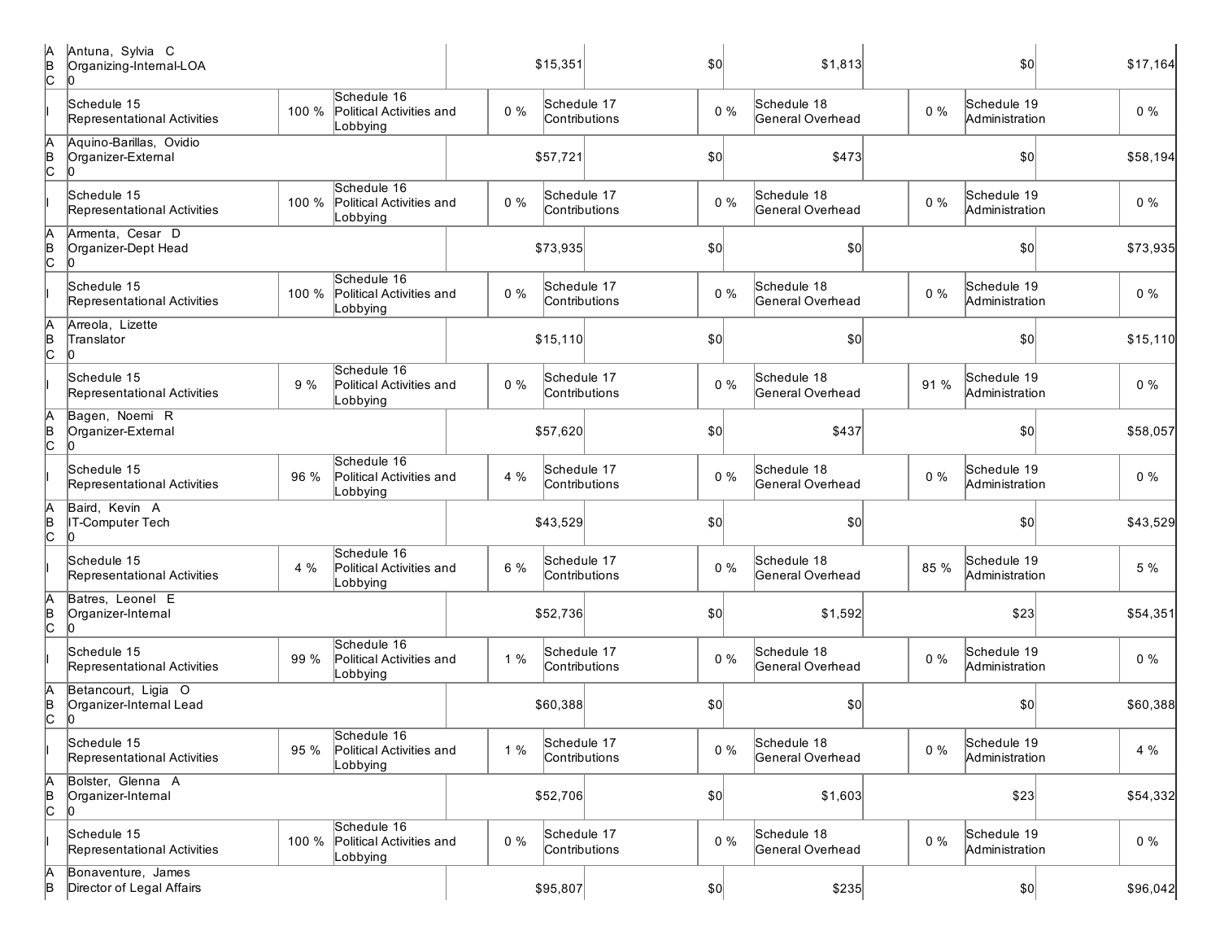| | | | | | | | | | | |
|---|---|---|---|---|---|---|---|---|---|---|
| A<br>B<br>C | Antuna, Sylvia C<br>Organizing-Internal-LOA<br>0 | | | $15,351 | | $0 | $1,813 | | $0 | $17,164 |
| I | Schedule 15<br>Representational Activities | 100 % | Schedule 16<br>Political Activities and Lobbying | 0 % | Schedule 17<br>Contributions | 0 % | Schedule 18<br>General Overhead | 0 % | Schedule 19<br>Administration | 0 % |
| A<br>B<br>C | Aquino-Barillas, Ovidio<br>Organizer-External<br>0 | | | $57,721 | | $0 | $473 | | $0 | $58,194 |
| I | Schedule 15<br>Representational Activities | 100 % | Schedule 16<br>Political Activities and Lobbying | 0 % | Schedule 17<br>Contributions | 0 % | Schedule 18<br>General Overhead | 0 % | Schedule 19<br>Administration | 0 % |
| A<br>B<br>C | Armenta, Cesar D<br>Organizer-Dept Head<br>0 | | | $73,935 | | $0 | $0 | | $0 | $73,935 |
| I | Schedule 15<br>Representational Activities | 100 % | Schedule 16<br>Political Activities and Lobbying | 0 % | Schedule 17<br>Contributions | 0 % | Schedule 18<br>General Overhead | 0 % | Schedule 19<br>Administration | 0 % |
| A<br>B<br>C | Arreola, Lizette<br>Translator<br>0 | | | $15,110 | | $0 | $0 | | $0 | $15,110 |
| I | Schedule 15<br>Representational Activities | 9 % | Schedule 16<br>Political Activities and Lobbying | 0 % | Schedule 17<br>Contributions | 0 % | Schedule 18<br>General Overhead | 91 % | Schedule 19<br>Administration | 0 % |
| A<br>B<br>C | Bagen, Noemi R<br>Organizer-External<br>0 | | | $57,620 | | $0 | $437 | | $0 | $58,057 |
| I | Schedule 15<br>Representational Activities | 96 % | Schedule 16<br>Political Activities and Lobbying | 4 % | Schedule 17<br>Contributions | 0 % | Schedule 18<br>General Overhead | 0 % | Schedule 19<br>Administration | 0 % |
| A<br>B<br>C | Baird, Kevin A<br>IT-Computer Tech<br>0 | | | $43,529 | | $0 | $0 | | $0 | $43,529 |
| I | Schedule 15<br>Representational Activities | 4 % | Schedule 16<br>Political Activities and Lobbying | 6 % | Schedule 17<br>Contributions | 0 % | Schedule 18<br>General Overhead | 85 % | Schedule 19<br>Administration | 5 % |
| A<br>B<br>C | Batres, Leonel E<br>Organizer-Internal<br>0 | | | $52,736 | | $0 | $1,592 | | $23 | $54,351 |
| I | Schedule 15<br>Representational Activities | 99 % | Schedule 16<br>Political Activities and Lobbying | 1 % | Schedule 17<br>Contributions | 0 % | Schedule 18<br>General Overhead | 0 % | Schedule 19<br>Administration | 0 % |
| A<br>B<br>C | Betancourt, Ligia O<br>Organizer-Internal Lead<br>0 | | | $60,388 | | $0 | $0 | | $0 | $60,388 |
| I | Schedule 15<br>Representational Activities | 95 % | Schedule 16<br>Political Activities and Lobbying | 1 % | Schedule 17<br>Contributions | 0 % | Schedule 18<br>General Overhead | 0 % | Schedule 19<br>Administration | 4 % |
| A<br>B<br>C | Bolster, Glenna A<br>Organizer-Internal<br>0 | | | $52,706 | | $0 | $1,603 | | $23 | $54,332 |
| I | Schedule 15<br>Representational Activities | 100 % | Schedule 16<br>Political Activities and Lobbying | 0 % | Schedule 17<br>Contributions | 0 % | Schedule 18<br>General Overhead | 0 % | Schedule 19<br>Administration | 0 % |
| A<br>B | Bonaventure, James<br>Director of Legal Affairs | | | $95,807 | | $0 | $235 | | $0 | $96,042 |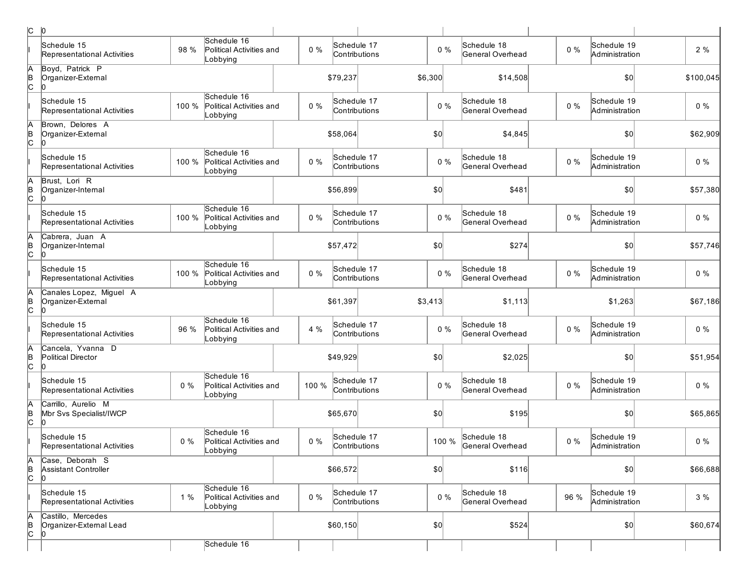| | | | | | | | | | | |
|---|---|---|---|---|---|---|---|---|---|---|
| C | 0 | | | | | | | | | |
| I | Schedule 15 Representational Activities | 98 % | Schedule 16 Political Activities and Lobbying | 0 % | Schedule 17 Contributions | 0 % | Schedule 18 General Overhead | 0 % | Schedule 19 Administration | 2 % |
| A B C | Boyd, Patrick P Organizer-External 0 | | | $79,237 | | $6,300 | $14,508 | | $0 | $100,045 |
| I | Schedule 15 Representational Activities | 100 % | Schedule 16 Political Activities and Lobbying | 0 % | Schedule 17 Contributions | 0 % | Schedule 18 General Overhead | 0 % | Schedule 19 Administration | 0 % |
| A B C | Brown, Delores A Organizer-External 0 | | | $58,064 | | $0 | $4,845 | | $0 | $62,909 |
| I | Schedule 15 Representational Activities | 100 % | Schedule 16 Political Activities and Lobbying | 0 % | Schedule 17 Contributions | 0 % | Schedule 18 General Overhead | 0 % | Schedule 19 Administration | 0 % |
| A B C | Brust, Lori R Organizer-Internal 0 | | | $56,899 | | $0 | $481 | | $0 | $57,380 |
| I | Schedule 15 Representational Activities | 100 % | Schedule 16 Political Activities and Lobbying | 0 % | Schedule 17 Contributions | 0 % | Schedule 18 General Overhead | 0 % | Schedule 19 Administration | 0 % |
| A B C | Cabrera, Juan A Organizer-Internal 0 | | | $57,472 | | $0 | $274 | | $0 | $57,746 |
| I | Schedule 15 Representational Activities | 100 % | Schedule 16 Political Activities and Lobbying | 0 % | Schedule 17 Contributions | 0 % | Schedule 18 General Overhead | 0 % | Schedule 19 Administration | 0 % |
| A B C | Canales Lopez, Miguel A Organizer-External 0 | | | $61,397 | | $3,413 | $1,113 | | $1,263 | $67,186 |
| I | Schedule 15 Representational Activities | 96 % | Schedule 16 Political Activities and Lobbying | 4 % | Schedule 17 Contributions | 0 % | Schedule 18 General Overhead | 0 % | Schedule 19 Administration | 0 % |
| A B C | Cancela, Yvanna D Political Director 0 | | | $49,929 | | $0 | $2,025 | | $0 | $51,954 |
| I | Schedule 15 Representational Activities | 0 % | Schedule 16 Political Activities and Lobbying | 100 % | Schedule 17 Contributions | 0 % | Schedule 18 General Overhead | 0 % | Schedule 19 Administration | 0 % |
| A B C | Carrillo, Aurelio M Mbr Svs Specialist/IWCP 0 | | | $65,670 | | $0 | $195 | | $0 | $65,865 |
| I | Schedule 15 Representational Activities | 0 % | Schedule 16 Political Activities and Lobbying | 0 % | Schedule 17 Contributions | 100 % | Schedule 18 General Overhead | 0 % | Schedule 19 Administration | 0 % |
| A B C | Case, Deborah S Assistant Controller 0 | | | $66,572 | | $0 | $116 | | $0 | $66,688 |
| I | Schedule 15 Representational Activities | 1 % | Schedule 16 Political Activities and Lobbying | 0 % | Schedule 17 Contributions | 0 % | Schedule 18 General Overhead | 96 % | Schedule 19 Administration | 3 % |
| A B C | Castillo, Mercedes Organizer-External Lead 0 | | | $60,150 | | $0 | $524 | | $0 | $60,674 |
| | | | Schedule 16 | | | | | | | |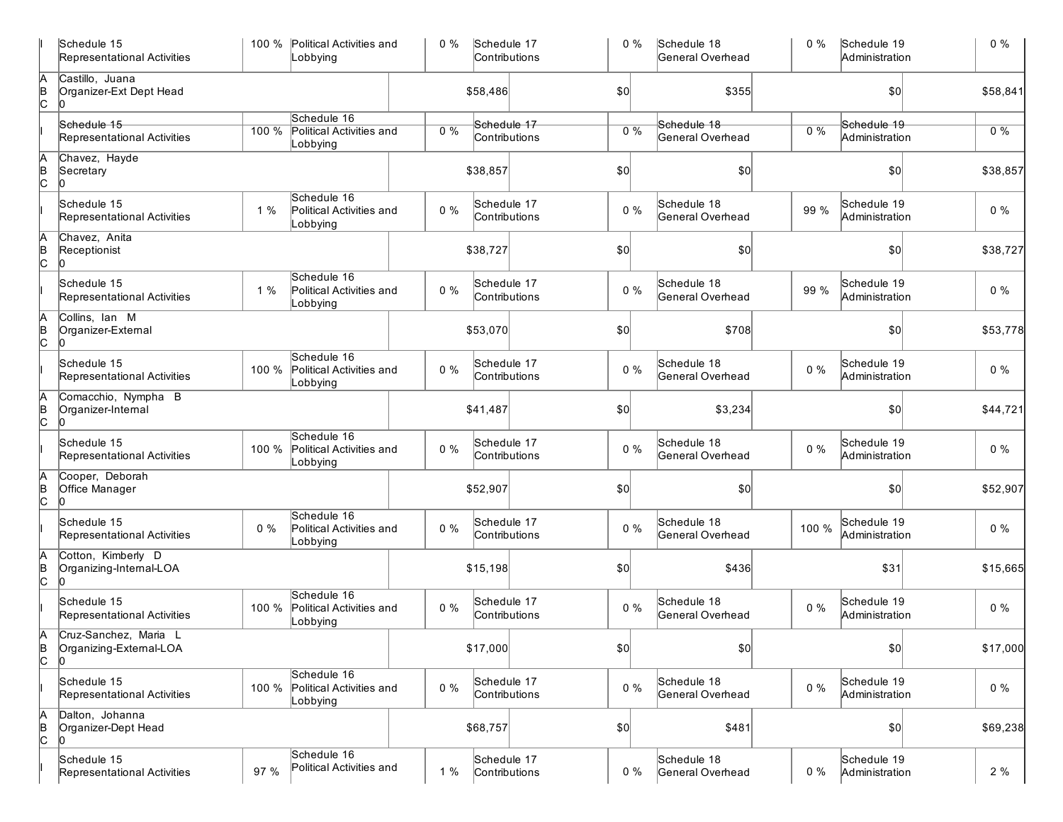| | | | | | | | | | | |
|---|---|---|---|---|---|---|---|---|---|---|
| I | Schedule 15 Representational Activities | 100 % | Political Activities and Lobbying | 0 % | Schedule 17 Contributions | 0 % | Schedule 18 General Overhead | 0 % | Schedule 19 Administration | 0 % |
| A B C | Castillo, Juana Organizer-Ext Dept Head 0 | | | $58,486 | | $0 | $355 | | $0 | $58,841 |
| I | Schedule 15 Representational Activities | 100 % | Schedule 16 Political Activities and Lobbying | 0 % | Schedule 17 Contributions | 0 % | Schedule 18 General Overhead | 0 % | Schedule 19 Administration | 0 % |
| A B C | Chavez, Hayde Secretary 0 | | | $38,857 | | $0 | $0 | | $0 | $38,857 |
| I | Schedule 15 Representational Activities | 1 % | Schedule 16 Political Activities and Lobbying | 0 % | Schedule 17 Contributions | 0 % | Schedule 18 General Overhead | 99 % | Schedule 19 Administration | 0 % |
| A B C | Chavez, Anita Receptionist 0 | | | $38,727 | | $0 | $0 | | $0 | $38,727 |
| I | Schedule 15 Representational Activities | 1 % | Schedule 16 Political Activities and Lobbying | 0 % | Schedule 17 Contributions | 0 % | Schedule 18 General Overhead | 99 % | Schedule 19 Administration | 0 % |
| A B C | Collins, Ian M Organizer-External 0 | | | $53,070 | | $0 | $708 | | $0 | $53,778 |
| I | Schedule 15 Representational Activities | 100 % | Schedule 16 Political Activities and Lobbying | 0 % | Schedule 17 Contributions | 0 % | Schedule 18 General Overhead | 0 % | Schedule 19 Administration | 0 % |
| A B C | Comacchio, Nympha B Organizer-Internal 0 | | | $41,487 | | $0 | $3,234 | | $0 | $44,721 |
| I | Schedule 15 Representational Activities | 100 % | Schedule 16 Political Activities and Lobbying | 0 % | Schedule 17 Contributions | 0 % | Schedule 18 General Overhead | 0 % | Schedule 19 Administration | 0 % |
| A B C | Cooper, Deborah Office Manager 0 | | | $52,907 | | $0 | $0 | | $0 | $52,907 |
| I | Schedule 15 Representational Activities | 0 % | Schedule 16 Political Activities and Lobbying | 0 % | Schedule 17 Contributions | 0 % | Schedule 18 General Overhead | 100 % | Schedule 19 Administration | 0 % |
| A B C | Cotton, Kimberly D Organizing-Internal-LOA 0 | | | $15,198 | | $0 | $436 | | $31 | $15,665 |
| I | Schedule 15 Representational Activities | 100 % | Schedule 16 Political Activities and Lobbying | 0 % | Schedule 17 Contributions | 0 % | Schedule 18 General Overhead | 0 % | Schedule 19 Administration | 0 % |
| A B C | Cruz-Sanchez, Maria L Organizing-External-LOA 0 | | | $17,000 | | $0 | $0 | | $0 | $17,000 |
| I | Schedule 15 Representational Activities | 100 % | Schedule 16 Political Activities and Lobbying | 0 % | Schedule 17 Contributions | 0 % | Schedule 18 General Overhead | 0 % | Schedule 19 Administration | 0 % |
| A B C | Dalton, Johanna Organizer-Dept Head 0 | | | $68,757 | | $0 | $481 | | $0 | $69,238 |
| I | Schedule 15 Representational Activities | 97 % | Schedule 16 Political Activities and | 1 % | Schedule 17 Contributions | 0 % | Schedule 18 General Overhead | 0 % | Schedule 19 Administration | 2 % |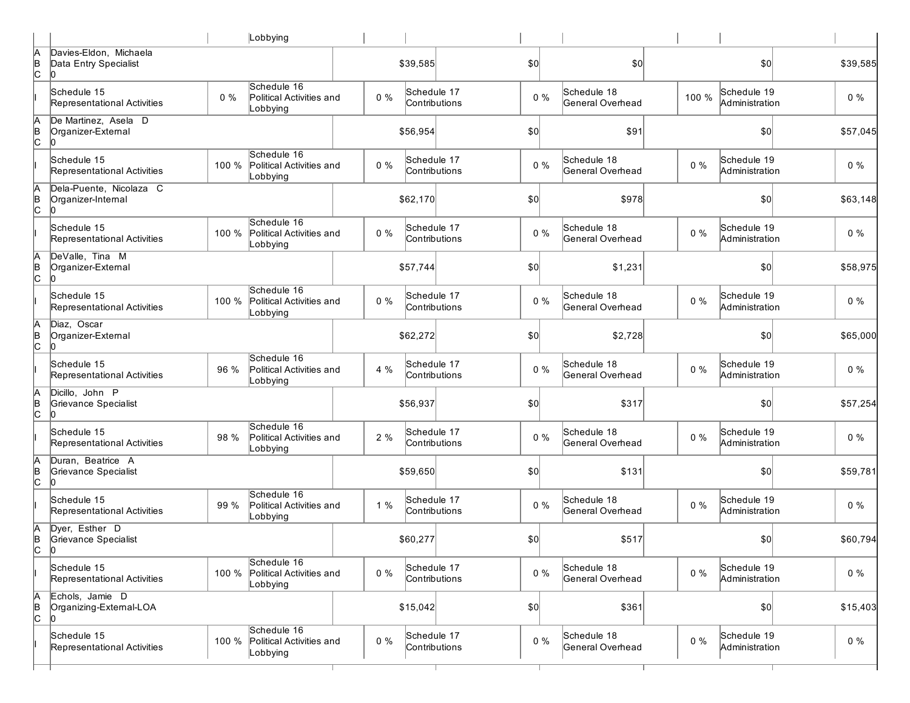| | | | Lobbying | | | | | | | |
|---|---|---|---|---|---|---|---|---|---|---|
| A<br>B<br>C | Davies-Eldon, Michaela<br>Data Entry Specialist<br>0 | | | | $39,585 | $0 | $0 | | $0 | $39,585 |
| I | Schedule 15<br>Representational Activities | 0 % | Schedule 16<br>Political Activities and Lobbying | 0 % | Schedule 17<br>Contributions | 0 % | Schedule 18<br>General Overhead | 100 % | Schedule 19<br>Administration | 0 % |
| A<br>B<br>C | De Martinez, Asela D<br>Organizer-External<br>0 | | | | $56,954 | $0 | $91 | | $0 | $57,045 |
| I | Schedule 15<br>Representational Activities | 100 % | Schedule 16<br>Political Activities and Lobbying | 0 % | Schedule 17<br>Contributions | 0 % | Schedule 18<br>General Overhead | 0 % | Schedule 19<br>Administration | 0 % |
| A<br>B<br>C | Dela-Puente, Nicolaza C<br>Organizer-Internal<br>0 | | | | $62,170 | $0 | $978 | | $0 | $63,148 |
| I | Schedule 15<br>Representational Activities | 100 % | Schedule 16<br>Political Activities and Lobbying | 0 % | Schedule 17<br>Contributions | 0 % | Schedule 18<br>General Overhead | 0 % | Schedule 19<br>Administration | 0 % |
| A<br>B<br>C | DeValle, Tina M<br>Organizer-External<br>0 | | | | $57,744 | $0 | $1,231 | | $0 | $58,975 |
| I | Schedule 15<br>Representational Activities | 100 % | Schedule 16<br>Political Activities and Lobbying | 0 % | Schedule 17<br>Contributions | 0 % | Schedule 18<br>General Overhead | 0 % | Schedule 19<br>Administration | 0 % |
| A<br>B<br>C | Diaz, Oscar<br>Organizer-External<br>0 | | | | $62,272 | $0 | $2,728 | | $0 | $65,000 |
| I | Schedule 15<br>Representational Activities | 96 % | Schedule 16<br>Political Activities and Lobbying | 4 % | Schedule 17<br>Contributions | 0 % | Schedule 18<br>General Overhead | 0 % | Schedule 19<br>Administration | 0 % |
| A<br>B<br>C | Dicillo, John P<br>Grievance Specialist<br>0 | | | | $56,937 | $0 | $317 | | $0 | $57,254 |
| I | Schedule 15<br>Representational Activities | 98 % | Schedule 16<br>Political Activities and Lobbying | 2 % | Schedule 17<br>Contributions | 0 % | Schedule 18<br>General Overhead | 0 % | Schedule 19<br>Administration | 0 % |
| A<br>B<br>C | Duran, Beatrice A<br>Grievance Specialist<br>0 | | | | $59,650 | $0 | $131 | | $0 | $59,781 |
| I | Schedule 15<br>Representational Activities | 99 % | Schedule 16<br>Political Activities and Lobbying | 1 % | Schedule 17<br>Contributions | 0 % | Schedule 18<br>General Overhead | 0 % | Schedule 19<br>Administration | 0 % |
| A<br>B<br>C | Dyer, Esther D<br>Grievance Specialist<br>0 | | | | $60,277 | $0 | $517 | | $0 | $60,794 |
| I | Schedule 15<br>Representational Activities | 100 % | Schedule 16<br>Political Activities and Lobbying | 0 % | Schedule 17<br>Contributions | 0 % | Schedule 18<br>General Overhead | 0 % | Schedule 19<br>Administration | 0 % |
| A<br>B<br>C | Echols, Jamie D<br>Organizing-External-LOA<br>0 | | | | $15,042 | $0 | $361 | | $0 | $15,403 |
| I | Schedule 15<br>Representational Activities | 100 % | Schedule 16<br>Political Activities and Lobbying | 0 % | Schedule 17<br>Contributions | 0 % | Schedule 18<br>General Overhead | 0 % | Schedule 19<br>Administration | 0 % |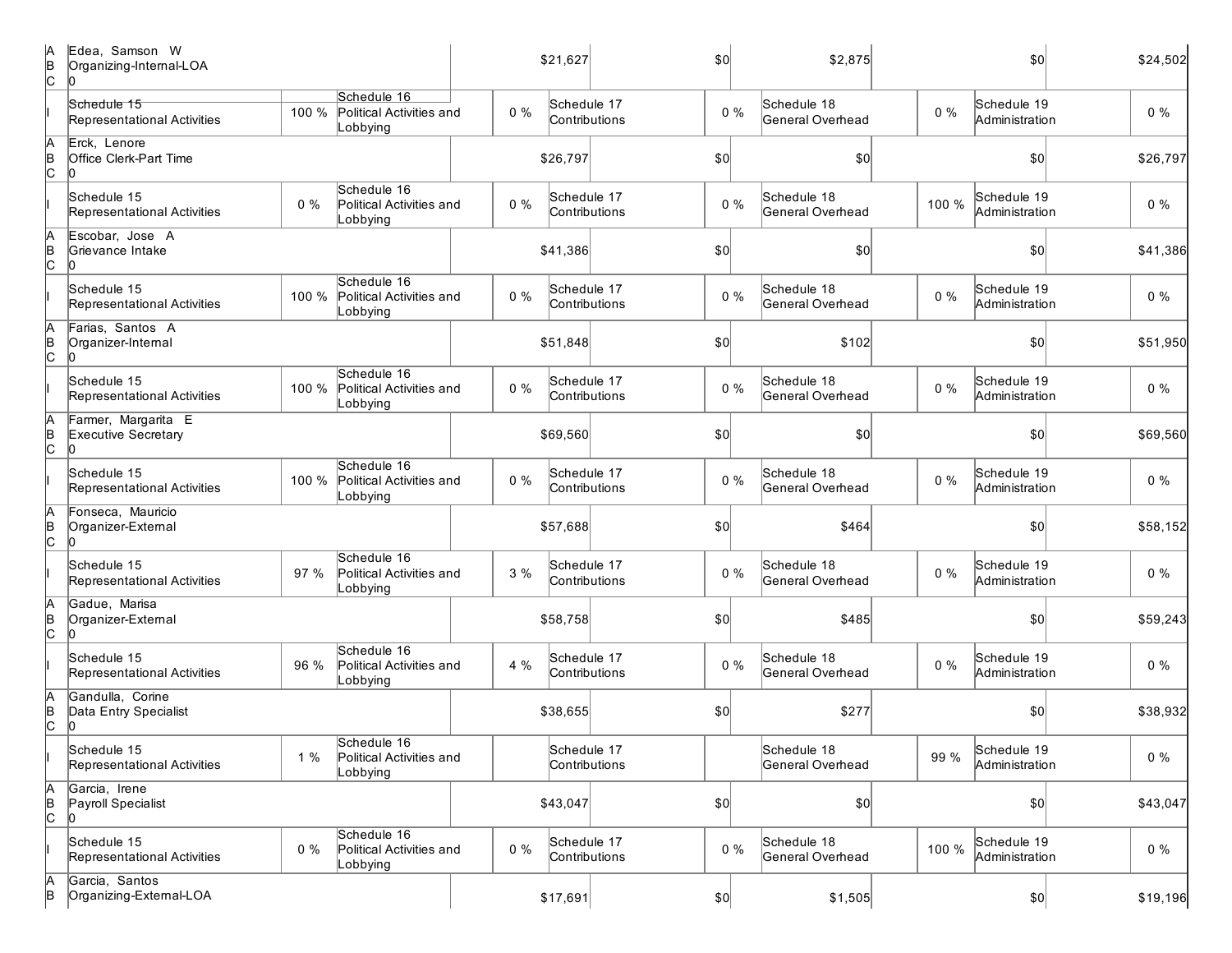| | | | | | | | | | | |
|---|---|---|---|---|---|---|---|---|---|---|
| A<br>B<br>C | Edea, Samson W<br>Organizing-Internal-LOA<br>0 | | | $21,627 | | $0 | | $2,875 | $0 | $24,502 |
| I | Schedule 15<br>Representational Activities | 100 % | Schedule 16<br>Political Activities and Lobbying | 0 % | Schedule 17<br>Contributions | 0 % | Schedule 18<br>General Overhead | 0 % | Schedule 19<br>Administration | 0 % |
| A<br>B<br>C | Erck, Lenore<br>Office Clerk-Part Time<br>0 | | | $26,797 | | $0 | | $0 | $0 | $26,797 |
| I | Schedule 15<br>Representational Activities | 0 % | Schedule 16<br>Political Activities and Lobbying | 0 % | Schedule 17<br>Contributions | 0 % | Schedule 18<br>General Overhead | 100 % | Schedule 19<br>Administration | 0 % |
| A<br>B<br>C | Escobar, Jose A<br>Grievance Intake<br>0 | | | $41,386 | | $0 | | $0 | $0 | $41,386 |
| I | Schedule 15<br>Representational Activities | 100 % | Schedule 16<br>Political Activities and Lobbying | 0 % | Schedule 17<br>Contributions | 0 % | Schedule 18<br>General Overhead | 0 % | Schedule 19<br>Administration | 0 % |
| A<br>B<br>C | Farias, Santos A<br>Organizer-Internal<br>0 | | | $51,848 | | $0 | | $102 | $0 | $51,950 |
| I | Schedule 15<br>Representational Activities | 100 % | Schedule 16<br>Political Activities and Lobbying | 0 % | Schedule 17<br>Contributions | 0 % | Schedule 18<br>General Overhead | 0 % | Schedule 19<br>Administration | 0 % |
| A<br>B<br>C | Farmer, Margarita E<br>Executive Secretary<br>0 | | | $69,560 | | $0 | | $0 | $0 | $69,560 |
| I | Schedule 15<br>Representational Activities | 100 % | Schedule 16<br>Political Activities and Lobbying | 0 % | Schedule 17<br>Contributions | 0 % | Schedule 18<br>General Overhead | 0 % | Schedule 19<br>Administration | 0 % |
| A<br>B<br>C | Fonseca, Mauricio<br>Organizer-External<br>0 | | | $57,688 | | $0 | | $464 | $0 | $58,152 |
| I | Schedule 15<br>Representational Activities | 97 % | Schedule 16<br>Political Activities and Lobbying | 3 % | Schedule 17<br>Contributions | 0 % | Schedule 18<br>General Overhead | 0 % | Schedule 19<br>Administration | 0 % |
| A<br>B<br>C | Gadue, Marisa<br>Organizer-External<br>0 | | | $58,758 | | $0 | | $485 | $0 | $59,243 |
| I | Schedule 15<br>Representational Activities | 96 % | Schedule 16<br>Political Activities and Lobbying | 4 % | Schedule 17<br>Contributions | 0 % | Schedule 18<br>General Overhead | 0 % | Schedule 19<br>Administration | 0 % |
| A<br>B<br>C | Gandulla, Corine<br>Data Entry Specialist<br>0 | | | $38,655 | | $0 | | $277 | $0 | $38,932 |
| I | Schedule 15<br>Representational Activities | 1 % | Schedule 16<br>Political Activities and Lobbying | | Schedule 17<br>Contributions | | Schedule 18<br>General Overhead | 99 % | Schedule 19<br>Administration | 0 % |
| A<br>B<br>C | Garcia, Irene<br>Payroll Specialist<br>0 | | | $43,047 | | $0 | | $0 | $0 | $43,047 |
| I | Schedule 15<br>Representational Activities | 0 % | Schedule 16<br>Political Activities and Lobbying | 0 % | Schedule 17<br>Contributions | 0 % | Schedule 18<br>General Overhead | 100 % | Schedule 19<br>Administration | 0 % |
| A<br>B | Garcia, Santos<br>Organizing-External-LOA | | | $17,691 | | $0 | | $1,505 | $0 | $19,196 |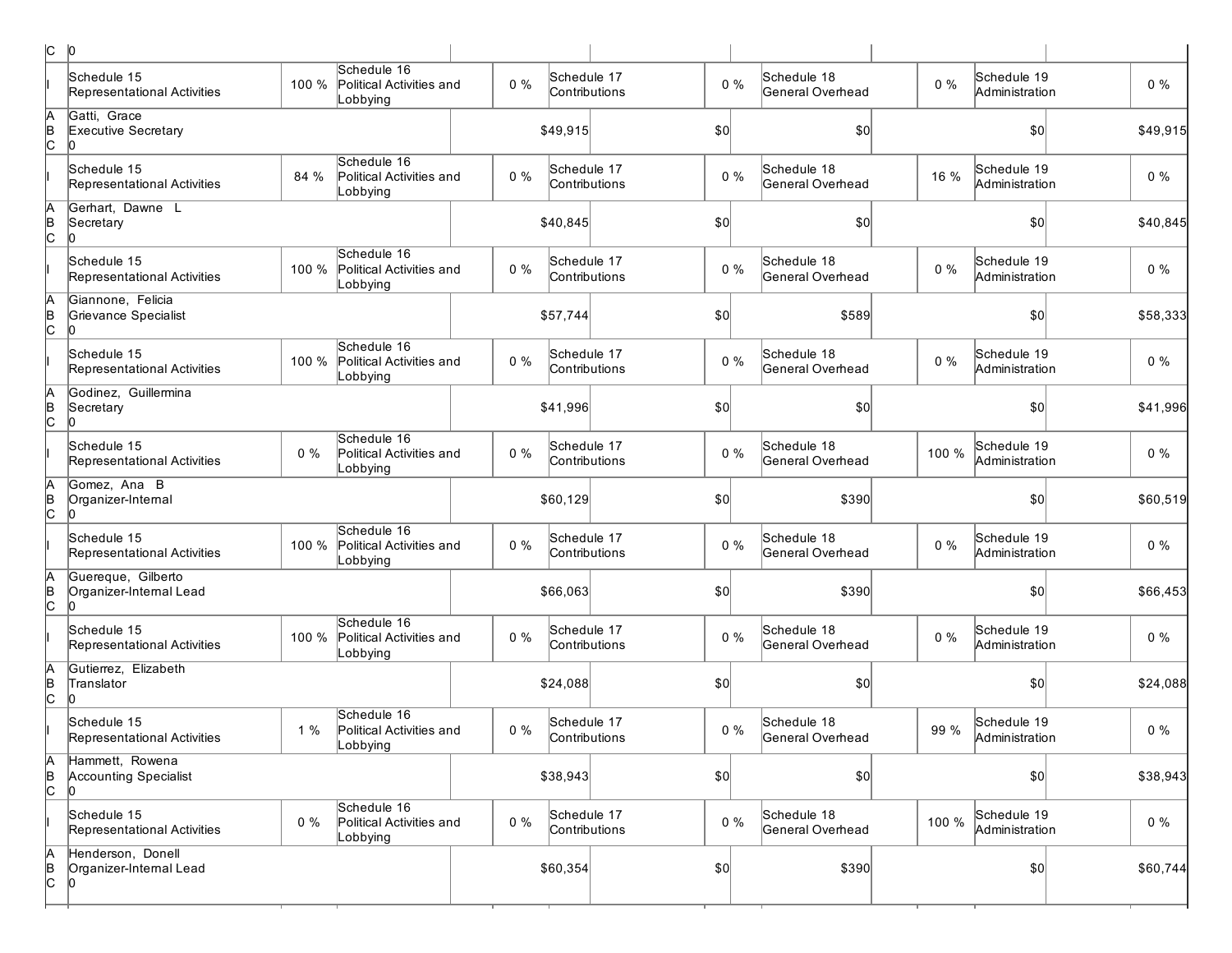| | | | | | | | | | | | |
|---|---|---|---|---|---|---|---|---|---|---|---|
| C | 0 | | | | | | | | | | |
| I | Schedule 15 Representational Activities | 100 % | Schedule 16 Political Activities and Lobbying | 0 % | Schedule 17 Contributions | 0 % | Schedule 18 General Overhead | 0 % | Schedule 19 Administration | 0 % | |
| A B C | Gatti, Grace Executive Secretary 0 | | | | $49,915 | $0 | $0 | | $0 | | $49,915 |
| I | Schedule 15 Representational Activities | 84 % | Schedule 16 Political Activities and Lobbying | 0 % | Schedule 17 Contributions | 0 % | Schedule 18 General Overhead | 16 % | Schedule 19 Administration | 0 % | |
| A B C | Gerhart, Dawne L Secretary 0 | | | | $40,845 | $0 | $0 | | $0 | | $40,845 |
| I | Schedule 15 Representational Activities | 100 % | Schedule 16 Political Activities and Lobbying | 0 % | Schedule 17 Contributions | 0 % | Schedule 18 General Overhead | 0 % | Schedule 19 Administration | 0 % | |
| A B C | Giannone, Felicia Grievance Specialist 0 | | | | $57,744 | $0 | $589 | | $0 | | $58,333 |
| I | Schedule 15 Representational Activities | 100 % | Schedule 16 Political Activities and Lobbying | 0 % | Schedule 17 Contributions | 0 % | Schedule 18 General Overhead | 0 % | Schedule 19 Administration | 0 % | |
| A B C | Godinez, Guillermina Secretary 0 | | | | $41,996 | $0 | $0 | | $0 | | $41,996 |
| I | Schedule 15 Representational Activities | 0 % | Schedule 16 Political Activities and Lobbying | 0 % | Schedule 17 Contributions | 0 % | Schedule 18 General Overhead | 100 % | Schedule 19 Administration | 0 % | |
| A B C | Gomez, Ana B Organizer-Internal 0 | | | | $60,129 | $0 | $390 | | $0 | | $60,519 |
| I | Schedule 15 Representational Activities | 100 % | Schedule 16 Political Activities and Lobbying | 0 % | Schedule 17 Contributions | 0 % | Schedule 18 General Overhead | 0 % | Schedule 19 Administration | 0 % | |
| A B C | Guereque, Gilberto Organizer-Internal Lead 0 | | | | $66,063 | $0 | $390 | | $0 | | $66,453 |
| I | Schedule 15 Representational Activities | 100 % | Schedule 16 Political Activities and Lobbying | 0 % | Schedule 17 Contributions | 0 % | Schedule 18 General Overhead | 0 % | Schedule 19 Administration | 0 % | |
| A B C | Gutierrez, Elizabeth Translator 0 | | | | $24,088 | $0 | $0 | | $0 | | $24,088 |
| I | Schedule 15 Representational Activities | 1 % | Schedule 16 Political Activities and Lobbying | 0 % | Schedule 17 Contributions | 0 % | Schedule 18 General Overhead | 99 % | Schedule 19 Administration | 0 % | |
| A B C | Hammett, Rowena Accounting Specialist 0 | | | | $38,943 | $0 | $0 | | $0 | | $38,943 |
| I | Schedule 15 Representational Activities | 0 % | Schedule 16 Political Activities and Lobbying | 0 % | Schedule 17 Contributions | 0 % | Schedule 18 General Overhead | 100 % | Schedule 19 Administration | 0 % | |
| A B C | Henderson, Donell Organizer-Internal Lead 0 | | | | $60,354 | $0 | $390 | | $0 | | $60,744 |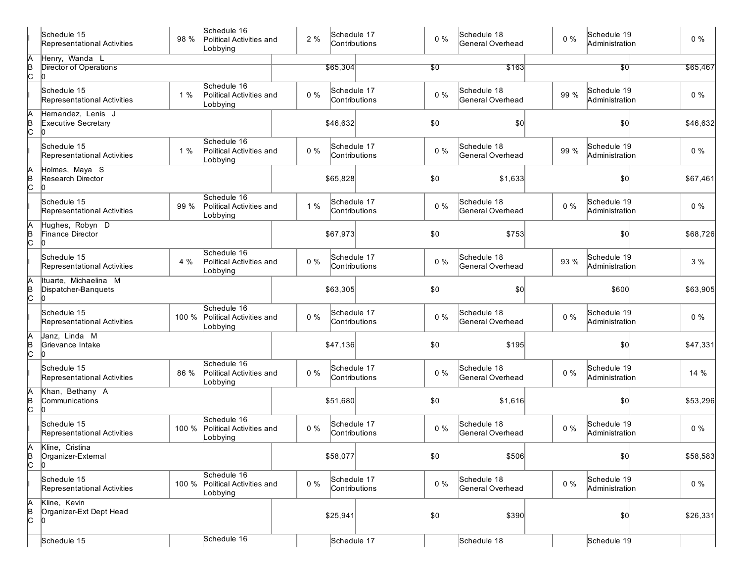| | | | | | | | | | | |
|---|---|---|---|---|---|---|---|---|---|---|
| I | Schedule 15 Representational Activities | 98 % | Schedule 16 Political Activities and Lobbying | 2 % | Schedule 17 Contributions | 0 % | Schedule 18 General Overhead | 0 % | Schedule 19 Administration | 0 % |
| A B C | Henry, Wanda L Director of Operations 0 | | | $65,304 | | $0 | $163 | | $0 | $65,467 |
| I | Schedule 15 Representational Activities | 1 % | Schedule 16 Political Activities and Lobbying | 0 % | Schedule 17 Contributions | 0 % | Schedule 18 General Overhead | 99 % | Schedule 19 Administration | 0 % |
| A B C | Hernandez, Lenis J Executive Secretary 0 | | | $46,632 | | $0 | $0 | | $0 | $46,632 |
| I | Schedule 15 Representational Activities | 1 % | Schedule 16 Political Activities and Lobbying | 0 % | Schedule 17 Contributions | 0 % | Schedule 18 General Overhead | 99 % | Schedule 19 Administration | 0 % |
| A B C | Holmes, Maya S Research Director 0 | | | $65,828 | | $0 | $1,633 | | $0 | $67,461 |
| I | Schedule 15 Representational Activities | 99 % | Schedule 16 Political Activities and Lobbying | 1 % | Schedule 17 Contributions | 0 % | Schedule 18 General Overhead | 0 % | Schedule 19 Administration | 0 % |
| A B C | Hughes, Robyn D Finance Director 0 | | | $67,973 | | $0 | $753 | | $0 | $68,726 |
| I | Schedule 15 Representational Activities | 4 % | Schedule 16 Political Activities and Lobbying | 0 % | Schedule 17 Contributions | 0 % | Schedule 18 General Overhead | 93 % | Schedule 19 Administration | 3 % |
| A B C | Ituarte, Michaelina M Dispatcher-Banquets 0 | | | $63,305 | | $0 | $0 | | $600 | $63,905 |
| I | Schedule 15 Representational Activities | 100 % | Schedule 16 Political Activities and Lobbying | 0 % | Schedule 17 Contributions | 0 % | Schedule 18 General Overhead | 0 % | Schedule 19 Administration | 0 % |
| A B C | Janz, Linda M Grievance Intake 0 | | | $47,136 | | $0 | $195 | | $0 | $47,331 |
| I | Schedule 15 Representational Activities | 86 % | Schedule 16 Political Activities and Lobbying | 0 % | Schedule 17 Contributions | 0 % | Schedule 18 General Overhead | 0 % | Schedule 19 Administration | 14 % |
| A B C | Khan, Bethany A Communications 0 | | | $51,680 | | $0 | $1,616 | | $0 | $53,296 |
| I | Schedule 15 Representational Activities | 100 % | Schedule 16 Political Activities and Lobbying | 0 % | Schedule 17 Contributions | 0 % | Schedule 18 General Overhead | 0 % | Schedule 19 Administration | 0 % |
| A B C | Kline, Cristina Organizer-External 0 | | | $58,077 | | $0 | $506 | | $0 | $58,583 |
| I | Schedule 15 Representational Activities | 100 % | Schedule 16 Political Activities and Lobbying | 0 % | Schedule 17 Contributions | 0 % | Schedule 18 General Overhead | 0 % | Schedule 19 Administration | 0 % |
| A B C | Kline, Kevin Organizer-Ext Dept Head 0 | | | $25,941 | | $0 | $390 | | $0 | $26,331 |
| | Schedule 15 | | Schedule 16 | | Schedule 17 | | Schedule 18 | | Schedule 19 | |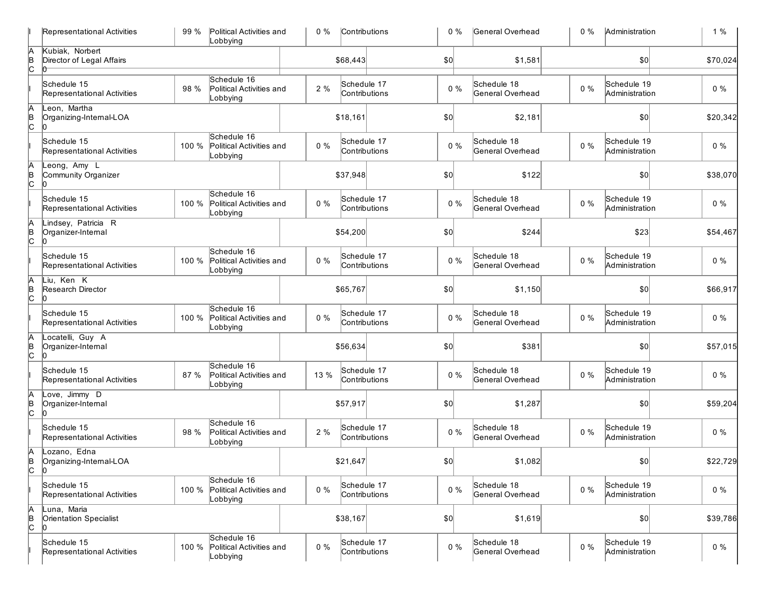| | | | | | | | | | | |
|---|---|---|---|---|---|---|---|---|---|---|
| I | Representational Activities | 99 % | Political Activities and Lobbying | 0 % | Contributions | 0 % | General Overhead | 0 % | Administration | 1 % |
| A<br>B<br>C | Kubiak, Norbert<br>Director of Legal Affairs<br>0 | | | $68,443 | | $0 | $1,581 | | $0 | $70,024 |
| I | Schedule 15<br>Representational Activities | 98 % | Schedule 16<br>Political Activities and Lobbying | 2 % | Schedule 17<br>Contributions | 0 % | Schedule 18<br>General Overhead | 0 % | Schedule 19<br>Administration | 0 % |
| A<br>B<br>C | Leon, Martha<br>Organizing-Internal-LOA<br>0 | | | $18,161 | | $0 | $2,181 | | $0 | $20,342 |
| I | Schedule 15<br>Representational Activities | 100 % | Schedule 16<br>Political Activities and Lobbying | 0 % | Schedule 17<br>Contributions | 0 % | Schedule 18<br>General Overhead | 0 % | Schedule 19<br>Administration | 0 % |
| A<br>B<br>C | Leong, Amy L<br>Community Organizer<br>0 | | | $37,948 | | $0 | $122 | | $0 | $38,070 |
| I | Schedule 15<br>Representational Activities | 100 % | Schedule 16<br>Political Activities and Lobbying | 0 % | Schedule 17<br>Contributions | 0 % | Schedule 18<br>General Overhead | 0 % | Schedule 19<br>Administration | 0 % |
| A<br>B<br>C | Lindsey, Patricia R<br>Organizer-Internal<br>0 | | | $54,200 | | $0 | $244 | | $23 | $54,467 |
| I | Schedule 15<br>Representational Activities | 100 % | Schedule 16<br>Political Activities and Lobbying | 0 % | Schedule 17<br>Contributions | 0 % | Schedule 18<br>General Overhead | 0 % | Schedule 19<br>Administration | 0 % |
| A<br>B<br>C | Liu, Ken K<br>Research Director<br>0 | | | $65,767 | | $0 | $1,150 | | $0 | $66,917 |
| I | Schedule 15<br>Representational Activities | 100 % | Schedule 16<br>Political Activities and Lobbying | 0 % | Schedule 17<br>Contributions | 0 % | Schedule 18<br>General Overhead | 0 % | Schedule 19<br>Administration | 0 % |
| A<br>B<br>C | Locatelli, Guy A<br>Organizer-Internal<br>0 | | | $56,634 | | $0 | $381 | | $0 | $57,015 |
| I | Schedule 15<br>Representational Activities | 87 % | Schedule 16<br>Political Activities and Lobbying | 13 % | Schedule 17<br>Contributions | 0 % | Schedule 18<br>General Overhead | 0 % | Schedule 19<br>Administration | 0 % |
| A<br>B<br>C | Love, Jimmy D<br>Organizer-Internal<br>0 | | | $57,917 | | $0 | $1,287 | | $0 | $59,204 |
| I | Schedule 15<br>Representational Activities | 98 % | Schedule 16<br>Political Activities and Lobbying | 2 % | Schedule 17<br>Contributions | 0 % | Schedule 18<br>General Overhead | 0 % | Schedule 19<br>Administration | 0 % |
| A<br>B<br>C | Lozano, Edna<br>Organizing-Internal-LOA<br>0 | | | $21,647 | | $0 | $1,082 | | $0 | $22,729 |
| I | Schedule 15<br>Representational Activities | 100 % | Schedule 16<br>Political Activities and Lobbying | 0 % | Schedule 17<br>Contributions | 0 % | Schedule 18<br>General Overhead | 0 % | Schedule 19<br>Administration | 0 % |
| A<br>B<br>C | Luna, Maria<br>Orientation Specialist<br>0 | | | $38,167 | | $0 | $1,619 | | $0 | $39,786 |
| I | Schedule 15<br>Representational Activities | 100 % | Schedule 16<br>Political Activities and Lobbying | 0 % | Schedule 17<br>Contributions | 0 % | Schedule 18<br>General Overhead | 0 % | Schedule 19<br>Administration | 0 % |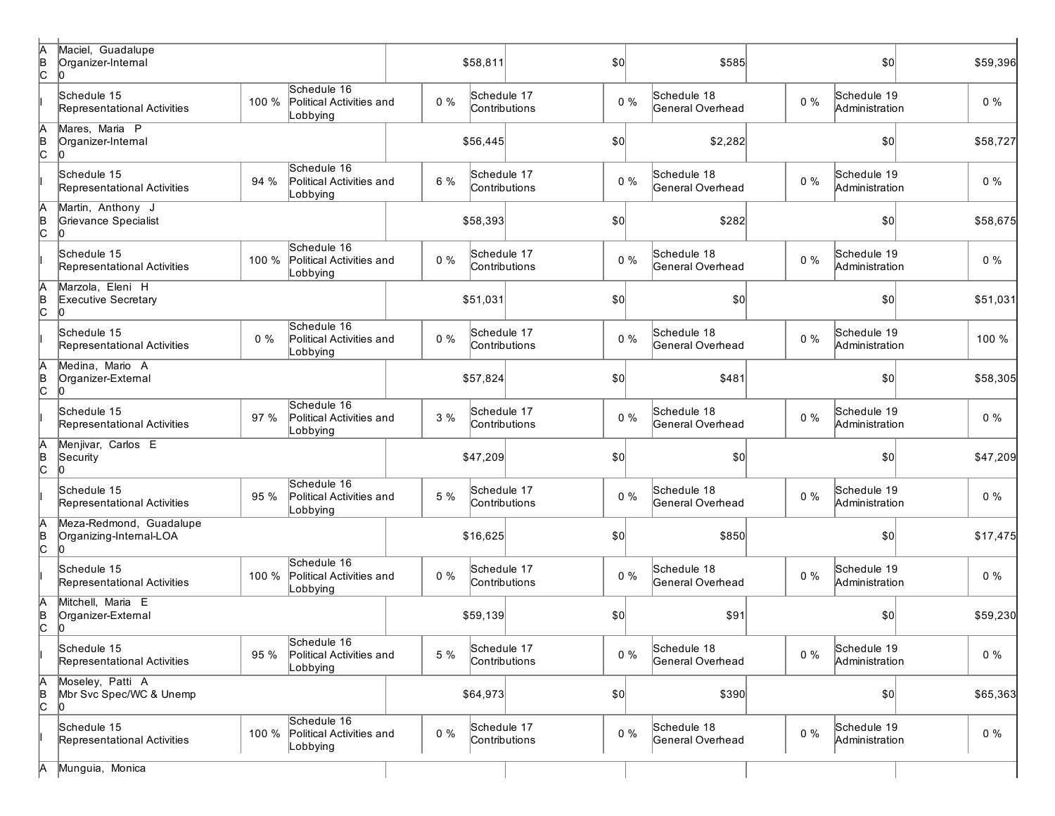| | | | | | | | | | | |
|---|---|---|---|---|---|---|---|---|---|---|
| A<br>B<br>C | Maciel, Guadalupe<br>Organizer-Internal<br>0 | | | $58,811 | | $0 | $585 | | $0 | $59,396 |
| I | Schedule 15<br>Representational Activities | 100 % | Schedule 16<br>Political Activities and Lobbying | 0 % | Schedule 17<br>Contributions | 0 % | Schedule 18<br>General Overhead | 0 % | Schedule 19<br>Administration | 0 % |
| A<br>B<br>C | Mares, Maria P<br>Organizer-Internal<br>0 | | | $56,445 | | $0 | $2,282 | | $0 | $58,727 |
| I | Schedule 15<br>Representational Activities | 94 % | Schedule 16<br>Political Activities and Lobbying | 6 % | Schedule 17<br>Contributions | 0 % | Schedule 18<br>General Overhead | 0 % | Schedule 19<br>Administration | 0 % |
| A<br>B<br>C | Martin, Anthony J<br>Grievance Specialist<br>0 | | | $58,393 | | $0 | $282 | | $0 | $58,675 |
| I | Schedule 15<br>Representational Activities | 100 % | Schedule 16<br>Political Activities and Lobbying | 0 % | Schedule 17<br>Contributions | 0 % | Schedule 18<br>General Overhead | 0 % | Schedule 19<br>Administration | 0 % |
| A<br>B<br>C | Marzola, Eleni H<br>Executive Secretary<br>0 | | | $51,031 | | $0 | $0 | | $0 | $51,031 |
| I | Schedule 15<br>Representational Activities | 0 % | Schedule 16<br>Political Activities and Lobbying | 0 % | Schedule 17<br>Contributions | 0 % | Schedule 18<br>General Overhead | 0 % | Schedule 19<br>Administration | 100 % |
| A<br>B<br>C | Medina, Mario A<br>Organizer-External<br>0 | | | $57,824 | | $0 | $481 | | $0 | $58,305 |
| I | Schedule 15<br>Representational Activities | 97 % | Schedule 16<br>Political Activities and Lobbying | 3 % | Schedule 17<br>Contributions | 0 % | Schedule 18<br>General Overhead | 0 % | Schedule 19<br>Administration | 0 % |
| A<br>B<br>C | Menjivar, Carlos E<br>Security<br>0 | | | $47,209 | | $0 | $0 | | $0 | $47,209 |
| I | Schedule 15<br>Representational Activities | 95 % | Schedule 16<br>Political Activities and Lobbying | 5 % | Schedule 17<br>Contributions | 0 % | Schedule 18<br>General Overhead | 0 % | Schedule 19<br>Administration | 0 % |
| A<br>B<br>C | Meza-Redmond, Guadalupe<br>Organizing-Internal-LOA<br>0 | | | $16,625 | | $0 | $850 | | $0 | $17,475 |
| I | Schedule 15<br>Representational Activities | 100 % | Schedule 16<br>Political Activities and Lobbying | 0 % | Schedule 17<br>Contributions | 0 % | Schedule 18<br>General Overhead | 0 % | Schedule 19<br>Administration | 0 % |
| A<br>B<br>C | Mitchell, Maria E<br>Organizer-External<br>0 | | | $59,139 | | $0 | $91 | | $0 | $59,230 |
| I | Schedule 15<br>Representational Activities | 95 % | Schedule 16<br>Political Activities and Lobbying | 5 % | Schedule 17<br>Contributions | 0 % | Schedule 18<br>General Overhead | 0 % | Schedule 19<br>Administration | 0 % |
| A<br>B<br>C | Moseley, Patti A<br>Mbr Svc Spec/WC & Unemp<br>0 | | | $64,973 | | $0 | $390 | | $0 | $65,363 |
| I | Schedule 15<br>Representational Activities | 100 % | Schedule 16<br>Political Activities and Lobbying | 0 % | Schedule 17<br>Contributions | 0 % | Schedule 18<br>General Overhead | 0 % | Schedule 19<br>Administration | 0 % |
| A | Munguia, Monica | | | | | | | | | |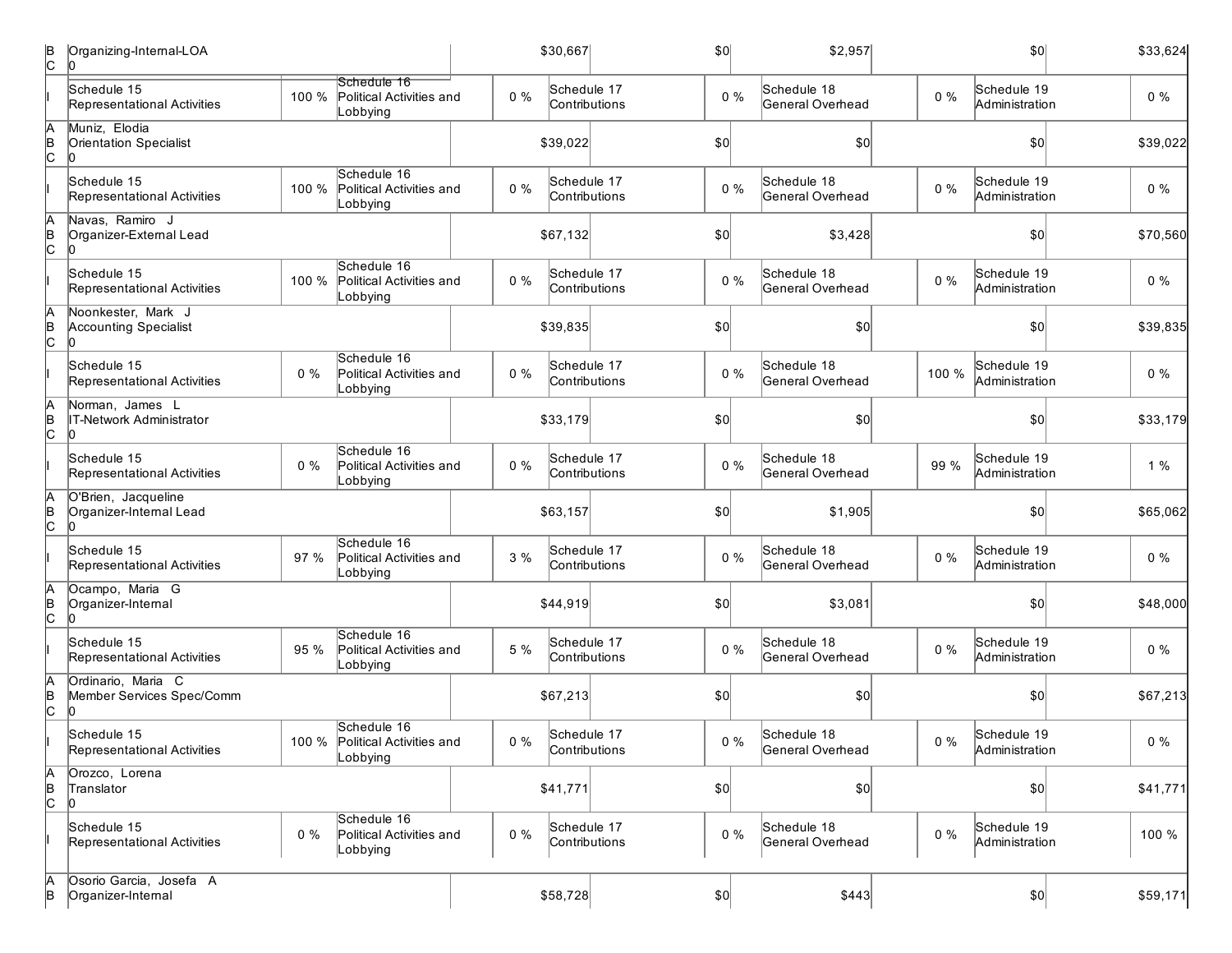| | | | | | | | | | | |
|---|---|---|---|---|---|---|---|---|---|---|
| B<br>C | Organizing-Internal-LOA<br>0 | | | $30,667 | | $0 | $2,957 | | $0 | $33,624 |
| I | Schedule 15<br>Representational Activities | 100 % | Schedule 16<br>Political Activities and Lobbying | 0 % | Schedule 17<br>Contributions | 0 % | Schedule 18<br>General Overhead | 0 % | Schedule 19<br>Administration | 0 % |
| A<br>B<br>C | Muniz, Elodia<br>Orientation Specialist<br>0 | | | $39,022 | | $0 | $0 | | $0 | $39,022 |
| I | Schedule 15<br>Representational Activities | 100 % | Schedule 16<br>Political Activities and Lobbying | 0 % | Schedule 17<br>Contributions | 0 % | Schedule 18<br>General Overhead | 0 % | Schedule 19<br>Administration | 0 % |
| A<br>B<br>C | Navas, Ramiro J<br>Organizer-External Lead<br>0 | | | $67,132 | | $0 | $3,428 | | $0 | $70,560 |
| I | Schedule 15<br>Representational Activities | 100 % | Schedule 16<br>Political Activities and Lobbying | 0 % | Schedule 17<br>Contributions | 0 % | Schedule 18<br>General Overhead | 0 % | Schedule 19<br>Administration | 0 % |
| A<br>B<br>C | Noonkester, Mark J<br>Accounting Specialist<br>0 | | | $39,835 | | $0 | $0 | | $0 | $39,835 |
| I | Schedule 15<br>Representational Activities | 0 % | Schedule 16<br>Political Activities and Lobbying | 0 % | Schedule 17<br>Contributions | 0 % | Schedule 18<br>General Overhead | 100 % | Schedule 19<br>Administration | 0 % |
| A<br>B<br>C | Norman, James L<br>IT-Network Administrator<br>0 | | | $33,179 | | $0 | $0 | | $0 | $33,179 |
| I | Schedule 15<br>Representational Activities | 0 % | Schedule 16<br>Political Activities and Lobbying | 0 % | Schedule 17<br>Contributions | 0 % | Schedule 18<br>General Overhead | 99 % | Schedule 19<br>Administration | 1 % |
| A<br>B<br>C | O'Brien, Jacqueline<br>Organizer-Internal Lead<br>0 | | | $63,157 | | $0 | $1,905 | | $0 | $65,062 |
| I | Schedule 15<br>Representational Activities | 97 % | Schedule 16<br>Political Activities and Lobbying | 3 % | Schedule 17<br>Contributions | 0 % | Schedule 18<br>General Overhead | 0 % | Schedule 19<br>Administration | 0 % |
| A<br>B<br>C | Ocampo, Maria G<br>Organizer-Internal<br>0 | | | $44,919 | | $0 | $3,081 | | $0 | $48,000 |
| I | Schedule 15<br>Representational Activities | 95 % | Schedule 16<br>Political Activities and Lobbying | 5 % | Schedule 17<br>Contributions | 0 % | Schedule 18<br>General Overhead | 0 % | Schedule 19<br>Administration | 0 % |
| A<br>B<br>C | Ordinario, Maria C<br>Member Services Spec/Comm<br>0 | | | $67,213 | | $0 | $0 | | $0 | $67,213 |
| I | Schedule 15<br>Representational Activities | 100 % | Schedule 16<br>Political Activities and Lobbying | 0 % | Schedule 17<br>Contributions | 0 % | Schedule 18<br>General Overhead | 0 % | Schedule 19<br>Administration | 0 % |
| A<br>B<br>C | Orozco, Lorena<br>Translator<br>0 | | | $41,771 | | $0 | $0 | | $0 | $41,771 |
| I | Schedule 15<br>Representational Activities | 0 % | Schedule 16<br>Political Activities and Lobbying | 0 % | Schedule 17<br>Contributions | 0 % | Schedule 18<br>General Overhead | 0 % | Schedule 19<br>Administration | 100 % |
| A<br>B | Osorio Garcia, Josefa A<br>Organizer-Internal | | | $58,728 | | $0 | $443 | | $0 | $59,171 |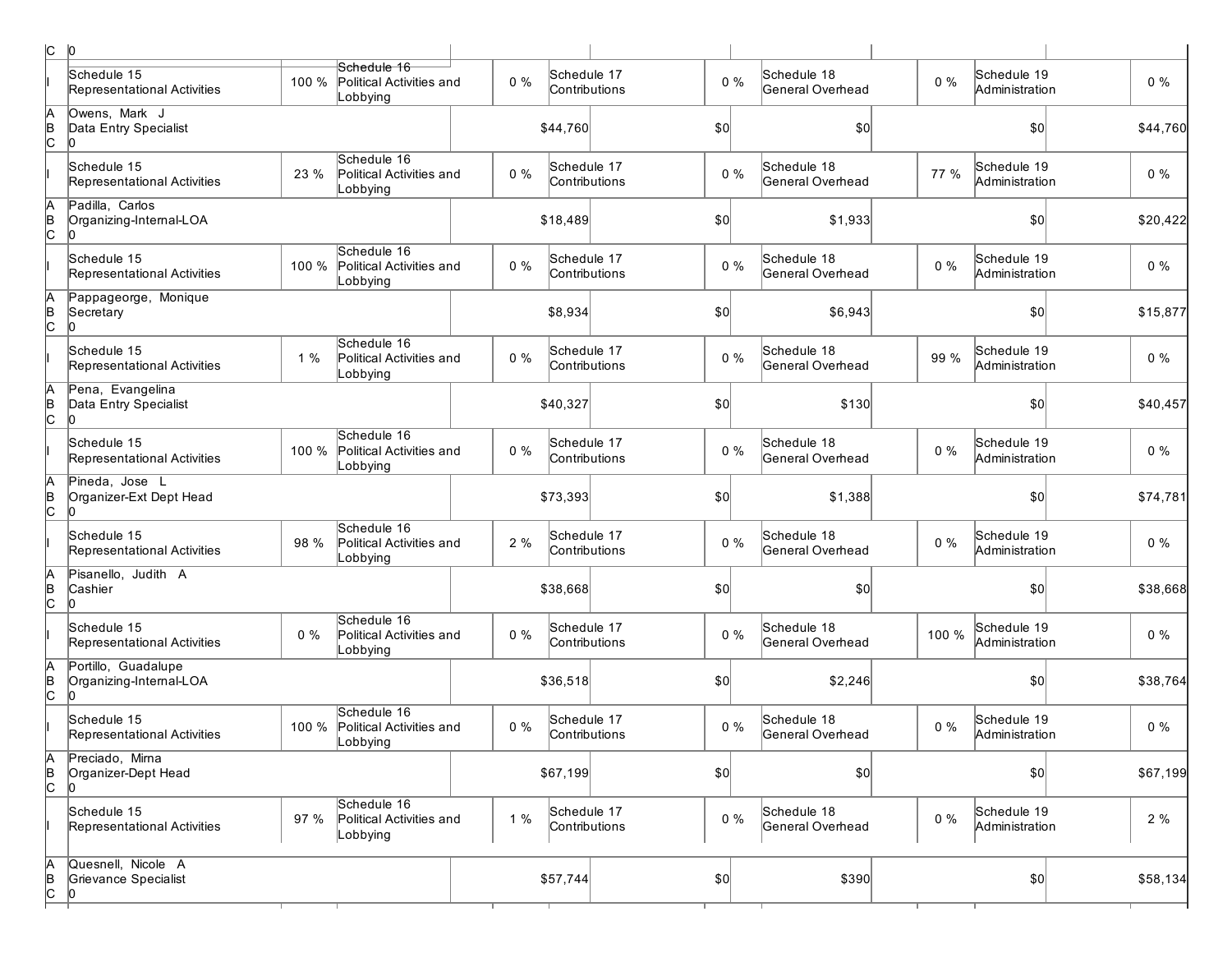| | | | | | | | | | | |
|---|---|---|---|---|---|---|---|---|---|---|
| C | 0 | | | | | | | | | |
| I | Schedule 15 Representational Activities | 100 % | Schedule 16 Political Activities and Lobbying | 0 % | Schedule 17 Contributions | 0 % | Schedule 18 General Overhead | 0 % | Schedule 19 Administration | 0 % |
| A B C | Owens, Mark J Data Entry Specialist 0 | | | $44,760 | | $0 | $0 | | $0 | $44,760 |
| I | Schedule 15 Representational Activities | 23 % | Schedule 16 Political Activities and Lobbying | 0 % | Schedule 17 Contributions | 0 % | Schedule 18 General Overhead | 77 % | Schedule 19 Administration | 0 % |
| A B C | Padilla, Carlos Organizing-Internal-LOA 0 | | | $18,489 | | $0 | $1,933 | | $0 | $20,422 |
| I | Schedule 15 Representational Activities | 100 % | Schedule 16 Political Activities and Lobbying | 0 % | Schedule 17 Contributions | 0 % | Schedule 18 General Overhead | 0 % | Schedule 19 Administration | 0 % |
| A B C | Pappageorge, Monique Secretary 0 | | | $8,934 | | $0 | $6,943 | | $0 | $15,877 |
| I | Schedule 15 Representational Activities | 1 % | Schedule 16 Political Activities and Lobbying | 0 % | Schedule 17 Contributions | 0 % | Schedule 18 General Overhead | 99 % | Schedule 19 Administration | 0 % |
| A B C | Pena, Evangelina Data Entry Specialist 0 | | | $40,327 | | $0 | $130 | | $0 | $40,457 |
| I | Schedule 15 Representational Activities | 100 % | Schedule 16 Political Activities and Lobbying | 0 % | Schedule 17 Contributions | 0 % | Schedule 18 General Overhead | 0 % | Schedule 19 Administration | 0 % |
| A B C | Pineda, Jose L Organizer-Ext Dept Head 0 | | | $73,393 | | $0 | $1,388 | | $0 | $74,781 |
| I | Schedule 15 Representational Activities | 98 % | Schedule 16 Political Activities and Lobbying | 2 % | Schedule 17 Contributions | 0 % | Schedule 18 General Overhead | 0 % | Schedule 19 Administration | 0 % |
| A B C | Pisanello, Judith A Cashier 0 | | | $38,668 | | $0 | $0 | | $0 | $38,668 |
| I | Schedule 15 Representational Activities | 0 % | Schedule 16 Political Activities and Lobbying | 0 % | Schedule 17 Contributions | 0 % | Schedule 18 General Overhead | 100 % | Schedule 19 Administration | 0 % |
| A B C | Portillo, Guadalupe Organizing-Internal-LOA 0 | | | $36,518 | | $0 | $2,246 | | $0 | $38,764 |
| I | Schedule 15 Representational Activities | 100 % | Schedule 16 Political Activities and Lobbying | 0 % | Schedule 17 Contributions | 0 % | Schedule 18 General Overhead | 0 % | Schedule 19 Administration | 0 % |
| A B C | Preciado, Mirna Organizer-Dept Head 0 | | | $67,199 | | $0 | $0 | | $0 | $67,199 |
| I | Schedule 15 Representational Activities | 97 % | Schedule 16 Political Activities and Lobbying | 1 % | Schedule 17 Contributions | 0 % | Schedule 18 General Overhead | 0 % | Schedule 19 Administration | 2 % |
| A B C | Quesnell, Nicole A Grievance Specialist 0 | | | $57,744 | | $0 | $390 | | $0 | $58,134 |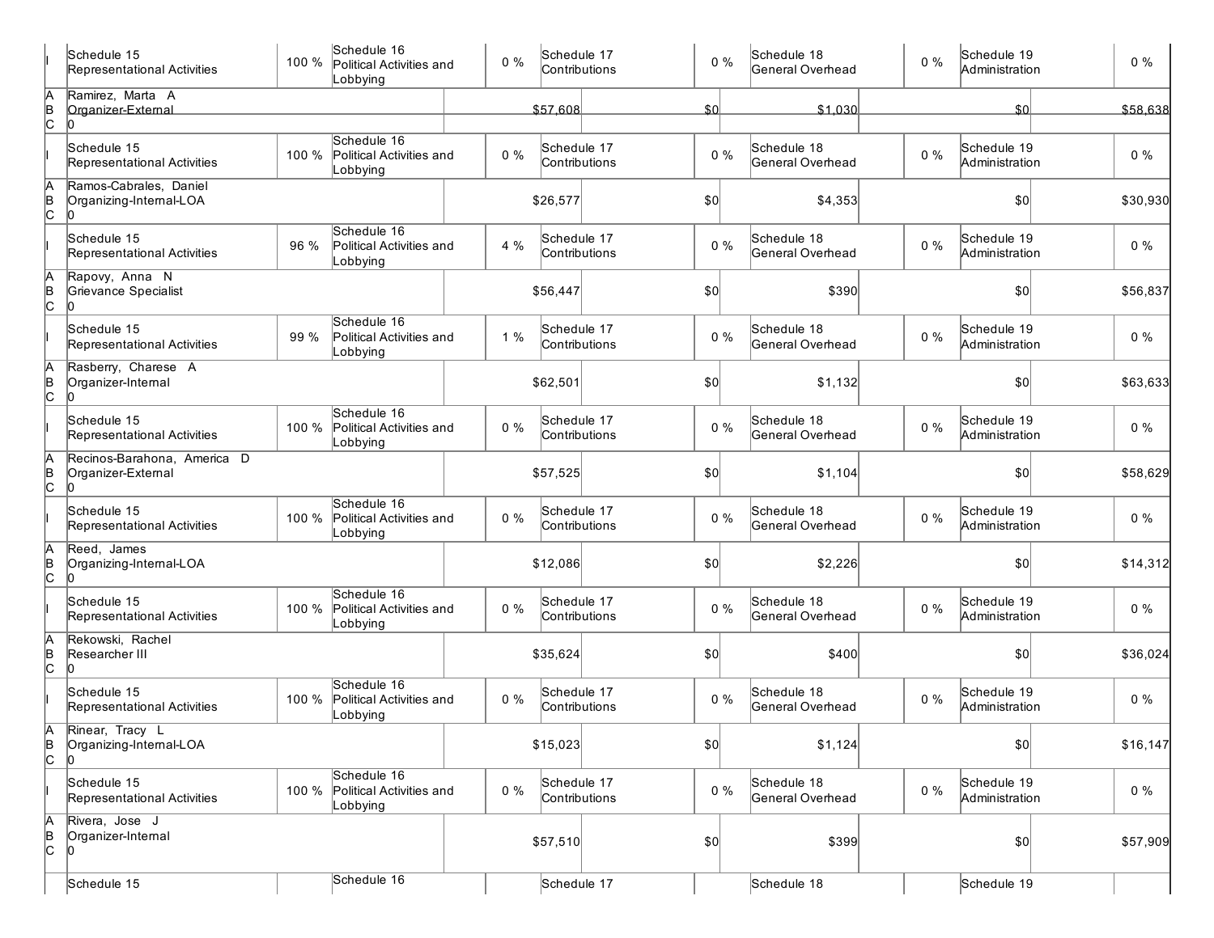| | | | | | | | | | | |
|---|---|---|---|---|---|---|---|---|---|---|
| I | Schedule 15 Representational Activities | 100 % | Schedule 16 Political Activities and Lobbying | 0 % | Schedule 17 Contributions | 0 % | Schedule 18 General Overhead | 0 % | Schedule 19 Administration | 0 % |
| A B C | Ramirez, Marta A Organizer-External 0 | | | $57,608 | | $0 | $1,030 | | $0 | $58,638 |
| I | Schedule 15 Representational Activities | 100 % | Schedule 16 Political Activities and Lobbying | 0 % | Schedule 17 Contributions | 0 % | Schedule 18 General Overhead | 0 % | Schedule 19 Administration | 0 % |
| A B C | Ramos-Cabrales, Daniel Organizing-Internal-LOA 0 | | | $26,577 | | $0 | $4,353 | | $0 | $30,930 |
| I | Schedule 15 Representational Activities | 96 % | Schedule 16 Political Activities and Lobbying | 4 % | Schedule 17 Contributions | 0 % | Schedule 18 General Overhead | 0 % | Schedule 19 Administration | 0 % |
| A B C | Rapovy, Anna N Grievance Specialist 0 | | | $56,447 | | $0 | $390 | | $0 | $56,837 |
| I | Schedule 15 Representational Activities | 99 % | Schedule 16 Political Activities and Lobbying | 1 % | Schedule 17 Contributions | 0 % | Schedule 18 General Overhead | 0 % | Schedule 19 Administration | 0 % |
| A B C | Rasberry, Charese A Organizer-Internal 0 | | | $62,501 | | $0 | $1,132 | | $0 | $63,633 |
| I | Schedule 15 Representational Activities | 100 % | Schedule 16 Political Activities and Lobbying | 0 % | Schedule 17 Contributions | 0 % | Schedule 18 General Overhead | 0 % | Schedule 19 Administration | 0 % |
| A B C | Recinos-Barahona, America D Organizer-External 0 | | | $57,525 | | $0 | $1,104 | | $0 | $58,629 |
| I | Schedule 15 Representational Activities | 100 % | Schedule 16 Political Activities and Lobbying | 0 % | Schedule 17 Contributions | 0 % | Schedule 18 General Overhead | 0 % | Schedule 19 Administration | 0 % |
| A B C | Reed, James Organizing-Internal-LOA 0 | | | $12,086 | | $0 | $2,226 | | $0 | $14,312 |
| I | Schedule 15 Representational Activities | 100 % | Schedule 16 Political Activities and Lobbying | 0 % | Schedule 17 Contributions | 0 % | Schedule 18 General Overhead | 0 % | Schedule 19 Administration | 0 % |
| A B C | Rekowski, Rachel Researcher III 0 | | | $35,624 | | $0 | $400 | | $0 | $36,024 |
| I | Schedule 15 Representational Activities | 100 % | Schedule 16 Political Activities and Lobbying | 0 % | Schedule 17 Contributions | 0 % | Schedule 18 General Overhead | 0 % | Schedule 19 Administration | 0 % |
| A B C | Rinear, Tracy L Organizing-Internal-LOA 0 | | | $15,023 | | $0 | $1,124 | | $0 | $16,147 |
| I | Schedule 15 Representational Activities | 100 % | Schedule 16 Political Activities and Lobbying | 0 % | Schedule 17 Contributions | 0 % | Schedule 18 General Overhead | 0 % | Schedule 19 Administration | 0 % |
| A B C | Rivera, Jose J Organizer-Internal 0 | | | $57,510 | | $0 | $399 | | $0 | $57,909 |
| | Schedule 15 | | Schedule 16 | | Schedule 17 | | Schedule 18 | | Schedule 19 | |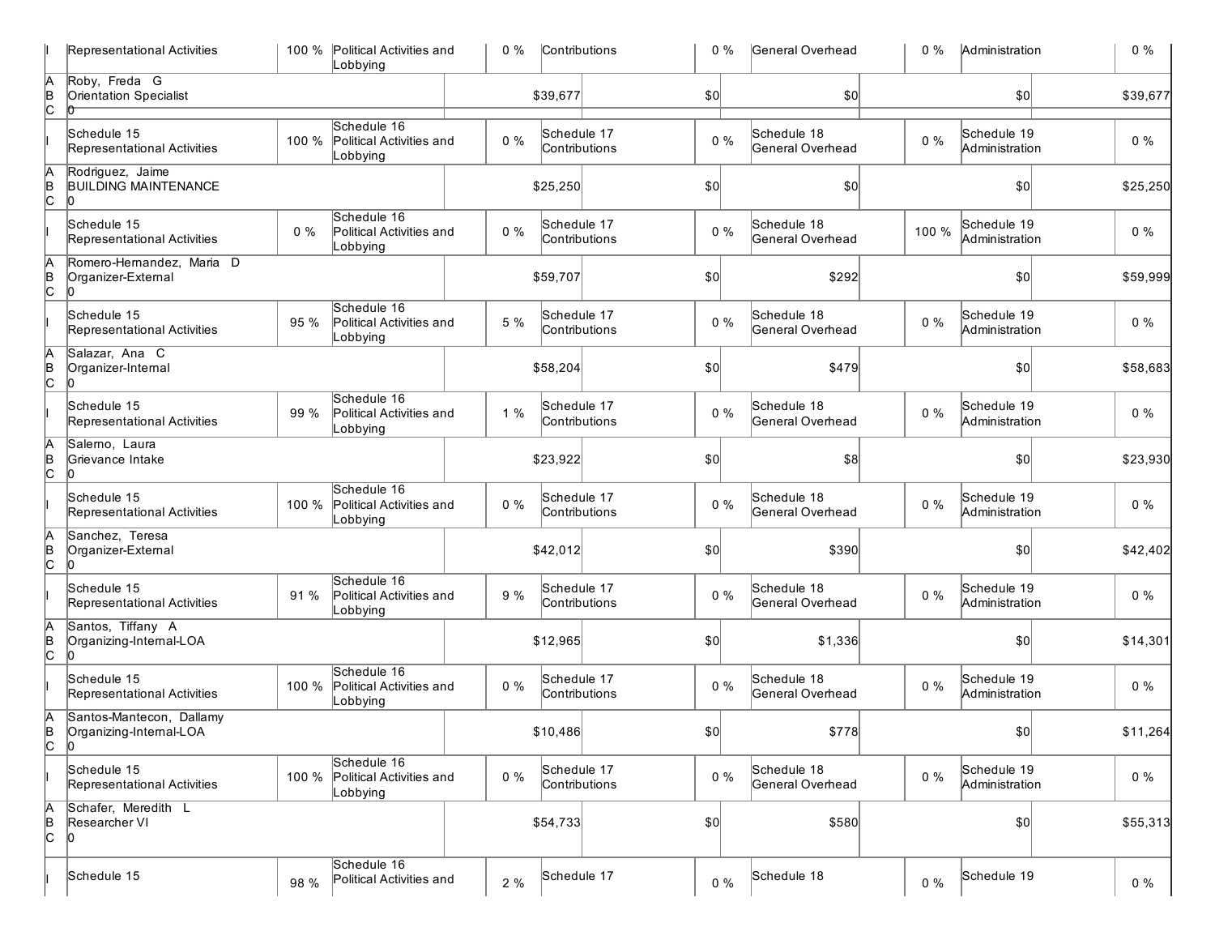| | | | | | | | | | | |
|---|---|---|---|---|---|---|---|---|---|---|
| I | Representational Activities | 100 % | Political Activities and Lobbying | 0 % | Contributions | 0 % | General Overhead | 0 % | Administration | 0 % |
| A<br>B<br>C | Roby, Freda G<br>Orientation Specialist<br>0 | | | $39,677 | | $0 | $0 | | $0 | $39,677 |
| I | Schedule 15<br>Representational Activities | 100 % | Schedule 16<br>Political Activities and Lobbying | 0 % | Schedule 17<br>Contributions | 0 % | Schedule 18<br>General Overhead | 0 % | Schedule 19<br>Administration | 0 % |
| A<br>B<br>C | Rodriguez, Jaime<br>BUILDING MAINTENANCE<br>0 | | | $25,250 | | $0 | $0 | | $0 | $25,250 |
| I | Schedule 15<br>Representational Activities | 0 % | Schedule 16<br>Political Activities and Lobbying | 0 % | Schedule 17<br>Contributions | 0 % | Schedule 18<br>General Overhead | 100 % | Schedule 19<br>Administration | 0 % |
| A<br>B<br>C | Romero-Hernandez, Maria D<br>Organizer-External<br>0 | | | $59,707 | | $0 | $292 | | $0 | $59,999 |
| I | Schedule 15<br>Representational Activities | 95 % | Schedule 16<br>Political Activities and Lobbying | 5 % | Schedule 17<br>Contributions | 0 % | Schedule 18<br>General Overhead | 0 % | Schedule 19<br>Administration | 0 % |
| A<br>B<br>C | Salazar, Ana C<br>Organizer-Internal<br>0 | | | $58,204 | | $0 | $479 | | $0 | $58,683 |
| I | Schedule 15<br>Representational Activities | 99 % | Schedule 16<br>Political Activities and Lobbying | 1 % | Schedule 17<br>Contributions | 0 % | Schedule 18<br>General Overhead | 0 % | Schedule 19<br>Administration | 0 % |
| A<br>B<br>C | Salerno, Laura<br>Grievance Intake<br>0 | | | $23,922 | | $0 | $8 | | $0 | $23,930 |
| I | Schedule 15<br>Representational Activities | 100 % | Schedule 16<br>Political Activities and Lobbying | 0 % | Schedule 17<br>Contributions | 0 % | Schedule 18<br>General Overhead | 0 % | Schedule 19<br>Administration | 0 % |
| A<br>B<br>C | Sanchez, Teresa<br>Organizer-External<br>0 | | | $42,012 | | $0 | $390 | | $0 | $42,402 |
| I | Schedule 15<br>Representational Activities | 91 % | Schedule 16<br>Political Activities and Lobbying | 9 % | Schedule 17<br>Contributions | 0 % | Schedule 18<br>General Overhead | 0 % | Schedule 19<br>Administration | 0 % |
| A<br>B<br>C | Santos, Tiffany A<br>Organizing-Internal-LOA<br>0 | | | $12,965 | | $0 | $1,336 | | $0 | $14,301 |
| I | Schedule 15<br>Representational Activities | 100 % | Schedule 16<br>Political Activities and Lobbying | 0 % | Schedule 17<br>Contributions | 0 % | Schedule 18<br>General Overhead | 0 % | Schedule 19<br>Administration | 0 % |
| A<br>B<br>C | Santos-Mantecon, Dallamy<br>Organizing-Internal-LOA<br>0 | | | $10,486 | | $0 | $778 | | $0 | $11,264 |
| I | Schedule 15<br>Representational Activities | 100 % | Schedule 16<br>Political Activities and Lobbying | 0 % | Schedule 17<br>Contributions | 0 % | Schedule 18<br>General Overhead | 0 % | Schedule 19<br>Administration | 0 % |
| A<br>B<br>C | Schafer, Meredith L<br>Researcher VI<br>0 | | | $54,733 | | $0 | $580 | | $0 | $55,313 |
| I | Schedule 15 | 98 % | Schedule 16<br>Political Activities and | 2 % | Schedule 17 | 0 % | Schedule 18 | 0 % | Schedule 19 | 0 % |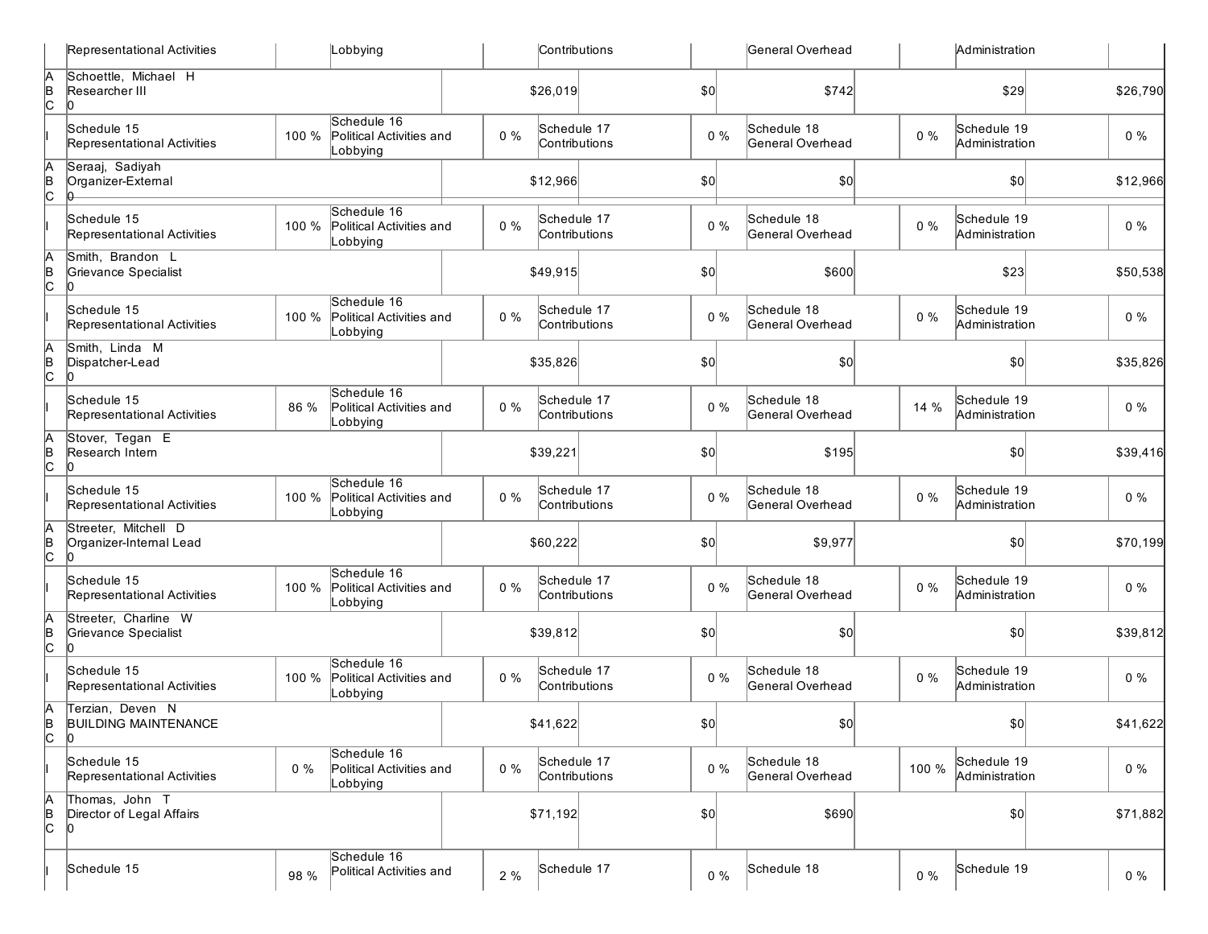| | Representational Activities | | Lobbying | | Contributions | | General Overhead | | Administration | |
|---|---|---|---|---|---|---|---|---|---|---|
| A<br>B<br>C | Schoettle, Michael H<br>Researcher III<br>0 | | | | $26,019 | $0 | $742 | | $29 | $26,790 |
| I | Schedule 15<br>Representational Activities | 100 % | Schedule 16<br>Political Activities and Lobbying | 0 % | Schedule 17<br>Contributions | 0 % | Schedule 18<br>General Overhead | 0 % | Schedule 19<br>Administration | 0 % |
| A<br>B<br>C | Seraaj, Sadiyah<br>Organizer-External<br>0 | | | | $12,966 | $0 | $0 | | $0 | $12,966 |
| I | Schedule 15<br>Representational Activities | 100 % | Schedule 16<br>Political Activities and Lobbying | 0 % | Schedule 17<br>Contributions | 0 % | Schedule 18<br>General Overhead | 0 % | Schedule 19<br>Administration | 0 % |
| A<br>B<br>C | Smith, Brandon L<br>Grievance Specialist<br>0 | | | | $49,915 | $0 | $600 | | $23 | $50,538 |
| I | Schedule 15<br>Representational Activities | 100 % | Schedule 16<br>Political Activities and Lobbying | 0 % | Schedule 17<br>Contributions | 0 % | Schedule 18<br>General Overhead | 0 % | Schedule 19<br>Administration | 0 % |
| A<br>B<br>C | Smith, Linda M<br>Dispatcher-Lead<br>0 | | | | $35,826 | $0 | $0 | | $0 | $35,826 |
| I | Schedule 15<br>Representational Activities | 86 % | Schedule 16<br>Political Activities and Lobbying | 0 % | Schedule 17<br>Contributions | 0 % | Schedule 18<br>General Overhead | 14 % | Schedule 19<br>Administration | 0 % |
| A<br>B<br>C | Stover, Tegan E<br>Research Intern<br>0 | | | | $39,221 | $0 | $195 | | $0 | $39,416 |
| I | Schedule 15<br>Representational Activities | 100 % | Schedule 16<br>Political Activities and Lobbying | 0 % | Schedule 17<br>Contributions | 0 % | Schedule 18<br>General Overhead | 0 % | Schedule 19<br>Administration | 0 % |
| A<br>B<br>C | Streeter, Mitchell D<br>Organizer-Internal Lead<br>0 | | | | $60,222 | $0 | $9,977 | | $0 | $70,199 |
| I | Schedule 15<br>Representational Activities | 100 % | Schedule 16<br>Political Activities and Lobbying | 0 % | Schedule 17<br>Contributions | 0 % | Schedule 18<br>General Overhead | 0 % | Schedule 19<br>Administration | 0 % |
| A<br>B<br>C | Streeter, Charline W<br>Grievance Specialist<br>0 | | | | $39,812 | $0 | $0 | | $0 | $39,812 |
| I | Schedule 15<br>Representational Activities | 100 % | Schedule 16<br>Political Activities and Lobbying | 0 % | Schedule 17<br>Contributions | 0 % | Schedule 18<br>General Overhead | 0 % | Schedule 19<br>Administration | 0 % |
| A<br>B<br>C | Terzian, Deven N<br>BUILDING MAINTENANCE<br>0 | | | | $41,622 | $0 | $0 | | $0 | $41,622 |
| I | Schedule 15<br>Representational Activities | 0 % | Schedule 16<br>Political Activities and Lobbying | 0 % | Schedule 17<br>Contributions | 0 % | Schedule 18<br>General Overhead | 100 % | Schedule 19<br>Administration | 0 % |
| A<br>B<br>C | Thomas, John T<br>Director of Legal Affairs<br>0 | | | | $71,192 | $0 | $690 | | $0 | $71,882 |
| I | Schedule 15 | 98 % | Schedule 16<br>Political Activities and | 2 % | Schedule 17 | 0 % | Schedule 18 | 0 % | Schedule 19 | 0 % |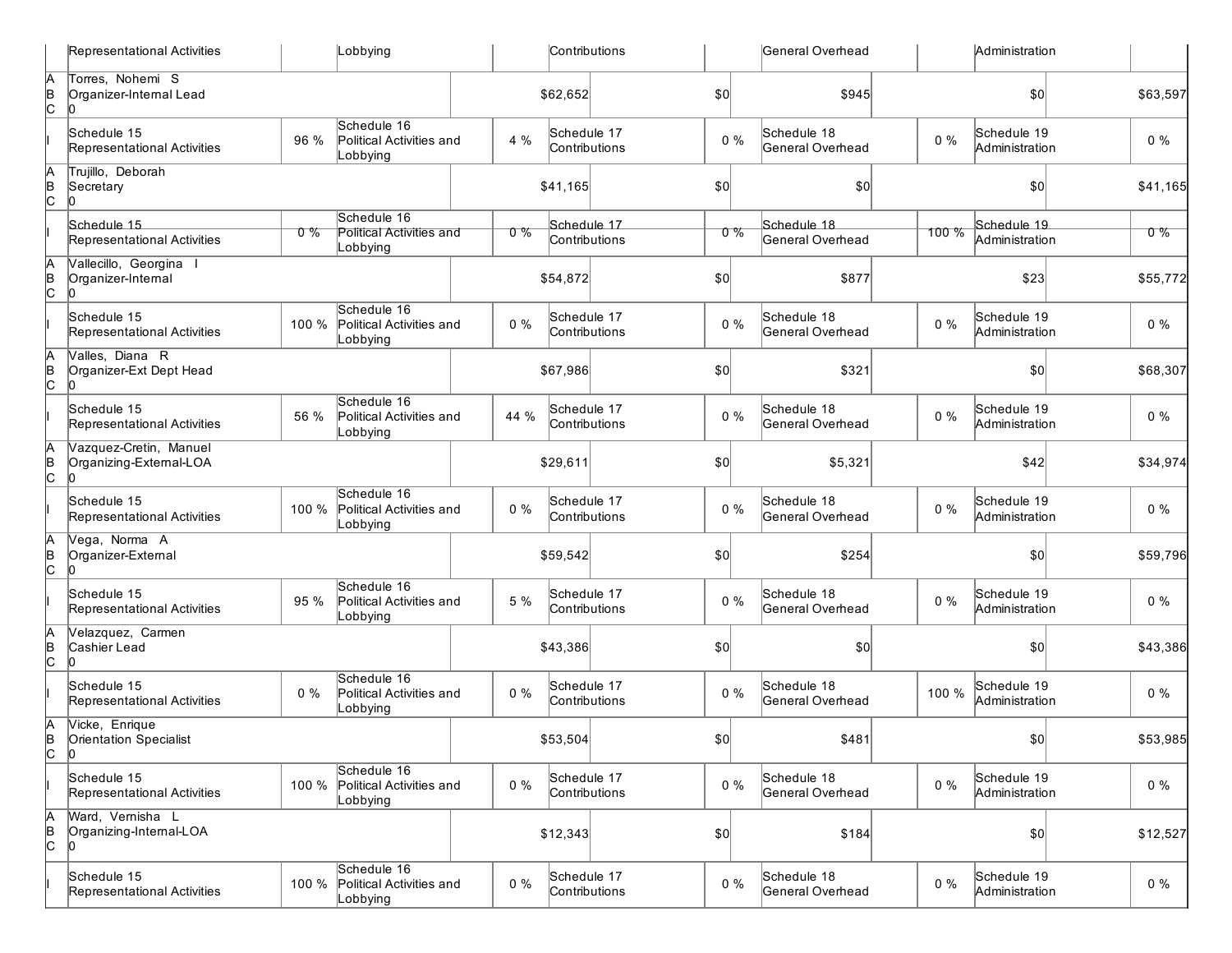| | Representational Activities | | Lobbying | | Contributions | | General Overhead | | Administration | |
|---|---|---|---|---|---|---|---|---|---|---|
| A<br>B<br>C | Torres, Nohemi S<br>Organizer-Internal Lead<br>0 | | | $62,652 | | $0 | $945 | | $0 | $63,597 |
| I | Schedule 15<br>Representational Activities | 96 % | Schedule 16<br>Political Activities and Lobbying | 4 % | Schedule 17<br>Contributions | 0 % | Schedule 18<br>General Overhead | 0 % | Schedule 19<br>Administration | 0 % |
| A<br>B<br>C | Trujillo, Deborah<br>Secretary<br>0 | | | $41,165 | | $0 | $0 | | $0 | $41,165 |
| I | Schedule 15<br>Representational Activities | 0 % | Schedule 16<br>Political Activities and Lobbying | 0 % | Schedule 17<br>Contributions | 0 % | Schedule 18<br>General Overhead | 100 % | Schedule 19<br>Administration | 0 % |
| A<br>B<br>C | Vallecillo, Georgina I<br>Organizer-Internal<br>0 | | | $54,872 | | $0 | $877 | | $23 | $55,772 |
| I | Schedule 15<br>Representational Activities | 100 % | Schedule 16<br>Political Activities and Lobbying | 0 % | Schedule 17<br>Contributions | 0 % | Schedule 18<br>General Overhead | 0 % | Schedule 19<br>Administration | 0 % |
| A<br>B<br>C | Valles, Diana R<br>Organizer-Ext Dept Head<br>0 | | | $67,986 | | $0 | $321 | | $0 | $68,307 |
| I | Schedule 15<br>Representational Activities | 56 % | Schedule 16<br>Political Activities and Lobbying | 44 % | Schedule 17<br>Contributions | 0 % | Schedule 18<br>General Overhead | 0 % | Schedule 19<br>Administration | 0 % |
| A<br>B<br>C | Vazquez-Cretin, Manuel<br>Organizing-External-LOA<br>0 | | | $29,611 | | $0 | $5,321 | | $42 | $34,974 |
| I | Schedule 15<br>Representational Activities | 100 % | Schedule 16<br>Political Activities and Lobbying | 0 % | Schedule 17<br>Contributions | 0 % | Schedule 18<br>General Overhead | 0 % | Schedule 19<br>Administration | 0 % |
| A<br>B<br>C | Vega, Norma A<br>Organizer-External<br>0 | | | $59,542 | | $0 | $254 | | $0 | $59,796 |
| I | Schedule 15<br>Representational Activities | 95 % | Schedule 16<br>Political Activities and Lobbying | 5 % | Schedule 17<br>Contributions | 0 % | Schedule 18<br>General Overhead | 0 % | Schedule 19<br>Administration | 0 % |
| A<br>B<br>C | Velazquez, Carmen<br>Cashier Lead<br>0 | | | $43,386 | | $0 | $0 | | $0 | $43,386 |
| I | Schedule 15<br>Representational Activities | 0 % | Schedule 16<br>Political Activities and Lobbying | 0 % | Schedule 17<br>Contributions | 0 % | Schedule 18<br>General Overhead | 100 % | Schedule 19<br>Administration | 0 % |
| A<br>B<br>C | Vicke, Enrique<br>Orientation Specialist<br>0 | | | $53,504 | | $0 | $481 | | $0 | $53,985 |
| I | Schedule 15<br>Representational Activities | 100 % | Schedule 16<br>Political Activities and Lobbying | 0 % | Schedule 17<br>Contributions | 0 % | Schedule 18<br>General Overhead | 0 % | Schedule 19<br>Administration | 0 % |
| A<br>B<br>C | Ward, Vernisha L<br>Organizing-Internal-LOA<br>0 | | | $12,343 | | $0 | $184 | | $0 | $12,527 |
| I | Schedule 15<br>Representational Activities | 100 % | Schedule 16<br>Political Activities and Lobbying | 0 % | Schedule 17<br>Contributions | 0 % | Schedule 18<br>General Overhead | 0 % | Schedule 19<br>Administration | 0 % |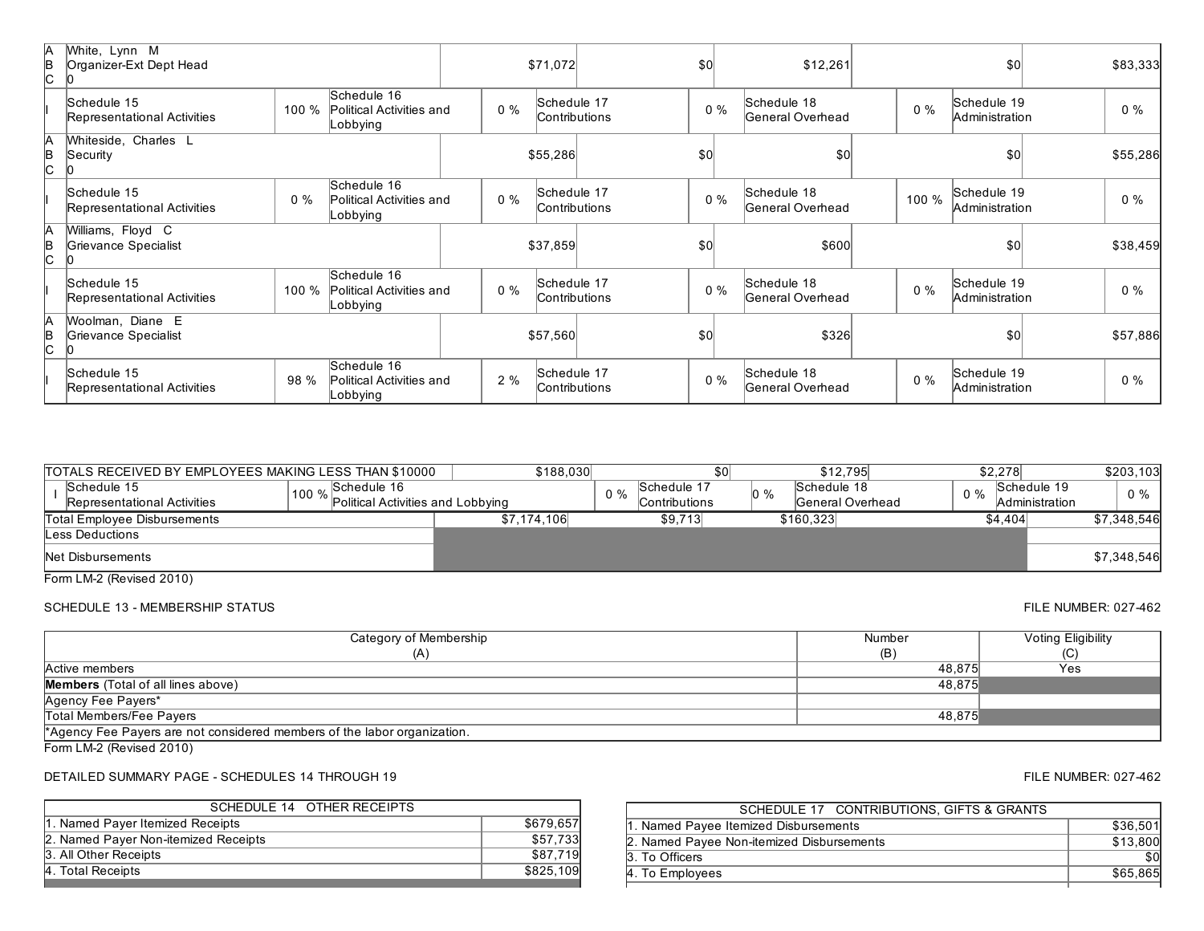| | | | | | | | | | | |
|---|---|---|---|---|---|---|---|---|---|---|
| A<br>B<br>C | White, Lynn M<br>Organizer-Ext Dept Head<br>0 | | | $71,072 | | $0 | $12,261 | | $0 | $83,333 |
| I | Schedule 15<br>Representational Activities | 100 % | Schedule 16<br>Political Activities and Lobbying | 0 % | Schedule 17<br>Contributions | 0 % | Schedule 18<br>General Overhead | 0 % | Schedule 19<br>Administration | 0 % |
| A<br>B<br>C | Whiteside, Charles L<br>Security<br>0 | | | $55,286 | | $0 | $0 | | $0 | $55,286 |
| I | Schedule 15<br>Representational Activities | 0 % | Schedule 16<br>Political Activities and Lobbying | 0 % | Schedule 17<br>Contributions | 0 % | Schedule 18<br>General Overhead | 100 % | Schedule 19<br>Administration | 0 % |
| A<br>B<br>C | Williams, Floyd C<br>Grievance Specialist<br>0 | | | $37,859 | | $0 | $600 | | $0 | $38,459 |
| I | Schedule 15<br>Representational Activities | 100 % | Schedule 16<br>Political Activities and Lobbying | 0 % | Schedule 17<br>Contributions | 0 % | Schedule 18<br>General Overhead | 0 % | Schedule 19<br>Administration | 0 % |
| A<br>B<br>C | Woolman, Diane E<br>Grievance Specialist<br>0 | | | $57,560 | | $0 | $326 | | $0 | $57,886 |
| I | Schedule 15<br>Representational Activities | 98 % | Schedule 16<br>Political Activities and Lobbying | 2 % | Schedule 17<br>Contributions | 0 % | Schedule 18<br>General Overhead | 0 % | Schedule 19<br>Administration | 0 % |

| | | | | | | | | | | |
|---|---|---|---|---|---|---|---|---|---|---|
| TOTALS RECEIVED BY EMPLOYEES MAKING LESS THAN $10000 | | | $188,030 | | $0 | | $12,795 | | $2,278 | $203,103 |
| I | Schedule 15<br>Representational Activities | 100 % | Schedule 16<br>Political Activities and Lobbying | 0 % | Schedule 17<br>Contributions | 0 % | Schedule 18<br>General Overhead | 0 % | Schedule 19<br>Administration | 0 % |
| Total Employee Disbursements | | | $7,174,106 | | $9,713 | | $160,323 | | $4,404 | $7,348,546 |
| Less Deductions | | | | | | | | | | |
| Net Disbursements | | | | | | | | | | $7,348,546 |

Form LM-2 (Revised 2010)

SCHEDULE 13 - MEMBERSHIP STATUS

FILE NUMBER: 027-462

| Category of Membership<br>(A) | Number<br>(B) | Voting Eligibility<br>(C) |
|---|---|---|
| Active members | 48,875 | Yes |
| **Members** (Total of all lines above) | 48,875 | |
| Agency Fee Payers* | | |
| Total Members/Fee Payers | 48,875 | |
| *Agency Fee Payers are not considered members of the labor organization. | | |

Form LM-2 (Revised 2010)

DETAILED SUMMARY PAGE - SCHEDULES 14 THROUGH 19

FILE NUMBER: 027-462

| SCHEDULE 14 OTHER RECEIPTS | |
|---|---|
| 1. Named Payer Itemized Receipts | $679,657 |
| 2. Named Payer Non-itemized Receipts | $57,733 |
| 3. All Other Receipts | $87,719 |
| 4. Total Receipts | $825,109 |

| SCHEDULE 17 CONTRIBUTIONS, GIFTS & GRANTS | |
|---|---|
| 1. Named Payee Itemized Disbursements | $36,501 |
| 2. Named Payee Non-itemized Disbursements | $13,800 |
| 3. To Officers | $0 |
| 4. To Employees | $65,865 |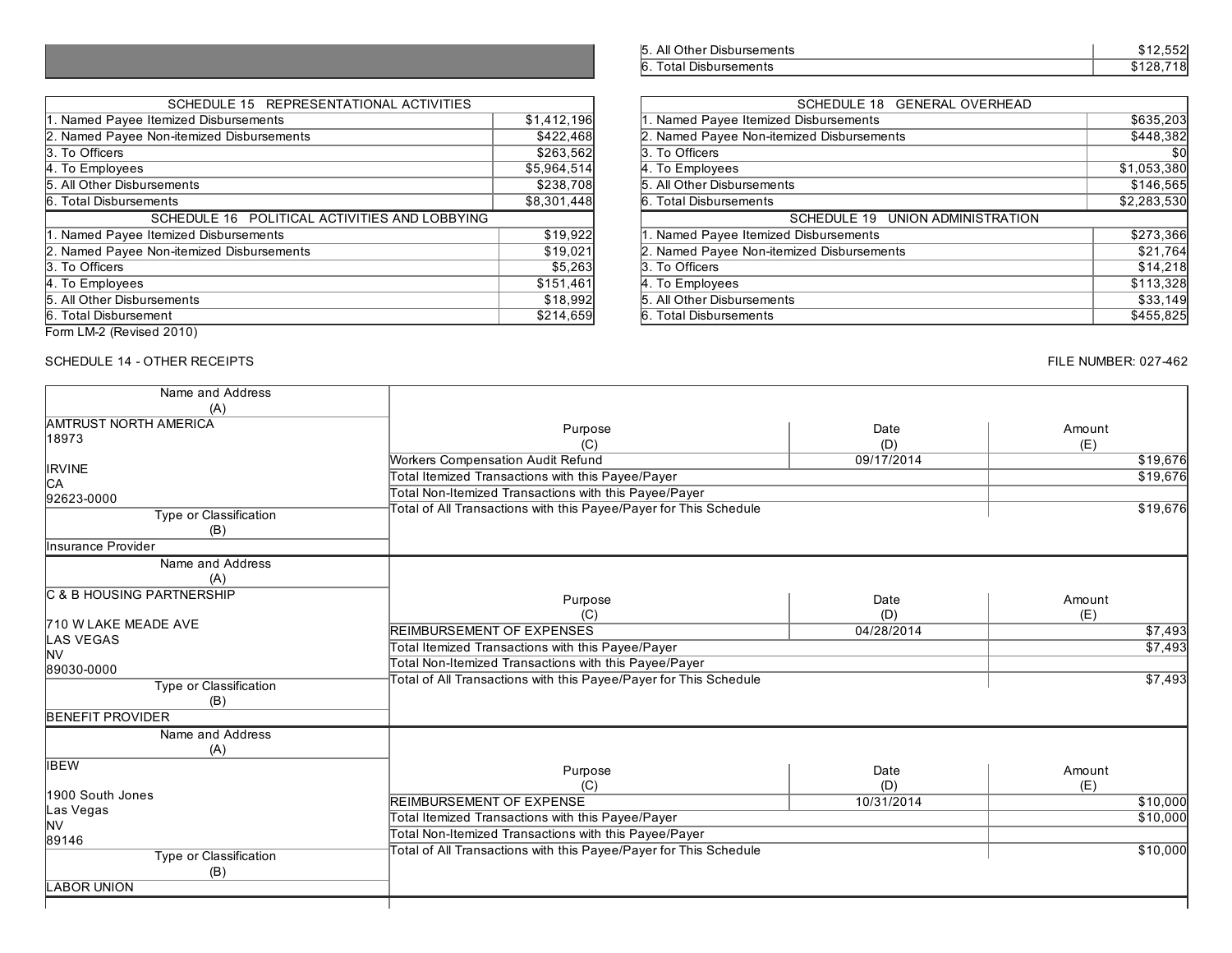| Schedule 17 (continued) | |
|---|---|
| 5. All Other Disbursements | $12,552 |
| 6. Total Disbursements | $128,718 |

| SCHEDULE 15 REPRESENTATIONAL ACTIVITIES | |
|---|---|
| 1. Named Payee Itemized Disbursements | $1,412,196 |
| 2. Named Payee Non-itemized Disbursements | $422,468 |
| 3. To Officers | $263,562 |
| 4. To Employees | $5,964,514 |
| 5. All Other Disbursements | $238,708 |
| 6. Total Disbursements | $8,301,448 |

| SCHEDULE 16 POLITICAL ACTIVITIES AND LOBBYING | |
|---|---|
| 1. Named Payee Itemized Disbursements | $19,922 |
| 2. Named Payee Non-itemized Disbursements | $19,021 |
| 3. To Officers | $5,263 |
| 4. To Employees | $151,461 |
| 5. All Other Disbursements | $18,992 |
| 6. Total Disbursement | $214,659 |

| SCHEDULE 18 GENERAL OVERHEAD | |
|---|---|
| 1. Named Payee Itemized Disbursements | $635,203 |
| 2. Named Payee Non-itemized Disbursements | $448,382 |
| 3. To Officers | $0 |
| 4. To Employees | $1,053,380 |
| 5. All Other Disbursements | $146,565 |
| 6. Total Disbursements | $2,283,530 |

| SCHEDULE 19 UNION ADMINISTRATION | |
|---|---|
| 1. Named Payee Itemized Disbursements | $273,366 |
| 2. Named Payee Non-itemized Disbursements | $21,764 |
| 3. To Officers | $14,218 |
| 4. To Employees | $113,328 |
| 5. All Other Disbursements | $33,149 |
| 6. Total Disbursements | $455,825 |

Form LM-2 (Revised 2010)

SCHEDULE 14 - OTHER RECEIPTS

FILE NUMBER: 027-462

| Name and Address (A) | Purpose (C) | Date (D) | Amount (E) |
|---|---|---|---|
| AMTRUST NORTH AMERICA<br>18973<br><br>IRVINE<br>CA<br>92623-0000 | Workers Compensation Audit Refund | 09/17/2014 | $19,676 |
| | Total Itemized Transactions with this Payee/Payer | | $19,676 |
| | Total Non-Itemized Transactions with this Payee/Payer | | |
| | Total of All Transactions with this Payee/Payer for This Schedule | | $19,676 |
| **Type or Classification (B)**<br>Insurance Provider | | | |

| Name and Address (A) | Purpose (C) | Date (D) | Amount (E) |
|---|---|---|---|
| C & B HOUSING PARTNERSHIP<br><br>710 W LAKE MEADE AVE<br>LAS VEGAS<br>NV<br>89030-0000 | REIMBURSEMENT OF EXPENSES | 04/28/2014 | $7,493 |
| | Total Itemized Transactions with this Payee/Payer | | $7,493 |
| | Total Non-Itemized Transactions with this Payee/Payer | | |
| | Total of All Transactions with this Payee/Payer for This Schedule | | $7,493 |
| **Type or Classification (B)**<br>BENEFIT PROVIDER | | | |

| Name and Address (A) | Purpose (C) | Date (D) | Amount (E) |
|---|---|---|---|
| IBEW<br><br>1900 South Jones<br>Las Vegas<br>NV<br>89146 | REIMBURSEMENT OF EXPENSE | 10/31/2014 | $10,000 |
| | Total Itemized Transactions with this Payee/Payer | | $10,000 |
| | Total Non-Itemized Transactions with this Payee/Payer | | |
| | Total of All Transactions with this Payee/Payer for This Schedule | | $10,000 |
| **Type or Classification (B)**<br>LABOR UNION | | | |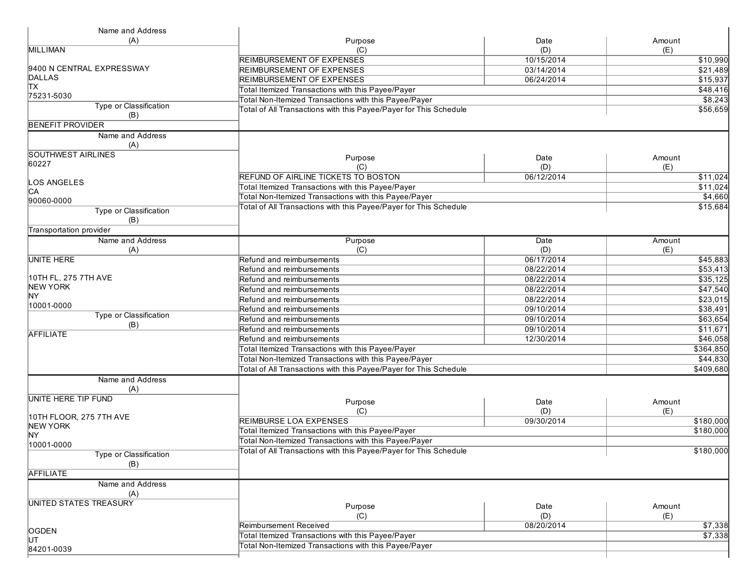| Name and Address (A) | Purpose (C) | Date (D) | Amount (E) |
|---|---|---|---|
| MILLIMAN<br><br>9400 N CENTRAL EXPRESSWAY<br>DALLAS<br>TX<br>75231-5030 | REIMBURSEMENT OF EXPENSES | 10/15/2014 | $10,990 |
| | REIMBURSEMENT OF EXPENSES | 03/14/2014 | $21,489 |
| | REIMBURSEMENT OF EXPENSES | 06/24/2014 | $15,937 |
| | Total Itemized Transactions with this Payee/Payer | | $48,416 |
| | Total Non-Itemized Transactions with this Payee/Payer | | $8,243 |
| **Type or Classification (B)** | Total of All Transactions with this Payee/Payer for This Schedule | | $56,659 |
| BENEFIT PROVIDER | | | |

| Name and Address (A) | Purpose (C) | Date (D) | Amount (E) |
|---|---|---|---|
| SOUTHWEST AIRLINES<br>60227<br><br>LOS ANGELES<br>CA<br>90060-0000 | REFUND OF AIRLINE TICKETS TO BOSTON | 06/12/2014 | $11,024 |
| | Total Itemized Transactions with this Payee/Payer | | $11,024 |
| | Total Non-Itemized Transactions with this Payee/Payer | | $4,660 |
| **Type or Classification (B)** | Total of All Transactions with this Payee/Payer for This Schedule | | $15,684 |
| Transportation provider | | | |

| Name and Address (A) | Purpose (C) | Date (D) | Amount (E) |
|---|---|---|---|
| UNITE HERE<br><br>10TH FL, 275 7TH AVE<br>NEW YORK<br>NY<br>10001-0000 | Refund and reimbursements | 06/17/2014 | $45,883 |
| | Refund and reimbursements | 08/22/2014 | $53,413 |
| | Refund and reimbursements | 08/22/2014 | $35,125 |
| | Refund and reimbursements | 08/22/2014 | $47,540 |
| | Refund and reimbursements | 08/22/2014 | $23,015 |
| | Refund and reimbursements | 09/10/2014 | $38,491 |
| **Type or Classification (B)** | Refund and reimbursements | 09/10/2014 | $63,654 |
| AFFILIATE | Refund and reimbursements | 09/10/2014 | $11,671 |
| | Refund and reimbursements | 12/30/2014 | $46,058 |
| | Total Itemized Transactions with this Payee/Payer | | $364,850 |
| | Total Non-Itemized Transactions with this Payee/Payer | | $44,830 |
| | Total of All Transactions with this Payee/Payer for This Schedule | | $409,680 |

| Name and Address (A) | Purpose (C) | Date (D) | Amount (E) |
|---|---|---|---|
| UNITE HERE TIP FUND<br><br>10TH FLOOR, 275 7TH AVE<br>NEW YORK<br>NY<br>10001-0000 | REIMBURSE LOA EXPENSES | 09/30/2014 | $180,000 |
| | Total Itemized Transactions with this Payee/Payer | | $180,000 |
| | Total Non-Itemized Transactions with this Payee/Payer | | |
| **Type or Classification (B)** | Total of All Transactions with this Payee/Payer for This Schedule | | $180,000 |
| AFFILIATE | | | |

| Name and Address (A) | Purpose (C) | Date (D) | Amount (E) |
|---|---|---|---|
| UNITED STATES TREASURY<br><br><br>OGDEN<br>UT<br>84201-0039 | Reimbursement Received | 08/20/2014 | $7,338 |
| | Total Itemized Transactions with this Payee/Payer | | $7,338 |
| | Total Non-Itemized Transactions with this Payee/Payer | | |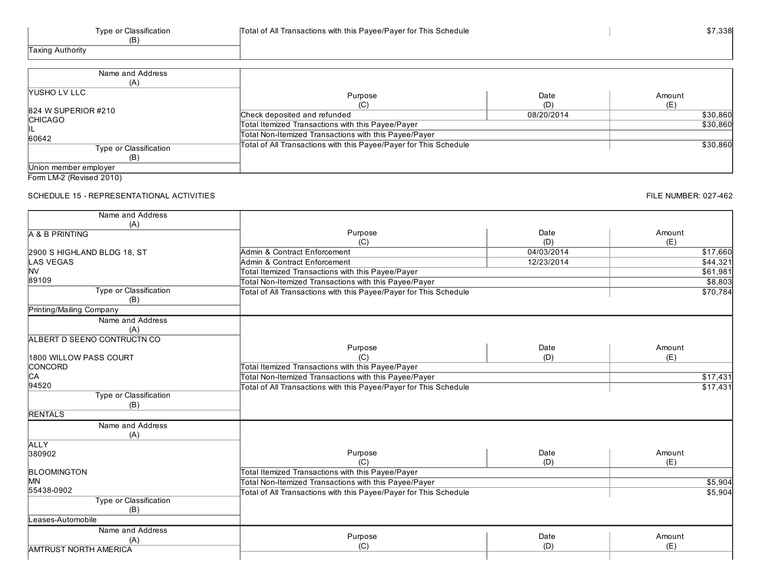| Type or Classification (B) | Total of All Transactions with this Payee/Payer for This Schedule | | $7,338 |
|---|---|---|---|
| Taxing Authority | | | |

| Name and Address (A) | Purpose (C) | Date (D) | Amount (E) |
|---|---|---|---|
| YUSHO LV LLC<br><br>824 W SUPERIOR #210<br>CHICAGO<br>IL<br>60642 | Check deposited and refunded | 08/20/2014 | $30,860 |
| | Total Itemized Transactions with this Payee/Payer | | $30,860 |
| | Total Non-Itemized Transactions with this Payee/Payer | | |
| | Total of All Transactions with this Payee/Payer for This Schedule | | $30,860 |
| **Type or Classification (B)** | | | |
| Union member employer | | | |

Form LM-2 (Revised 2010)

SCHEDULE 15 - REPRESENTATIONAL ACTIVITIES

FILE NUMBER: 027-462

| Name and Address (A) | Purpose (C) | Date (D) | Amount (E) |
|---|---|---|---|
| A & B PRINTING<br><br>2900 S HIGHLAND BLDG 18, ST<br>LAS VEGAS<br>NV<br>89109 | Admin & Contract Enforcement | 04/03/2014 | $17,660 |
| | Admin & Contract Enforcement | 12/23/2014 | $44,321 |
| | Total Itemized Transactions with this Payee/Payer | | $61,981 |
| | Total Non-Itemized Transactions with this Payee/Payer | | $8,803 |
| | Total of All Transactions with this Payee/Payer for This Schedule | | $70,784 |
| **Type or Classification (B)** | | | |
| Printing/Mailing Company | | | |

| Name and Address (A) | Purpose (C) | Date (D) | Amount (E) |
|---|---|---|---|
| ALBERT D SEENO CONTRUCTN CO<br><br>1800 WILLOW PASS COURT<br>CONCORD<br>CA<br>94520 | Total Itemized Transactions with this Payee/Payer | | |
| | Total Non-Itemized Transactions with this Payee/Payer | | $17,431 |
| | Total of All Transactions with this Payee/Payer for This Schedule | | $17,431 |
| **Type or Classification (B)** | | | |
| RENTALS | | | |

| Name and Address (A) | Purpose (C) | Date (D) | Amount (E) |
|---|---|---|---|
| ALLY<br>380902<br><br>BLOOMINGTON<br>MN<br>55438-0902 | Total Itemized Transactions with this Payee/Payer | | |
| | Total Non-Itemized Transactions with this Payee/Payer | | $5,904 |
| | Total of All Transactions with this Payee/Payer for This Schedule | | $5,904 |
| **Type or Classification (B)** | | | |
| Leases-Automobile | | | |

| Name and Address (A) | Purpose (C) | Date (D) | Amount (E) |
|---|---|---|---|
| AMTRUST NORTH AMERICA | | | |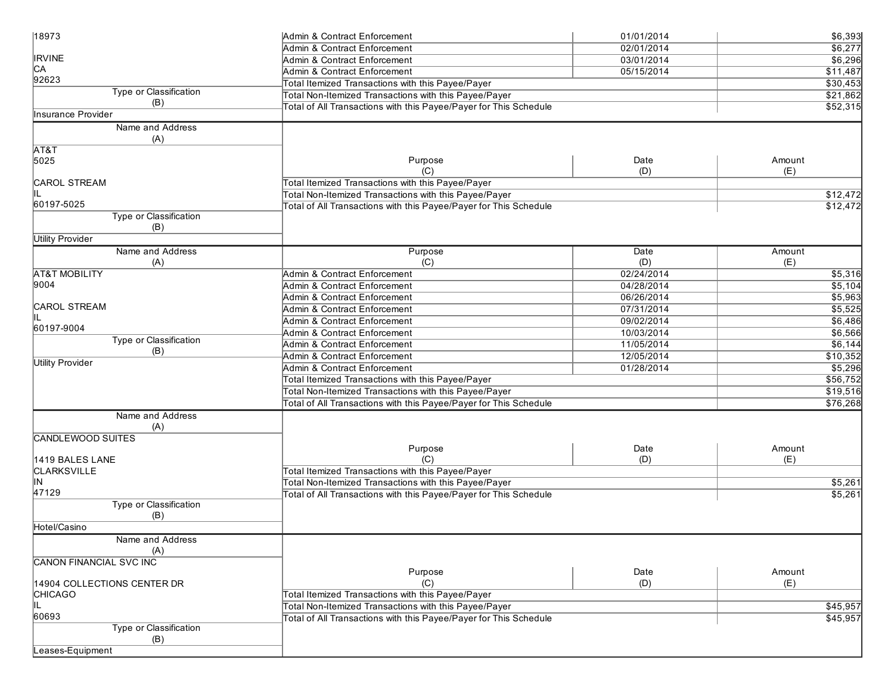| Name and Address (A) | Purpose (C) | Date (D) | Amount (E) |
|---|---|---|---|
| 18973 | Admin & Contract Enforcement | 01/01/2014 | $6,393 |
| | Admin & Contract Enforcement | 02/01/2014 | $6,277 |
| IRVINE | Admin & Contract Enforcement | 03/01/2014 | $6,296 |
| CA | Admin & Contract Enforcement | 05/15/2014 | $11,487 |
| 92623 | Total Itemized Transactions with this Payee/Payer | | $30,453 |
| **Type or Classification (B)** | Total Non-Itemized Transactions with this Payee/Payer | | $21,862 |
| Insurance Provider | Total of All Transactions with this Payee/Payer for This Schedule | | $52,315 |

| Name and Address (A) | Purpose (C) | Date (D) | Amount (E) |
|---|---|---|---|
| AT&T | | | |
| 5025 | | | |
| | | | |
| CAROL STREAM | Total Itemized Transactions with this Payee/Payer | | |
| IL | Total Non-Itemized Transactions with this Payee/Payer | | $12,472 |
| 60197-5025 | Total of All Transactions with this Payee/Payer for This Schedule | | $12,472 |
| **Type or Classification (B)** | | | |
| Utility Provider | | | |

| Name and Address (A) | Purpose (C) | Date (D) | Amount (E) |
|---|---|---|---|
| AT&T MOBILITY | Admin & Contract Enforcement | 02/24/2014 | $5,316 |
| 9004 | Admin & Contract Enforcement | 04/28/2014 | $5,104 |
| | Admin & Contract Enforcement | 06/26/2014 | $5,963 |
| CAROL STREAM | Admin & Contract Enforcement | 07/31/2014 | $5,525 |
| IL | Admin & Contract Enforcement | 09/02/2014 | $6,486 |
| 60197-9004 | Admin & Contract Enforcement | 10/03/2014 | $6,566 |
| **Type or Classification (B)** | Admin & Contract Enforcement | 11/05/2014 | $6,144 |
| Utility Provider | Admin & Contract Enforcement | 12/05/2014 | $10,352 |
| | Admin & Contract Enforcement | 01/28/2014 | $5,296 |
| | Total Itemized Transactions with this Payee/Payer | | $56,752 |
| | Total Non-Itemized Transactions with this Payee/Payer | | $19,516 |
| | Total of All Transactions with this Payee/Payer for This Schedule | | $76,268 |

| Name and Address (A) | Purpose (C) | Date (D) | Amount (E) |
|---|---|---|---|
| CANDLEWOOD SUITES | | | |
| | | | |
| 1419 BALES LANE | | | |
| CLARKSVILLE | Total Itemized Transactions with this Payee/Payer | | |
| IN | Total Non-Itemized Transactions with this Payee/Payer | | $5,261 |
| 47129 | Total of All Transactions with this Payee/Payer for This Schedule | | $5,261 |
| **Type or Classification (B)** | | | |
| Hotel/Casino | | | |

| Name and Address (A) | Purpose (C) | Date (D) | Amount (E) |
|---|---|---|---|
| CANON FINANCIAL SVC INC | | | |
| | | | |
| 14904 COLLECTIONS CENTER DR | | | |
| CHICAGO | Total Itemized Transactions with this Payee/Payer | | |
| IL | Total Non-Itemized Transactions with this Payee/Payer | | $45,957 |
| 60693 | Total of All Transactions with this Payee/Payer for This Schedule | | $45,957 |
| **Type or Classification (B)** | | | |
| Leases-Equipment | | | |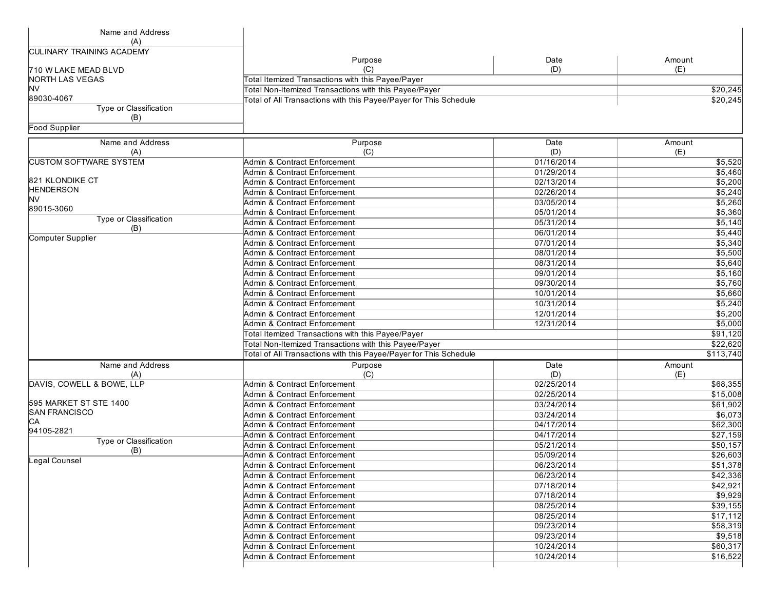| Name and Address (A) | Purpose (C) | Date (D) | Amount (E) |
|---|---|---|---|
| CULINARY TRAINING ACADEMY<br><br>710 W LAKE MEAD BLVD<br>NORTH LAS VEGAS<br>NV<br>89030-4067 | Total Itemized Transactions with this Payee/Payer | | |
| | Total Non-Itemized Transactions with this Payee/Payer | | $20,245 |
| | Total of All Transactions with this Payee/Payer for This Schedule | | $20,245 |
| Type or Classification (B) | | | |
| Food Supplier | | | |

| Name and Address (A) | Purpose (C) | Date (D) | Amount (E) |
|---|---|---|---|
| CUSTOM SOFTWARE SYSTEM | Admin & Contract Enforcement | 01/16/2014 | $5,520 |
| | Admin & Contract Enforcement | 01/29/2014 | $5,460 |
| 821 KLONDIKE CT | Admin & Contract Enforcement | 02/13/2014 | $5,200 |
| HENDERSON | Admin & Contract Enforcement | 02/26/2014 | $5,240 |
| NV | Admin & Contract Enforcement | 03/05/2014 | $5,260 |
| 89015-3060 | Admin & Contract Enforcement | 05/01/2014 | $5,360 |
| Type or Classification (B) | Admin & Contract Enforcement | 05/31/2014 | $5,140 |
| | Admin & Contract Enforcement | 06/01/2014 | $5,440 |
| Computer Supplier | Admin & Contract Enforcement | 07/01/2014 | $5,340 |
| | Admin & Contract Enforcement | 08/01/2014 | $5,500 |
| | Admin & Contract Enforcement | 08/31/2014 | $5,640 |
| | Admin & Contract Enforcement | 09/01/2014 | $5,160 |
| | Admin & Contract Enforcement | 09/30/2014 | $5,760 |
| | Admin & Contract Enforcement | 10/01/2014 | $5,660 |
| | Admin & Contract Enforcement | 10/31/2014 | $5,240 |
| | Admin & Contract Enforcement | 12/01/2014 | $5,200 |
| | Admin & Contract Enforcement | 12/31/2014 | $5,000 |
| | Total Itemized Transactions with this Payee/Payer | | $91,120 |
| | Total Non-Itemized Transactions with this Payee/Payer | | $22,620 |
| | Total of All Transactions with this Payee/Payer for This Schedule | | $113,740 |

| Name and Address (A) | Purpose (C) | Date (D) | Amount (E) |
|---|---|---|---|
| DAVIS, COWELL & BOWE, LLP | Admin & Contract Enforcement | 02/25/2014 | $68,355 |
| | Admin & Contract Enforcement | 02/25/2014 | $15,008 |
| 595 MARKET ST STE 1400 | Admin & Contract Enforcement | 03/24/2014 | $61,902 |
| SAN FRANCISCO | Admin & Contract Enforcement | 03/24/2014 | $6,073 |
| CA | Admin & Contract Enforcement | 04/17/2014 | $62,300 |
| 94105-2821 | Admin & Contract Enforcement | 04/17/2014 | $27,159 |
| Type or Classification (B) | Admin & Contract Enforcement | 05/21/2014 | $50,157 |
| | Admin & Contract Enforcement | 05/09/2014 | $26,603 |
| Legal Counsel | Admin & Contract Enforcement | 06/23/2014 | $51,378 |
| | Admin & Contract Enforcement | 06/23/2014 | $42,336 |
| | Admin & Contract Enforcement | 07/18/2014 | $42,921 |
| | Admin & Contract Enforcement | 07/18/2014 | $9,929 |
| | Admin & Contract Enforcement | 08/25/2014 | $39,155 |
| | Admin & Contract Enforcement | 08/25/2014 | $17,112 |
| | Admin & Contract Enforcement | 09/23/2014 | $58,319 |
| | Admin & Contract Enforcement | 09/23/2014 | $9,518 |
| | Admin & Contract Enforcement | 10/24/2014 | $60,317 |
| | Admin & Contract Enforcement | 10/24/2014 | $16,522 |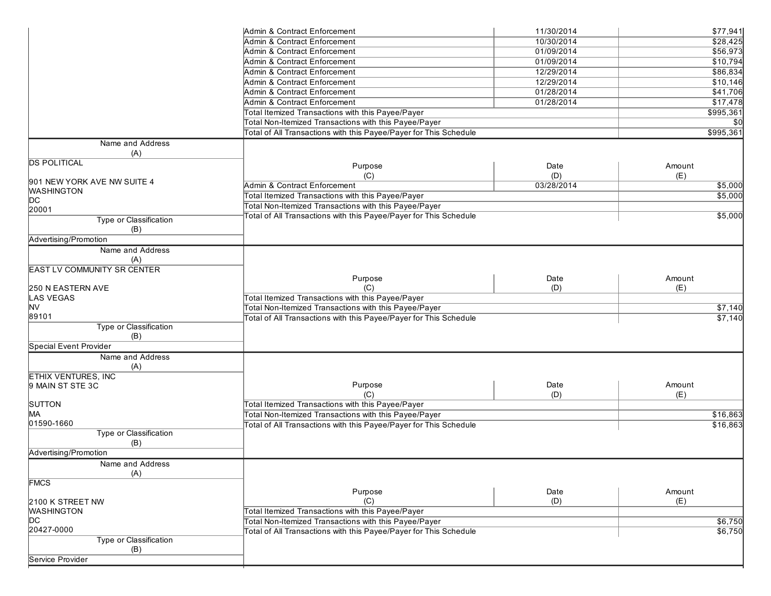| Purpose (C) | Date (D) | Amount (E) |
|---|---|---|
| Admin & Contract Enforcement | 11/30/2014 | $77,941 |
| Admin & Contract Enforcement | 10/30/2014 | $28,425 |
| Admin & Contract Enforcement | 01/09/2014 | $56,973 |
| Admin & Contract Enforcement | 01/09/2014 | $10,794 |
| Admin & Contract Enforcement | 12/29/2014 | $86,834 |
| Admin & Contract Enforcement | 12/29/2014 | $10,146 |
| Admin & Contract Enforcement | 01/28/2014 | $41,706 |
| Admin & Contract Enforcement | 01/28/2014 | $17,478 |
| Total Itemized Transactions with this Payee/Payer | | $995,361 |
| Total Non-Itemized Transactions with this Payee/Payer | | $0 |
| Total of All Transactions with this Payee/Payer for This Schedule | | $995,361 |

**Name and Address (A)**

DS POLITICAL

901 NEW YORK AVE NW SUITE 4
WASHINGTON
DC
20001

**Type or Classification (B)**

Advertising/Promotion

| Purpose (C) | Date (D) | Amount (E) |
|---|---|---|
| Admin & Contract Enforcement | 03/28/2014 | $5,000 |
| Total Itemized Transactions with this Payee/Payer | | $5,000 |
| Total Non-Itemized Transactions with this Payee/Payer | | |
| Total of All Transactions with this Payee/Payer for This Schedule | | $5,000 |

**Name and Address (A)**

EAST LV COMMUNITY SR CENTER

250 N EASTERN AVE
LAS VEGAS
NV
89101

**Type or Classification (B)**

Special Event Provider

| Purpose (C) | Date (D) | Amount (E) |
|---|---|---|
| Total Itemized Transactions with this Payee/Payer | | |
| Total Non-Itemized Transactions with this Payee/Payer | | $7,140 |
| Total of All Transactions with this Payee/Payer for This Schedule | | $7,140 |

**Name and Address (A)**

ETHIX VENTURES, INC
9 MAIN ST STE 3C

SUTTON
MA
01590-1660

**Type or Classification (B)**

Advertising/Promotion

| Purpose (C) | Date (D) | Amount (E) |
|---|---|---|
| Total Itemized Transactions with this Payee/Payer | | |
| Total Non-Itemized Transactions with this Payee/Payer | | $16,863 |
| Total of All Transactions with this Payee/Payer for This Schedule | | $16,863 |

**Name and Address (A)**

FMCS

2100 K STREET NW
WASHINGTON
DC
20427-0000

**Type or Classification (B)**

Service Provider

| Purpose (C) | Date (D) | Amount (E) |
|---|---|---|
| Total Itemized Transactions with this Payee/Payer | | |
| Total Non-Itemized Transactions with this Payee/Payer | | $6,750 |
| Total of All Transactions with this Payee/Payer for This Schedule | | $6,750 |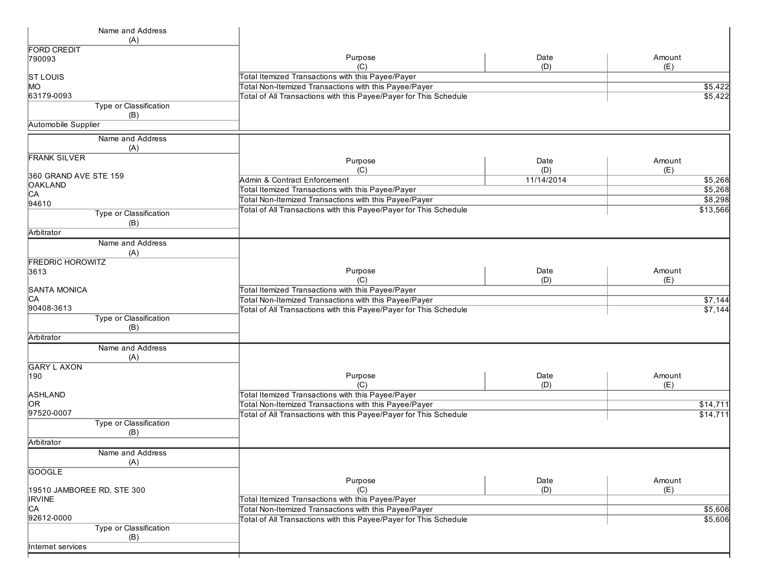| Name and Address (A) | Purpose (C) | Date (D) | Amount (E) |
|---|---|---|---|
| FORD CREDIT<br>790093<br><br>ST LOUIS<br>MO<br>63179-0093 | Total Itemized Transactions with this Payee/Payer | | |
| | Total Non-Itemized Transactions with this Payee/Payer | | $5,422 |
| | Total of All Transactions with this Payee/Payer for This Schedule | | $5,422 |
| **Type or Classification (B)** | | | |
| Automobile Supplier | | | |

| Name and Address (A) | Purpose (C) | Date (D) | Amount (E) |
|---|---|---|---|
| FRANK SILVER<br><br>360 GRAND AVE STE 159<br>OAKLAND<br>CA<br>94610 | Admin & Contract Enforcement | 11/14/2014 | $5,268 |
| | Total Itemized Transactions with this Payee/Payer | | $5,268 |
| | Total Non-Itemized Transactions with this Payee/Payer | | $8,298 |
| | Total of All Transactions with this Payee/Payer for This Schedule | | $13,566 |
| **Type or Classification (B)** | | | |
| Arbitrator | | | |

| Name and Address (A) | Purpose (C) | Date (D) | Amount (E) |
|---|---|---|---|
| FREDRIC HOROWITZ<br>3613<br><br>SANTA MONICA<br>CA<br>90408-3613 | Total Itemized Transactions with this Payee/Payer | | |
| | Total Non-Itemized Transactions with this Payee/Payer | | $7,144 |
| | Total of All Transactions with this Payee/Payer for This Schedule | | $7,144 |
| **Type or Classification (B)** | | | |
| Arbitrator | | | |

| Name and Address (A) | Purpose (C) | Date (D) | Amount (E) |
|---|---|---|---|
| GARY L AXON<br>190<br><br>ASHLAND<br>OR<br>97520-0007 | Total Itemized Transactions with this Payee/Payer | | |
| | Total Non-Itemized Transactions with this Payee/Payer | | $14,711 |
| | Total of All Transactions with this Payee/Payer for This Schedule | | $14,711 |
| **Type or Classification (B)** | | | |
| Arbitrator | | | |

| Name and Address (A) | Purpose (C) | Date (D) | Amount (E) |
|---|---|---|---|
| GOOGLE<br><br>19510 JAMBOREE RD, STE 300<br>IRVINE<br>CA<br>92612-0000 | Total Itemized Transactions with this Payee/Payer | | |
| | Total Non-Itemized Transactions with this Payee/Payer | | $5,606 |
| | Total of All Transactions with this Payee/Payer for This Schedule | | $5,606 |
| **Type or Classification (B)** | | | |
| Internet services | | | |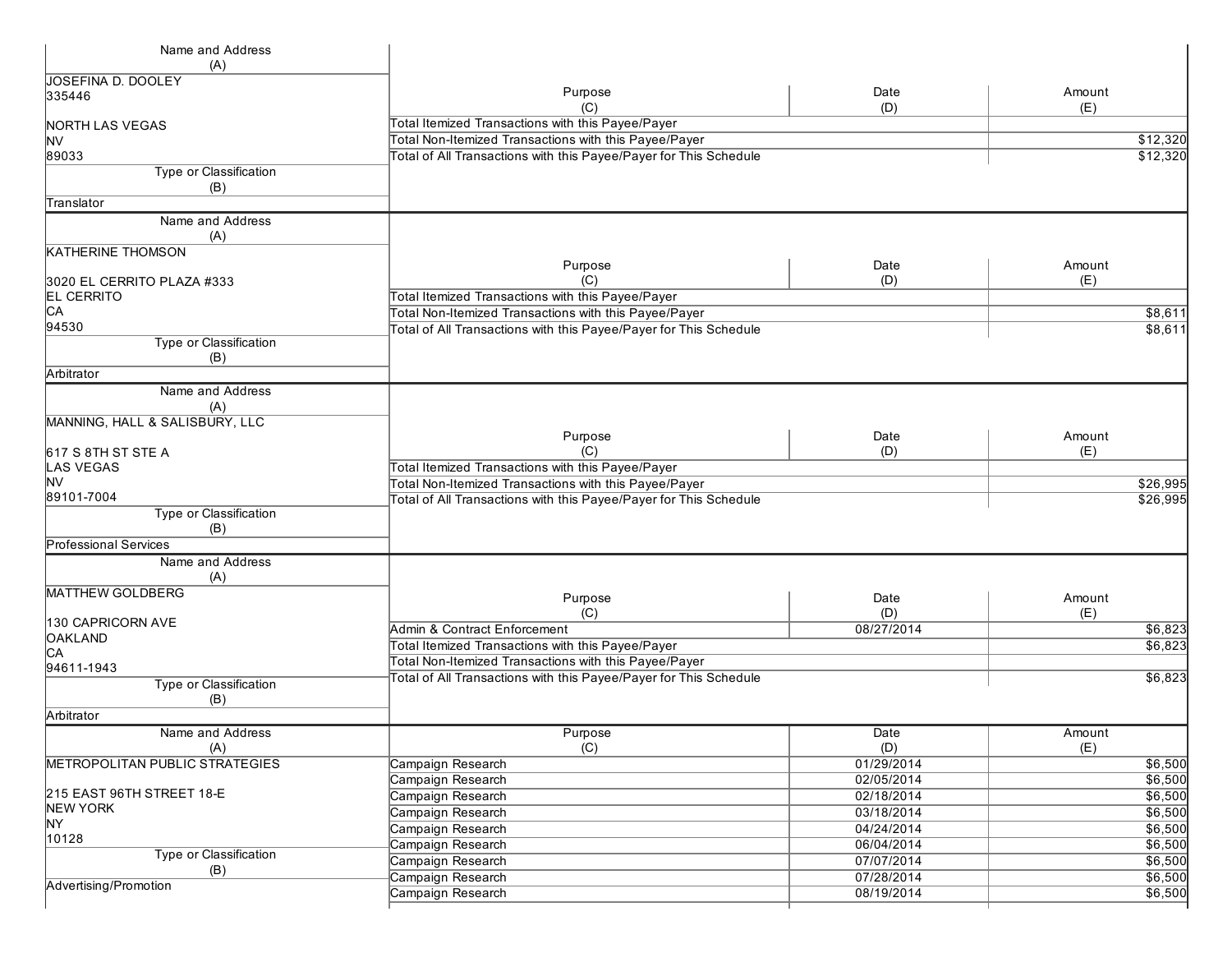| Name and Address (A) | Purpose (C) | Date (D) | Amount (E) |
|---|---|---|---|
| JOSEFINA D. DOOLEY<br>335446<br><br>NORTH LAS VEGAS<br>NV<br>89033 | Total Itemized Transactions with this Payee/Payer | | |
| | Total Non-Itemized Transactions with this Payee/Payer | | $12,320 |
| | Total of All Transactions with this Payee/Payer for This Schedule | | $12,320 |
| **Type or Classification (B)**<br>Translator | | | |

| Name and Address (A) | Purpose (C) | Date (D) | Amount (E) |
|---|---|---|---|
| KATHERINE THOMSON<br><br>3020 EL CERRITO PLAZA #333<br>EL CERRITO<br>CA<br>94530 | Total Itemized Transactions with this Payee/Payer | | |
| | Total Non-Itemized Transactions with this Payee/Payer | | $8,611 |
| | Total of All Transactions with this Payee/Payer for This Schedule | | $8,611 |
| **Type or Classification (B)**<br>Arbitrator | | | |

| Name and Address (A) | Purpose (C) | Date (D) | Amount (E) |
|---|---|---|---|
| MANNING, HALL & SALISBURY, LLC<br><br>617 S 8TH ST STE A<br>LAS VEGAS<br>NV<br>89101-7004 | Total Itemized Transactions with this Payee/Payer | | |
| | Total Non-Itemized Transactions with this Payee/Payer | | $26,995 |
| | Total of All Transactions with this Payee/Payer for This Schedule | | $26,995 |
| **Type or Classification (B)**<br>Professional Services | | | |

| Name and Address (A) | Purpose (C) | Date (D) | Amount (E) |
|---|---|---|---|
| MATTHEW GOLDBERG<br><br>130 CAPRICORN AVE<br>OAKLAND<br>CA<br>94611-1943 | Admin & Contract Enforcement | 08/27/2014 | $6,823 |
| | Total Itemized Transactions with this Payee/Payer | | $6,823 |
| | Total Non-Itemized Transactions with this Payee/Payer | | |
| | Total of All Transactions with this Payee/Payer for This Schedule | | $6,823 |
| **Type or Classification (B)**<br>Arbitrator | | | |

| Name and Address (A) | Purpose (C) | Date (D) | Amount (E) |
|---|---|---|---|
| METROPOLITAN PUBLIC STRATEGIES<br><br>215 EAST 96TH STREET 18-E<br>NEW YORK<br>NY<br>10128 | Campaign Research | 01/29/2014 | $6,500 |
| | Campaign Research | 02/05/2014 | $6,500 |
| | Campaign Research | 02/18/2014 | $6,500 |
| | Campaign Research | 03/18/2014 | $6,500 |
| | Campaign Research | 04/24/2014 | $6,500 |
| | Campaign Research | 06/04/2014 | $6,500 |
| **Type or Classification (B)**<br>Advertising/Promotion | Campaign Research | 07/07/2014 | $6,500 |
| | Campaign Research | 07/28/2014 | $6,500 |
| | Campaign Research | 08/19/2014 | $6,500 |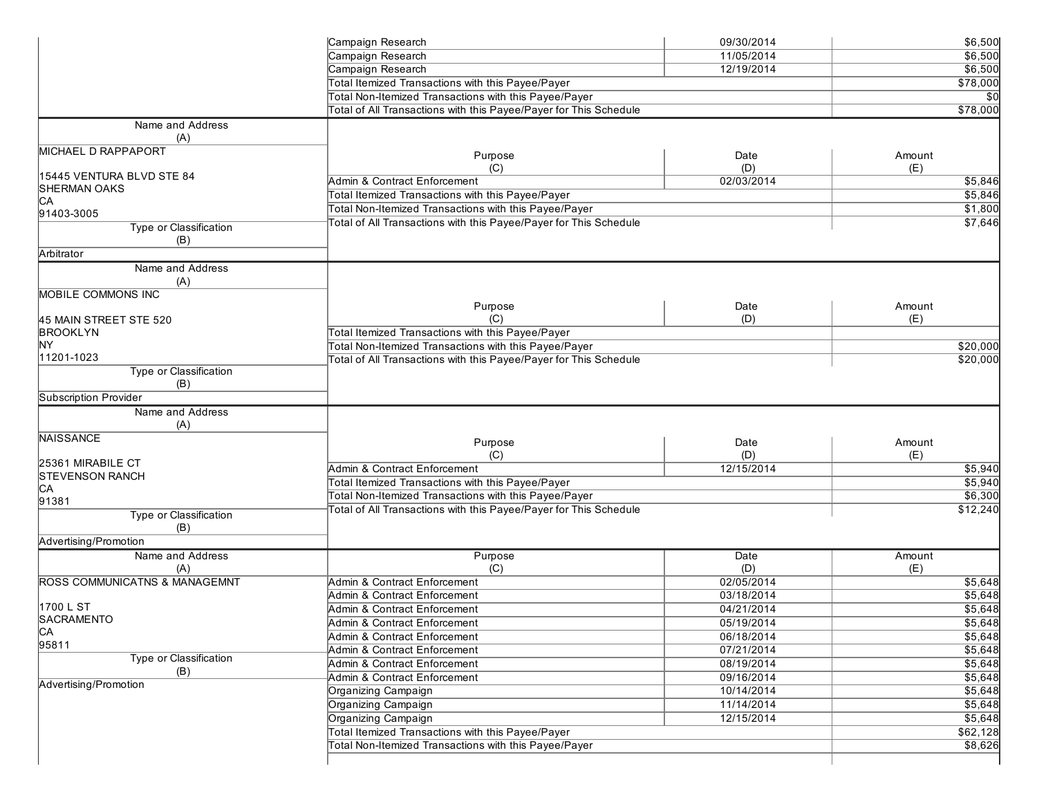| Name and Address (A) | Purpose (C) | Date (D) | Amount (E) |
|---|---|---|---|
| | Campaign Research | 09/30/2014 | $6,500 |
| | Campaign Research | 11/05/2014 | $6,500 |
| | Campaign Research | 12/19/2014 | $6,500 |
| | Total Itemized Transactions with this Payee/Payer | | $78,000 |
| | Total Non-Itemized Transactions with this Payee/Payer | | $0 |
| | Total of All Transactions with this Payee/Payer for This Schedule | | $78,000 |

| Name and Address (A) | Purpose (C) | Date (D) | Amount (E) |
|---|---|---|---|
| MICHAEL D RAPPAPORT<br><br>15445 VENTURA BLVD STE 84<br>SHERMAN OAKS<br>CA<br>91403-3005 | Admin & Contract Enforcement | 02/03/2014 | $5,846 |
| | Total Itemized Transactions with this Payee/Payer | | $5,846 |
| | Total Non-Itemized Transactions with this Payee/Payer | | $1,800 |
| | Total of All Transactions with this Payee/Payer for This Schedule | | $7,646 |
| **Type or Classification (B)**<br>Arbitrator | | | |

| Name and Address (A) | Purpose (C) | Date (D) | Amount (E) |
|---|---|---|---|
| MOBILE COMMONS INC<br><br>45 MAIN STREET STE 520<br>BROOKLYN<br>NY<br>11201-1023 | Total Itemized Transactions with this Payee/Payer | | |
| | Total Non-Itemized Transactions with this Payee/Payer | | $20,000 |
| | Total of All Transactions with this Payee/Payer for This Schedule | | $20,000 |
| **Type or Classification (B)**<br>Subscription Provider | | | |

| Name and Address (A) | Purpose (C) | Date (D) | Amount (E) |
|---|---|---|---|
| NAISSANCE<br><br>25361 MIRABILE CT<br>STEVENSON RANCH<br>CA<br>91381 | Admin & Contract Enforcement | 12/15/2014 | $5,940 |
| | Total Itemized Transactions with this Payee/Payer | | $5,940 |
| | Total Non-Itemized Transactions with this Payee/Payer | | $6,300 |
| | Total of All Transactions with this Payee/Payer for This Schedule | | $12,240 |
| **Type or Classification (B)**<br>Advertising/Promotion | | | |

| Name and Address (A) | Purpose (C) | Date (D) | Amount (E) |
|---|---|---|---|
| ROSS COMMUNICATNS & MANAGEMNT<br><br>1700 L ST<br>SACRAMENTO<br>CA<br>95811 | Admin & Contract Enforcement | 02/05/2014 | $5,648 |
| | Admin & Contract Enforcement | 03/18/2014 | $5,648 |
| | Admin & Contract Enforcement | 04/21/2014 | $5,648 |
| | Admin & Contract Enforcement | 05/19/2014 | $5,648 |
| | Admin & Contract Enforcement | 06/18/2014 | $5,648 |
| | Admin & Contract Enforcement | 07/21/2014 | $5,648 |
| | Admin & Contract Enforcement | 08/19/2014 | $5,648 |
| | Admin & Contract Enforcement | 09/16/2014 | $5,648 |
| **Type or Classification (B)**<br>Advertising/Promotion | Organizing Campaign | 10/14/2014 | $5,648 |
| | Organizing Campaign | 11/14/2014 | $5,648 |
| | Organizing Campaign | 12/15/2014 | $5,648 |
| | Total Itemized Transactions with this Payee/Payer | | $62,128 |
| | Total Non-Itemized Transactions with this Payee/Payer | | $8,626 |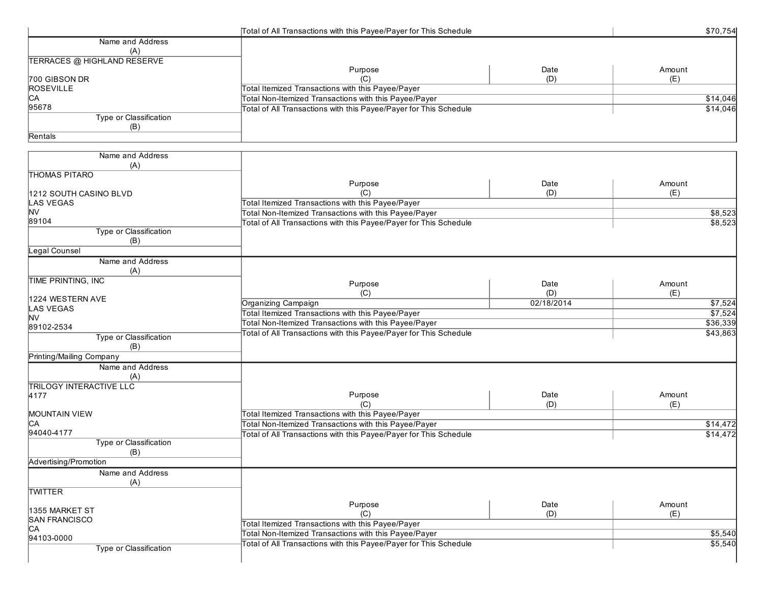| | Total of All Transactions with this Payee/Payer for This Schedule | | $70,754 |
|---|---|---|---|

| Name and Address (A) | Purpose (C) | Date (D) | Amount (E) |
|---|---|---|---|
| TERRACES @ HIGHLAND RESERVE<br><br>700 GIBSON DR<br>ROSEVILLE<br>CA<br>95678 | Total Itemized Transactions with this Payee/Payer | | |
| | Total Non-Itemized Transactions with this Payee/Payer | | $14,046 |
| | Total of All Transactions with this Payee/Payer for This Schedule | | $14,046 |
| **Type or Classification (B)** | | | |
| Rentals | | | |

| Name and Address (A) | Purpose (C) | Date (D) | Amount (E) |
|---|---|---|---|
| THOMAS PITARO<br><br>1212 SOUTH CASINO BLVD<br>LAS VEGAS<br>NV<br>89104 | Total Itemized Transactions with this Payee/Payer | | |
| | Total Non-Itemized Transactions with this Payee/Payer | | $8,523 |
| | Total of All Transactions with this Payee/Payer for This Schedule | | $8,523 |
| **Type or Classification (B)** | | | |
| Legal Counsel | | | |

| Name and Address (A) | Purpose (C) | Date (D) | Amount (E) |
|---|---|---|---|
| TIME PRINTING, INC<br><br>1224 WESTERN AVE<br>LAS VEGAS<br>NV<br>89102-2534 | Organizing Campaign | 02/18/2014 | $7,524 |
| | Total Itemized Transactions with this Payee/Payer | | $7,524 |
| | Total Non-Itemized Transactions with this Payee/Payer | | $36,339 |
| | Total of All Transactions with this Payee/Payer for This Schedule | | $43,863 |
| **Type or Classification (B)** | | | |
| Printing/Mailing Company | | | |

| Name and Address (A) | Purpose (C) | Date (D) | Amount (E) |
|---|---|---|---|
| TRILOGY INTERACTIVE LLC<br>4177<br><br>MOUNTAIN VIEW<br>CA<br>94040-4177 | Total Itemized Transactions with this Payee/Payer | | |
| | Total Non-Itemized Transactions with this Payee/Payer | | $14,472 |
| | Total of All Transactions with this Payee/Payer for This Schedule | | $14,472 |
| **Type or Classification (B)** | | | |
| Advertising/Promotion | | | |

| Name and Address (A) | Purpose (C) | Date (D) | Amount (E) |
|---|---|---|---|
| TWITTER<br><br>1355 MARKET ST<br>SAN FRANCISCO<br>CA<br>94103-0000 | Total Itemized Transactions with this Payee/Payer | | |
| | Total Non-Itemized Transactions with this Payee/Payer | | $5,540 |
| | Total of All Transactions with this Payee/Payer for This Schedule | | $5,540 |
| **Type or Classification (B)** | | | |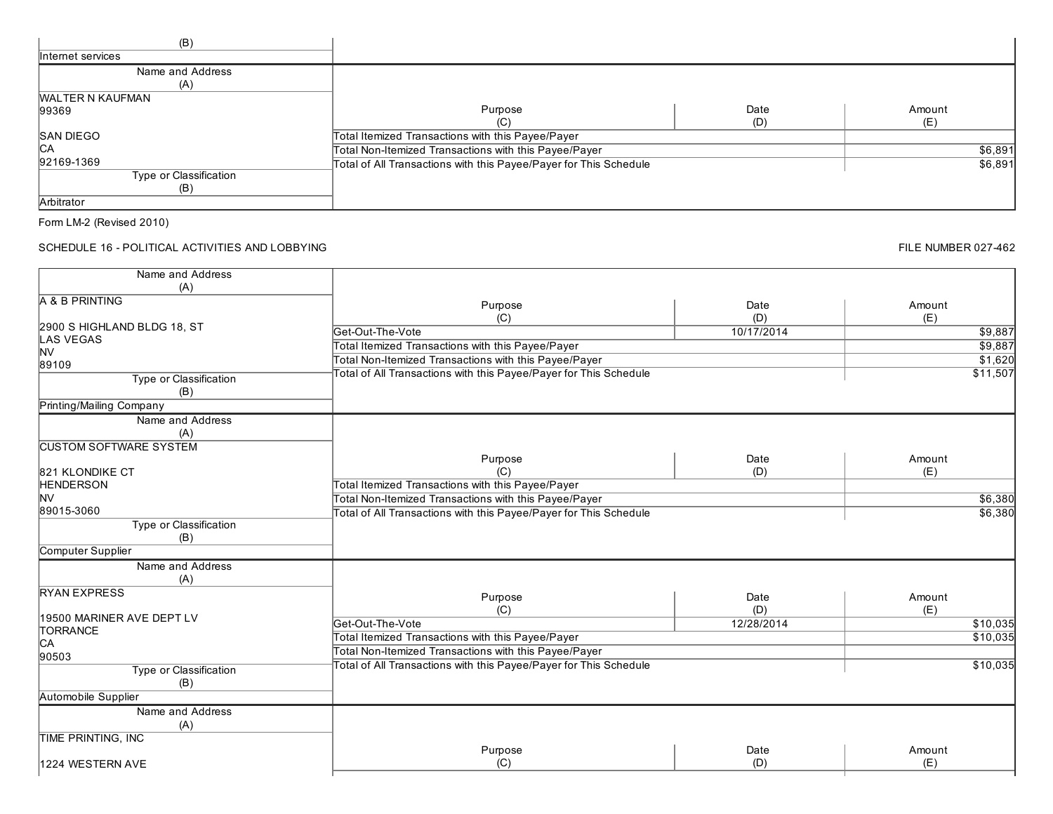| (B) | |
|---|---|
| Internet services | |

| Name and Address (A) | Purpose (C) | Date (D) | Amount (E) |
|---|---|---|---|
| WALTER N KAUFMAN<br>99369<br><br>SAN DIEGO<br>CA<br>92169-1369 | Total Itemized Transactions with this Payee/Payer | | |
| | Total Non-Itemized Transactions with this Payee/Payer | | $6,891 |
| | Total of All Transactions with this Payee/Payer for This Schedule | | $6,891 |
| **Type or Classification (B)** | | | |
| Arbitrator | | | |

Form LM-2 (Revised 2010)

SCHEDULE 16 - POLITICAL ACTIVITIES AND LOBBYING

FILE NUMBER 027-462

| Name and Address (A) | Purpose (C) | Date (D) | Amount (E) |
|---|---|---|---|
| A & B PRINTING<br><br>2900 S HIGHLAND BLDG 18, ST<br>LAS VEGAS<br>NV<br>89109 | Get-Out-The-Vote | 10/17/2014 | $9,887 |
| | Total Itemized Transactions with this Payee/Payer | | $9,887 |
| | Total Non-Itemized Transactions with this Payee/Payer | | $1,620 |
| | Total of All Transactions with this Payee/Payer for This Schedule | | $11,507 |
| **Type or Classification (B)** | | | |
| Printing/Mailing Company | | | |

| Name and Address (A) | Purpose (C) | Date (D) | Amount (E) |
|---|---|---|---|
| CUSTOM SOFTWARE SYSTEM<br><br>821 KLONDIKE CT<br>HENDERSON<br>NV<br>89015-3060 | Total Itemized Transactions with this Payee/Payer | | |
| | Total Non-Itemized Transactions with this Payee/Payer | | $6,380 |
| | Total of All Transactions with this Payee/Payer for This Schedule | | $6,380 |
| **Type or Classification (B)** | | | |
| Computer Supplier | | | |

| Name and Address (A) | Purpose (C) | Date (D) | Amount (E) |
|---|---|---|---|
| RYAN EXPRESS<br><br>19500 MARINER AVE DEPT LV<br>TORRANCE<br>CA<br>90503 | Get-Out-The-Vote | 12/28/2014 | $10,035 |
| | Total Itemized Transactions with this Payee/Payer | | $10,035 |
| | Total Non-Itemized Transactions with this Payee/Payer | | |
| | Total of All Transactions with this Payee/Payer for This Schedule | | $10,035 |
| **Type or Classification (B)** | | | |
| Automobile Supplier | | | |

| Name and Address (A) | Purpose (C) | Date (D) | Amount (E) |
|---|---|---|---|
| TIME PRINTING, INC<br><br>1224 WESTERN AVE | | | |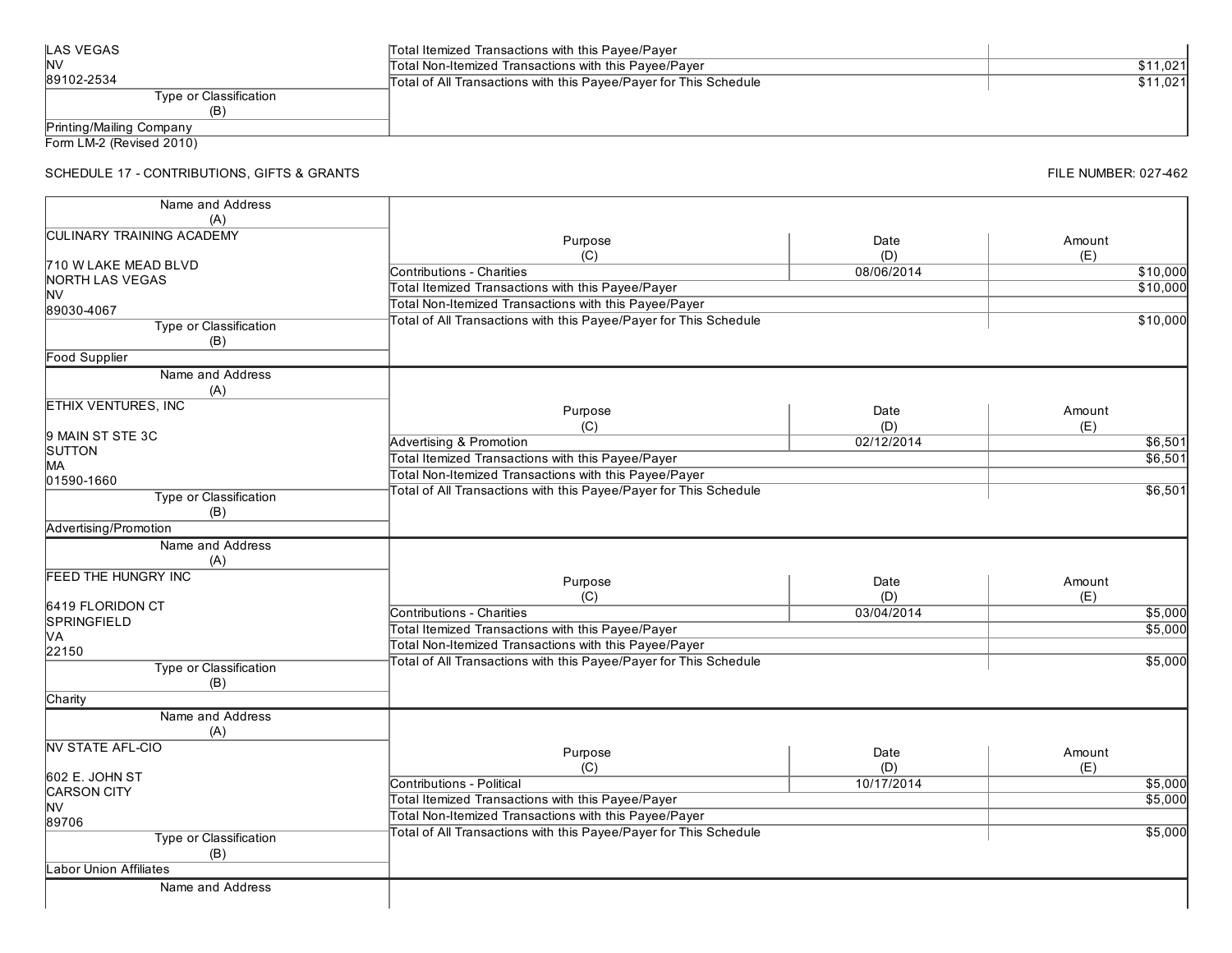| | | | |
|---|---|---|---|
| LAS VEGAS<br>NV<br>89102-2534 | Total Itemized Transactions with this Payee/Payer | | |
| | Total Non-Itemized Transactions with this Payee/Payer | | $11,021 |
| | Total of All Transactions with this Payee/Payer for This Schedule | | $11,021 |
| Type or Classification (B) | | | |
| Printing/Mailing Company | | | |

Form LM-2 (Revised 2010)

SCHEDULE 17 - CONTRIBUTIONS, GIFTS & GRANTS

FILE NUMBER: 027-462

| Name and Address (A) | Purpose (C) | Date (D) | Amount (E) |
|---|---|---|---|
| CULINARY TRAINING ACADEMY<br><br>710 W LAKE MEAD BLVD<br>NORTH LAS VEGAS<br>NV<br>89030-4067 | Contributions - Charities | 08/06/2014 | $10,000 |
| | Total Itemized Transactions with this Payee/Payer | | $10,000 |
| | Total Non-Itemized Transactions with this Payee/Payer | | |
| | Total of All Transactions with this Payee/Payer for This Schedule | | $10,000 |
| Type or Classification (B) | | | |
| Food Supplier | | | |

| Name and Address (A) | Purpose (C) | Date (D) | Amount (E) |
|---|---|---|---|
| ETHIX VENTURES, INC<br><br>9 MAIN ST STE 3C<br>SUTTON<br>MA<br>01590-1660 | Advertising & Promotion | 02/12/2014 | $6,501 |
| | Total Itemized Transactions with this Payee/Payer | | $6,501 |
| | Total Non-Itemized Transactions with this Payee/Payer | | |
| | Total of All Transactions with this Payee/Payer for This Schedule | | $6,501 |
| Type or Classification (B) | | | |
| Advertising/Promotion | | | |

| Name and Address (A) | Purpose (C) | Date (D) | Amount (E) |
|---|---|---|---|
| FEED THE HUNGRY INC<br><br>6419 FLORIDON CT<br>SPRINGFIELD<br>VA<br>22150 | Contributions - Charities | 03/04/2014 | $5,000 |
| | Total Itemized Transactions with this Payee/Payer | | $5,000 |
| | Total Non-Itemized Transactions with this Payee/Payer | | |
| | Total of All Transactions with this Payee/Payer for This Schedule | | $5,000 |
| Type or Classification (B) | | | |
| Charity | | | |

| Name and Address (A) | Purpose (C) | Date (D) | Amount (E) |
|---|---|---|---|
| NV STATE AFL-CIO<br><br>602 E. JOHN ST<br>CARSON CITY<br>NV<br>89706 | Contributions - Political | 10/17/2014 | $5,000 |
| | Total Itemized Transactions with this Payee/Payer | | $5,000 |
| | Total Non-Itemized Transactions with this Payee/Payer | | |
| | Total of All Transactions with this Payee/Payer for This Schedule | | $5,000 |
| Type or Classification (B) | | | |
| Labor Union Affiliates | | | |

| Name and Address |
|---|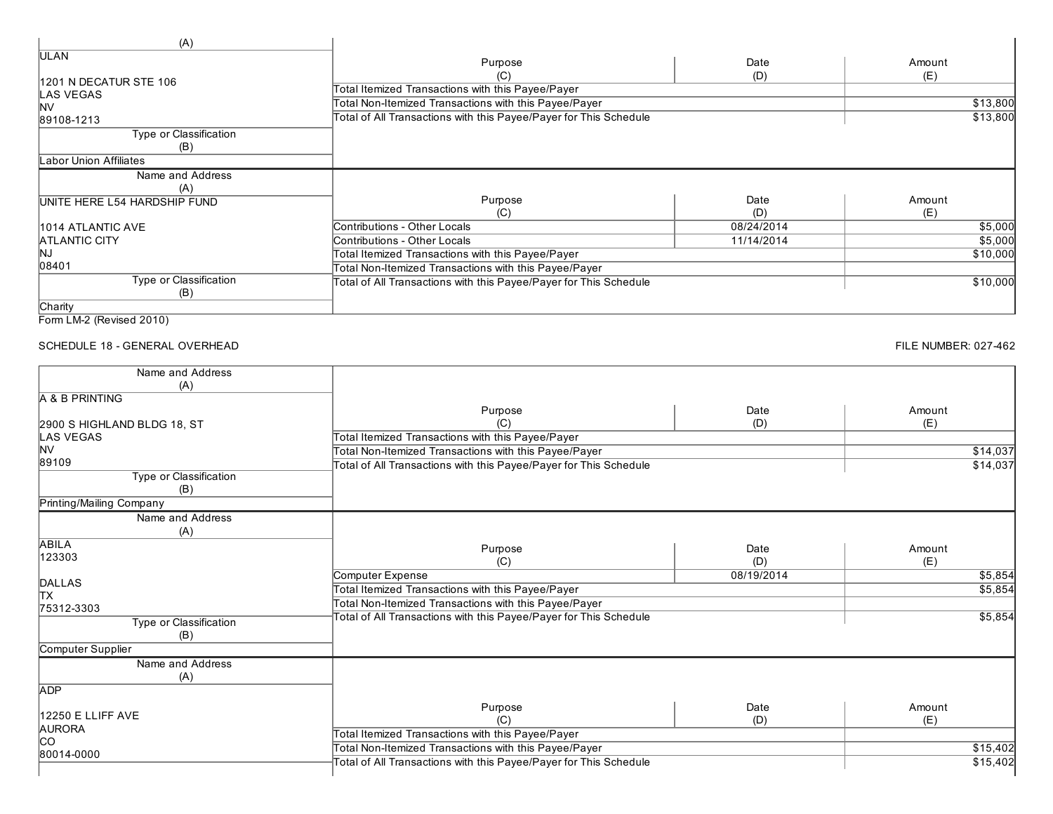| Name and Address (A) | Purpose (C) | Date (D) | Amount (E) |
|---|---|---|---|
| ULAN<br><br>1201 N DECATUR STE 106<br>LAS VEGAS<br>NV<br>89108-1213 | Total Itemized Transactions with this Payee/Payer | | |
| | Total Non-Itemized Transactions with this Payee/Payer | | $13,800 |
| | Total of All Transactions with this Payee/Payer for This Schedule | | $13,800 |
| **Type or Classification (B)** | | | |
| Labor Union Affiliates | | | |

| Name and Address (A) | Purpose (C) | Date (D) | Amount (E) |
|---|---|---|---|
| UNITE HERE L54 HARDSHIP FUND<br><br>1014 ATLANTIC AVE<br>ATLANTIC CITY<br>NJ<br>08401 | Contributions - Other Locals | 08/24/2014 | $5,000 |
| | Contributions - Other Locals | 11/14/2014 | $5,000 |
| | Total Itemized Transactions with this Payee/Payer | | $10,000 |
| | Total Non-Itemized Transactions with this Payee/Payer | | |
| | Total of All Transactions with this Payee/Payer for This Schedule | | $10,000 |
| **Type or Classification (B)** | | | |
| Charity | | | |

Form LM-2 (Revised 2010)

SCHEDULE 18 - GENERAL OVERHEAD

FILE NUMBER: 027-462

| Name and Address (A) | Purpose (C) | Date (D) | Amount (E) |
|---|---|---|---|
| A & B PRINTING<br><br>2900 S HIGHLAND BLDG 18, ST<br>LAS VEGAS<br>NV<br>89109 | Total Itemized Transactions with this Payee/Payer | | |
| | Total Non-Itemized Transactions with this Payee/Payer | | $14,037 |
| | Total of All Transactions with this Payee/Payer for This Schedule | | $14,037 |
| **Type or Classification (B)** | | | |
| Printing/Mailing Company | | | |

| Name and Address (A) | Purpose (C) | Date (D) | Amount (E) |
|---|---|---|---|
| ABILA<br>123303<br><br>DALLAS<br>TX<br>75312-3303 | Computer Expense | 08/19/2014 | $5,854 |
| | Total Itemized Transactions with this Payee/Payer | | $5,854 |
| | Total Non-Itemized Transactions with this Payee/Payer | | |
| | Total of All Transactions with this Payee/Payer for This Schedule | | $5,854 |
| **Type or Classification (B)** | | | |
| Computer Supplier | | | |

| Name and Address (A) | Purpose (C) | Date (D) | Amount (E) |
|---|---|---|---|
| ADP<br><br>12250 E LLIFF AVE<br>AURORA<br>CO<br>80014-0000 | Total Itemized Transactions with this Payee/Payer | | |
| | Total Non-Itemized Transactions with this Payee/Payer | | $15,402 |
| | Total of All Transactions with this Payee/Payer for This Schedule | | $15,402 |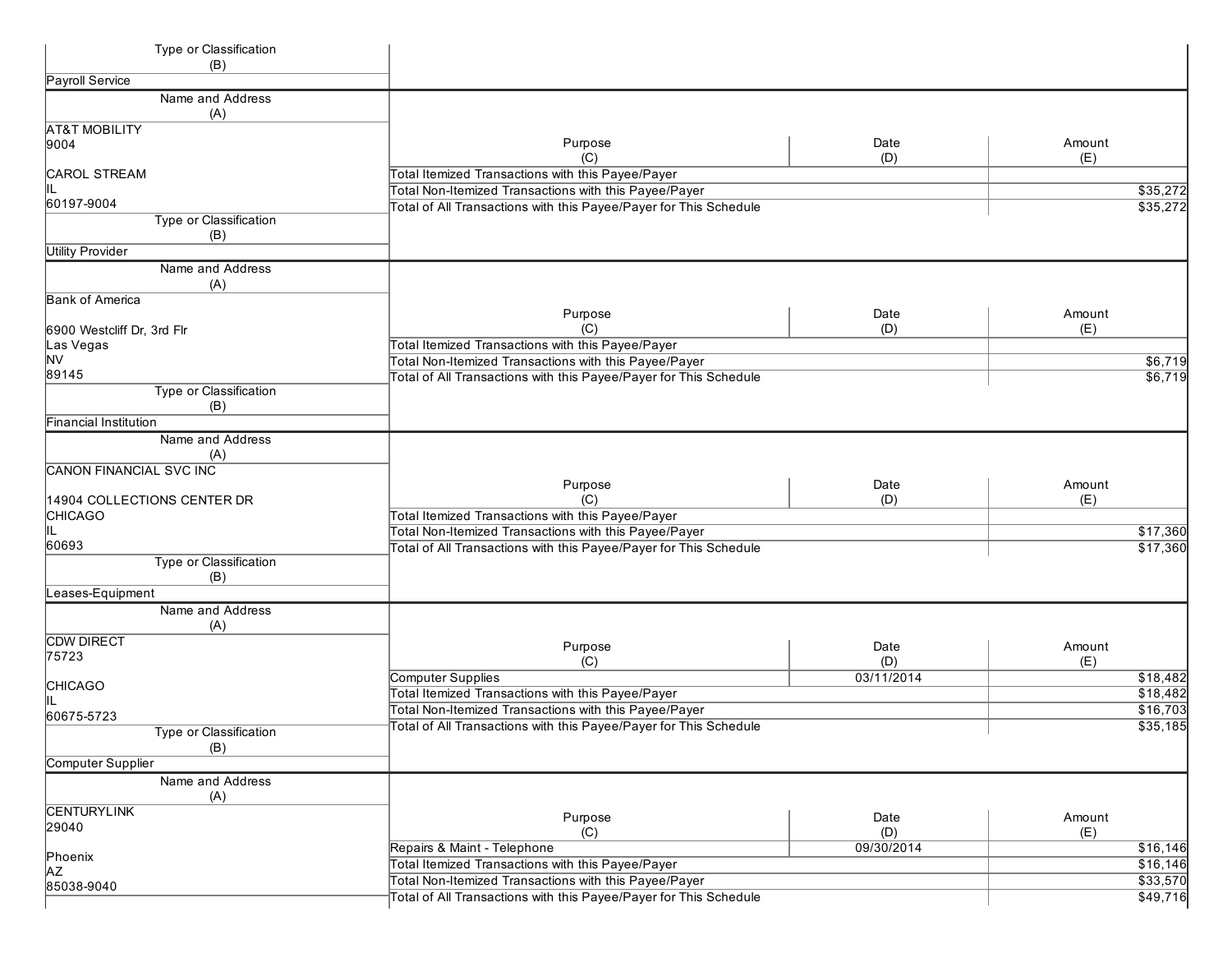| Type or Classification (B) | |
|---|---|
| Payroll Service | |

| Name and Address (A) | Purpose (C) | Date (D) | Amount (E) |
|---|---|---|---|
| AT&T MOBILITY<br>9004<br><br>CAROL STREAM<br>IL<br>60197-9004 | Total Itemized Transactions with this Payee/Payer | | |
| | Total Non-Itemized Transactions with this Payee/Payer | | $35,272 |
| | Total of All Transactions with this Payee/Payer for This Schedule | | $35,272 |
| **Type or Classification (B)** | | | |
| Utility Provider | | | |

| Name and Address (A) | Purpose (C) | Date (D) | Amount (E) |
|---|---|---|---|
| Bank of America<br><br>6900 Westcliff Dr, 3rd Flr<br>Las Vegas<br>NV<br>89145 | Total Itemized Transactions with this Payee/Payer | | |
| | Total Non-Itemized Transactions with this Payee/Payer | | $6,719 |
| | Total of All Transactions with this Payee/Payer for This Schedule | | $6,719 |
| **Type or Classification (B)** | | | |
| Financial Institution | | | |

| Name and Address (A) | Purpose (C) | Date (D) | Amount (E) |
|---|---|---|---|
| CANON FINANCIAL SVC INC<br><br>14904 COLLECTIONS CENTER DR<br>CHICAGO<br>IL<br>60693 | Total Itemized Transactions with this Payee/Payer | | |
| | Total Non-Itemized Transactions with this Payee/Payer | | $17,360 |
| | Total of All Transactions with this Payee/Payer for This Schedule | | $17,360 |
| **Type or Classification (B)** | | | |
| Leases-Equipment | | | |

| Name and Address (A) | Purpose (C) | Date (D) | Amount (E) |
|---|---|---|---|
| CDW DIRECT<br>75723<br><br>CHICAGO<br>IL<br>60675-5723 | Computer Supplies | 03/11/2014 | $18,482 |
| | Total Itemized Transactions with this Payee/Payer | | $18,482 |
| | Total Non-Itemized Transactions with this Payee/Payer | | $16,703 |
| | Total of All Transactions with this Payee/Payer for This Schedule | | $35,185 |
| **Type or Classification (B)** | | | |
| Computer Supplier | | | |

| Name and Address (A) | Purpose (C) | Date (D) | Amount (E) |
|---|---|---|---|
| CENTURYLINK<br>29040<br><br>Phoenix<br>AZ<br>85038-9040 | Repairs & Maint - Telephone | 09/30/2014 | $16,146 |
| | Total Itemized Transactions with this Payee/Payer | | $16,146 |
| | Total Non-Itemized Transactions with this Payee/Payer | | $33,570 |
| | Total of All Transactions with this Payee/Payer for This Schedule | | $49,716 |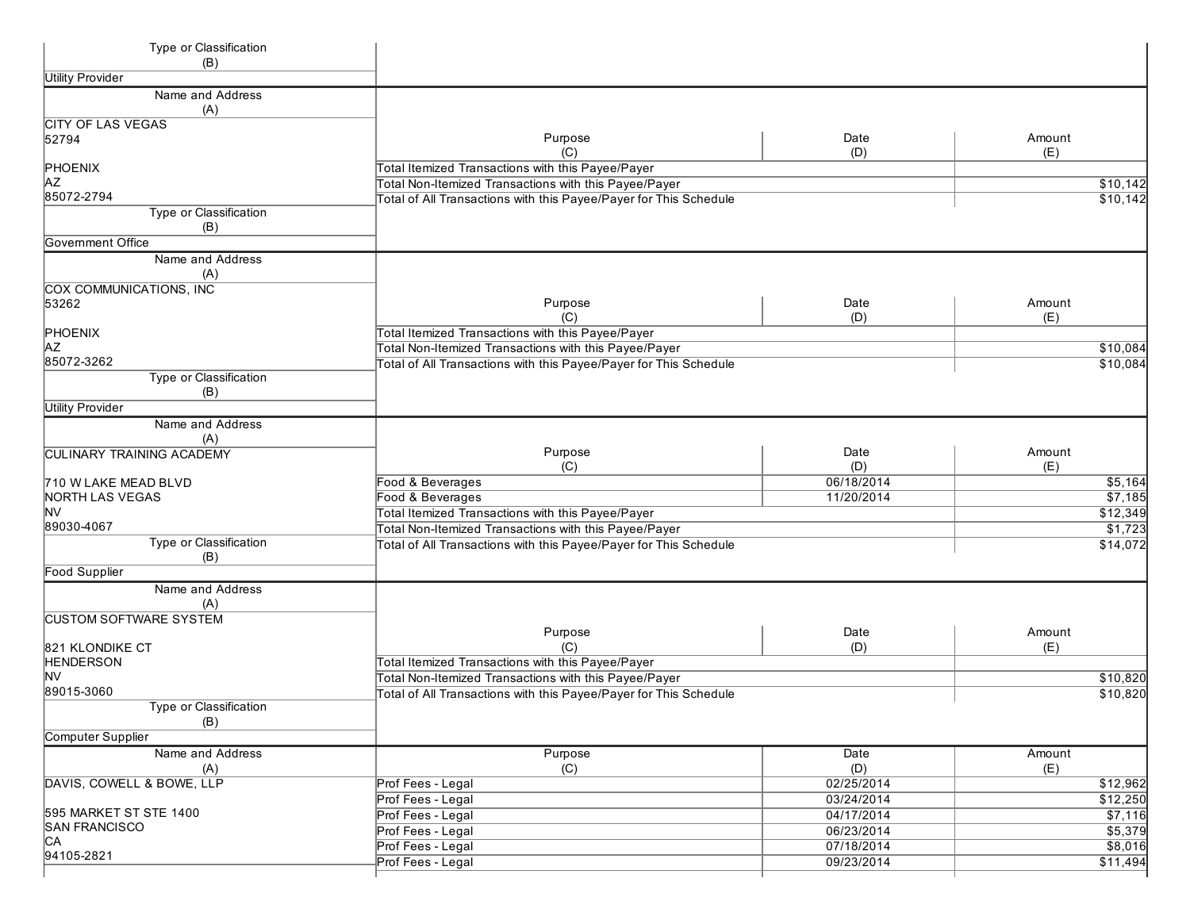| Type or Classification (B) | | | |
|---|---|---|---|
| Utility Provider | | | |

| Name and Address (A) | Purpose (C) | Date (D) | Amount (E) |
|---|---|---|---|
| CITY OF LAS VEGAS<br>52794<br><br>PHOENIX<br>AZ<br>85072-2794 | Total Itemized Transactions with this Payee/Payer | | |
| | Total Non-Itemized Transactions with this Payee/Payer | | $10,142 |
| | Total of All Transactions with this Payee/Payer for This Schedule | | $10,142 |
| **Type or Classification (B)** | | | |
| Government Office | | | |

| Name and Address (A) | Purpose (C) | Date (D) | Amount (E) |
|---|---|---|---|
| COX COMMUNICATIONS, INC<br>53262<br><br>PHOENIX<br>AZ<br>85072-3262 | Total Itemized Transactions with this Payee/Payer | | |
| | Total Non-Itemized Transactions with this Payee/Payer | | $10,084 |
| | Total of All Transactions with this Payee/Payer for This Schedule | | $10,084 |
| **Type or Classification (B)** | | | |
| Utility Provider | | | |

| Name and Address (A) | Purpose (C) | Date (D) | Amount (E) |
|---|---|---|---|
| CULINARY TRAINING ACADEMY<br><br>710 W LAKE MEAD BLVD<br>NORTH LAS VEGAS<br>NV<br>89030-4067 | Food & Beverages | 06/18/2014 | $5,164 |
| | Food & Beverages | 11/20/2014 | $7,185 |
| | Total Itemized Transactions with this Payee/Payer | | $12,349 |
| | Total Non-Itemized Transactions with this Payee/Payer | | $1,723 |
| | Total of All Transactions with this Payee/Payer for This Schedule | | $14,072 |
| **Type or Classification (B)** | | | |
| Food Supplier | | | |

| Name and Address (A) | Purpose (C) | Date (D) | Amount (E) |
|---|---|---|---|
| CUSTOM SOFTWARE SYSTEM<br><br>821 KLONDIKE CT<br>HENDERSON<br>NV<br>89015-3060 | Total Itemized Transactions with this Payee/Payer | | |
| | Total Non-Itemized Transactions with this Payee/Payer | | $10,820 |
| | Total of All Transactions with this Payee/Payer for This Schedule | | $10,820 |
| **Type or Classification (B)** | | | |
| Computer Supplier | | | |

| Name and Address (A) | Purpose (C) | Date (D) | Amount (E) |
|---|---|---|---|
| DAVIS, COWELL & BOWE, LLP<br><br>595 MARKET ST STE 1400<br>SAN FRANCISCO<br>CA<br>94105-2821 | Prof Fees - Legal | 02/25/2014 | $12,962 |
| | Prof Fees - Legal | 03/24/2014 | $12,250 |
| | Prof Fees - Legal | 04/17/2014 | $7,116 |
| | Prof Fees - Legal | 06/23/2014 | $5,379 |
| | Prof Fees - Legal | 07/18/2014 | $8,016 |
| | Prof Fees - Legal | 09/23/2014 | $11,494 |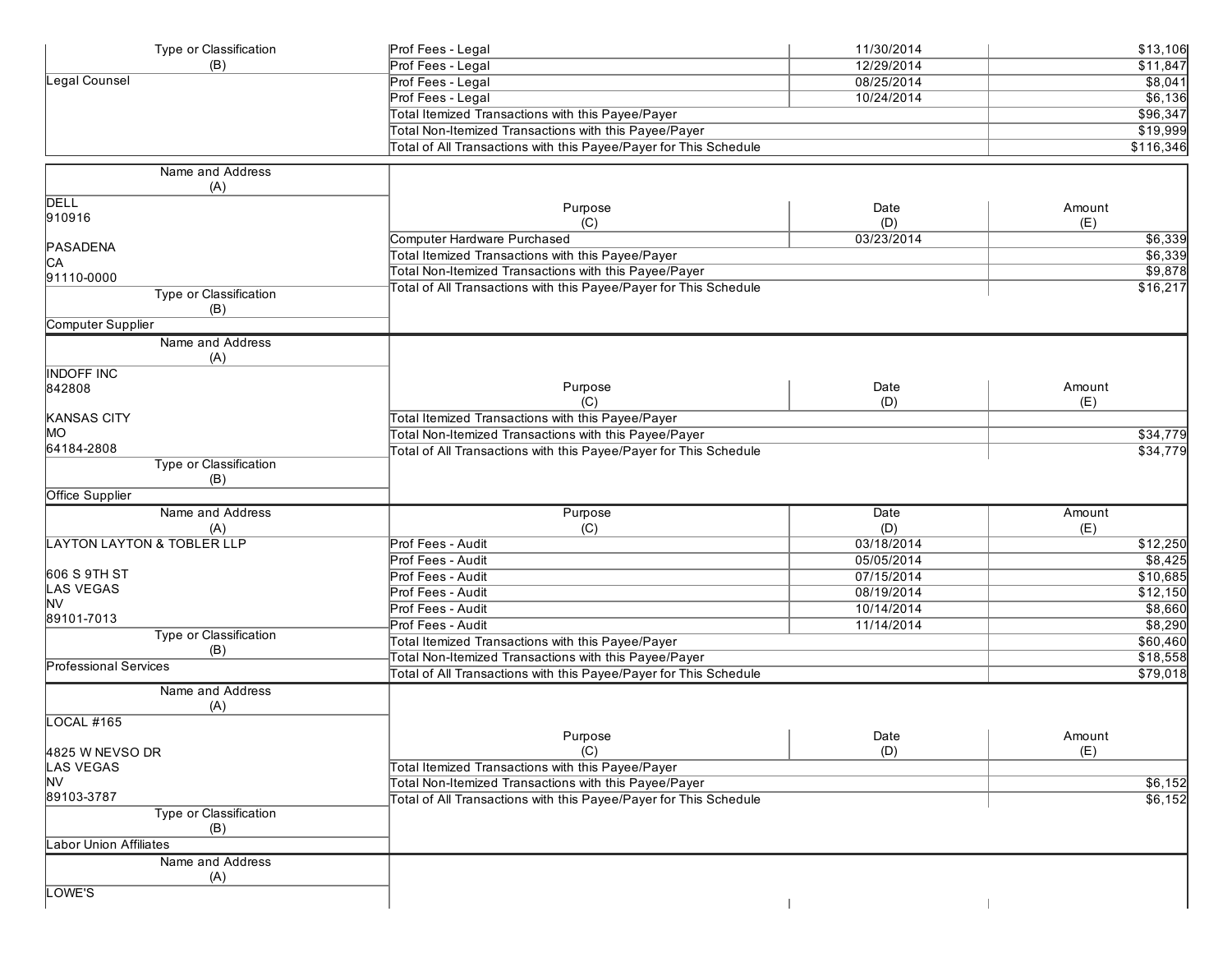| Name and Address (A) | Purpose (C) | Date (D) | Amount (E) |
|---|---|---|---|
| Type or Classification (B) | Prof Fees - Legal | 11/30/2014 | $13,106 |
| | Prof Fees - Legal | 12/29/2014 | $11,847 |
| Legal Counsel | Prof Fees - Legal | 08/25/2014 | $8,041 |
| | Prof Fees - Legal | 10/24/2014 | $6,136 |
| | Total Itemized Transactions with this Payee/Payer | | $96,347 |
| | Total Non-Itemized Transactions with this Payee/Payer | | $19,999 |
| | Total of All Transactions with this Payee/Payer for This Schedule | | $116,346 |

| Name and Address (A) | Purpose (C) | Date (D) | Amount (E) |
|---|---|---|---|
| DELL<br>910916<br><br>PASADENA<br>CA<br>91110-0000 | Computer Hardware Purchased | 03/23/2014 | $6,339 |
| | Total Itemized Transactions with this Payee/Payer | | $6,339 |
| | Total Non-Itemized Transactions with this Payee/Payer | | $9,878 |
| | Total of All Transactions with this Payee/Payer for This Schedule | | $16,217 |
| **Type or Classification (B)** | | | |
| Computer Supplier | | | |

| Name and Address (A) | Purpose (C) | Date (D) | Amount (E) |
|---|---|---|---|
| INDOFF INC<br>842808<br><br>KANSAS CITY<br>MO<br>64184-2808 | Total Itemized Transactions with this Payee/Payer | | |
| | Total Non-Itemized Transactions with this Payee/Payer | | $34,779 |
| | Total of All Transactions with this Payee/Payer for This Schedule | | $34,779 |
| **Type or Classification (B)** | | | |
| Office Supplier | | | |

| Name and Address (A) | Purpose (C) | Date (D) | Amount (E) |
|---|---|---|---|
| LAYTON LAYTON & TOBLER LLP | Prof Fees - Audit | 03/18/2014 | $12,250 |
| | Prof Fees - Audit | 05/05/2014 | $8,425 |
| 606 S 9TH ST | Prof Fees - Audit | 07/15/2014 | $10,685 |
| LAS VEGAS | Prof Fees - Audit | 08/19/2014 | $12,150 |
| NV | Prof Fees - Audit | 10/14/2014 | $8,660 |
| 89101-7013 | Prof Fees - Audit | 11/14/2014 | $8,290 |
| **Type or Classification (B)** | Total Itemized Transactions with this Payee/Payer | | $60,460 |
| Professional Services | Total Non-Itemized Transactions with this Payee/Payer | | $18,558 |
| | Total of All Transactions with this Payee/Payer for This Schedule | | $79,018 |

| Name and Address (A) | Purpose (C) | Date (D) | Amount (E) |
|---|---|---|---|
| LOCAL #165<br><br>4825 W NEVSO DR<br>LAS VEGAS<br>NV<br>89103-3787 | Total Itemized Transactions with this Payee/Payer | | |
| | Total Non-Itemized Transactions with this Payee/Payer | | $6,152 |
| | Total of All Transactions with this Payee/Payer for This Schedule | | $6,152 |
| **Type or Classification (B)** | | | |
| Labor Union Affiliates | | | |

| Name and Address (A) | Purpose (C) | Date (D) | Amount (E) |
|---|---|---|---|
| LOWE'S | | | |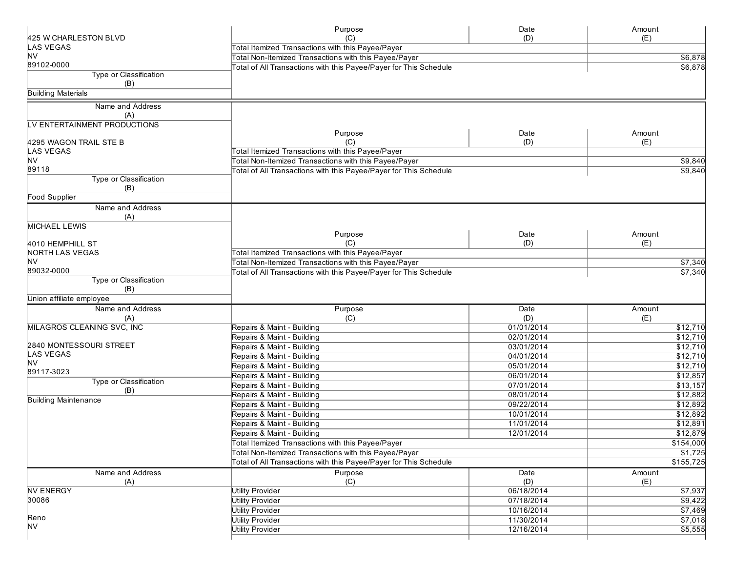| Name and Address (A) | Purpose (C) | Date (D) | Amount (E) |
|---|---|---|---|
| 425 W CHARLESTON BLVD<br>LAS VEGAS<br>NV<br>89102-0000 | Total Itemized Transactions with this Payee/Payer | | |
| | Total Non-Itemized Transactions with this Payee/Payer | | $6,878 |
| | Total of All Transactions with this Payee/Payer for This Schedule | | $6,878 |
| **Type or Classification (B)** | | | |
| Building Materials | | | |

| Name and Address (A) | Purpose (C) | Date (D) | Amount (E) |
|---|---|---|---|
| LV ENTERTAINMENT PRODUCTIONS<br><br>4295 WAGON TRAIL STE B<br>LAS VEGAS<br>NV<br>89118 | Total Itemized Transactions with this Payee/Payer | | |
| | Total Non-Itemized Transactions with this Payee/Payer | | $9,840 |
| | Total of All Transactions with this Payee/Payer for This Schedule | | $9,840 |
| **Type or Classification (B)** | | | |
| Food Supplier | | | |

| Name and Address (A) | Purpose (C) | Date (D) | Amount (E) |
|---|---|---|---|
| MICHAEL LEWIS<br><br>4010 HEMPHILL ST<br>NORTH LAS VEGAS<br>NV<br>89032-0000 | Total Itemized Transactions with this Payee/Payer | | |
| | Total Non-Itemized Transactions with this Payee/Payer | | $7,340 |
| | Total of All Transactions with this Payee/Payer for This Schedule | | $7,340 |
| **Type or Classification (B)** | | | |
| Union affiliate employee | | | |

| Name and Address (A) | Purpose (C) | Date (D) | Amount (E) |
|---|---|---|---|
| MILAGROS CLEANING SVC, INC | Repairs & Maint - Building | 01/01/2014 | $12,710 |
| | Repairs & Maint - Building | 02/01/2014 | $12,710 |
| 2840 MONTESSOURI STREET | Repairs & Maint - Building | 03/01/2014 | $12,710 |
| LAS VEGAS | Repairs & Maint - Building | 04/01/2014 | $12,710 |
| NV | Repairs & Maint - Building | 05/01/2014 | $12,710 |
| 89117-3023 | Repairs & Maint - Building | 06/01/2014 | $12,857 |
| **Type or Classification (B)** | Repairs & Maint - Building | 07/01/2014 | $13,157 |
| Building Maintenance | Repairs & Maint - Building | 08/01/2014 | $12,882 |
| | Repairs & Maint - Building | 09/22/2014 | $12,892 |
| | Repairs & Maint - Building | 10/01/2014 | $12,892 |
| | Repairs & Maint - Building | 11/01/2014 | $12,891 |
| | Repairs & Maint - Building | 12/01/2014 | $12,879 |
| | Total Itemized Transactions with this Payee/Payer | | $154,000 |
| | Total Non-Itemized Transactions with this Payee/Payer | | $1,725 |
| | Total of All Transactions with this Payee/Payer for This Schedule | | $155,725 |

| Name and Address (A) | Purpose (C) | Date (D) | Amount (E) |
|---|---|---|---|
| NV ENERGY | Utility Provider | 06/18/2014 | $7,937 |
| 30086 | Utility Provider | 07/18/2014 | $9,422 |
| | Utility Provider | 10/16/2014 | $7,469 |
| Reno | Utility Provider | 11/30/2014 | $7,018 |
| NV | Utility Provider | 12/16/2014 | $5,555 |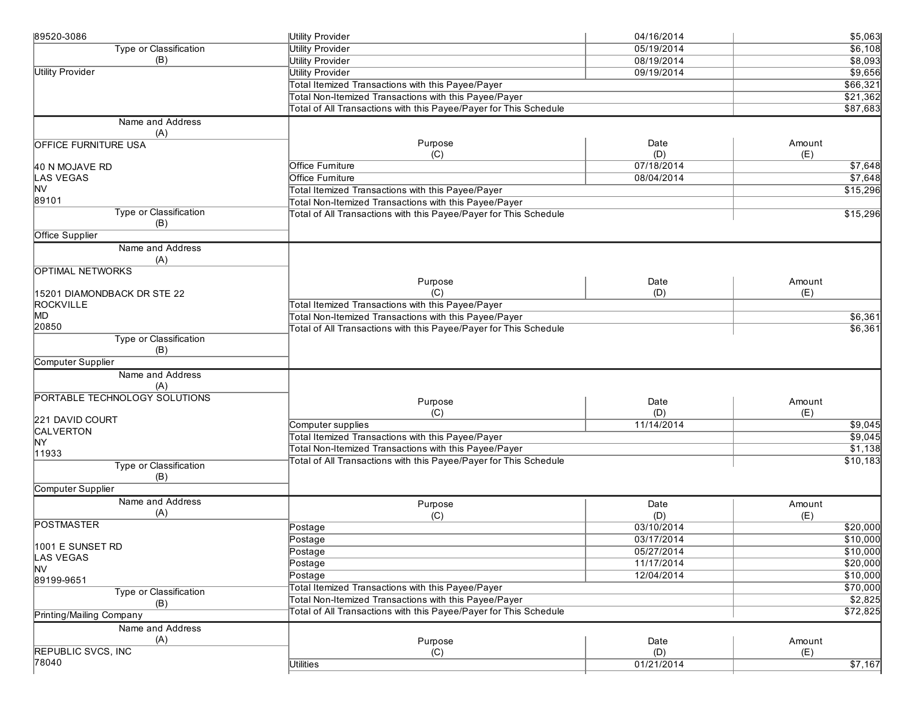| Name and Address (A) | Purpose (C) | Date (D) | Amount (E) |
|---|---|---|---|
| 89520-3086 | Utility Provider | 04/16/2014 | $5,063 |
| Type or Classification (B) | Utility Provider | 05/19/2014 | $6,108 |
| Utility Provider | Utility Provider | 08/19/2014 | $8,093 |
| | Utility Provider | 09/19/2014 | $9,656 |
| | Total Itemized Transactions with this Payee/Payer | | $66,321 |
| | Total Non-Itemized Transactions with this Payee/Payer | | $21,362 |
| | Total of All Transactions with this Payee/Payer for This Schedule | | $87,683 |

| Name and Address (A) | Purpose (C) | Date (D) | Amount (E) |
|---|---|---|---|
| OFFICE FURNITURE USA<br><br>40 N MOJAVE RD<br>LAS VEGAS<br>NV<br>89101 | Office Furniture | 07/18/2014 | $7,648 |
| | Office Furniture | 08/04/2014 | $7,648 |
| | Total Itemized Transactions with this Payee/Payer | | $15,296 |
| | Total Non-Itemized Transactions with this Payee/Payer | | |
| Type or Classification (B) | Total of All Transactions with this Payee/Payer for This Schedule | | $15,296 |
| Office Supplier | | | |

| Name and Address (A) | Purpose (C) | Date (D) | Amount (E) |
|---|---|---|---|
| OPTIMAL NETWORKS<br><br>15201 DIAMONDBACK DR STE 22<br>ROCKVILLE<br>MD<br>20850 | Total Itemized Transactions with this Payee/Payer | | |
| | Total Non-Itemized Transactions with this Payee/Payer | | $6,361 |
| | Total of All Transactions with this Payee/Payer for This Schedule | | $6,361 |
| Type or Classification (B) | | | |
| Computer Supplier | | | |

| Name and Address (A) | Purpose (C) | Date (D) | Amount (E) |
|---|---|---|---|
| PORTABLE TECHNOLOGY SOLUTIONS<br><br>221 DAVID COURT<br>CALVERTON<br>NY<br>11933 | Computer supplies | 11/14/2014 | $9,045 |
| | Total Itemized Transactions with this Payee/Payer | | $9,045 |
| | Total Non-Itemized Transactions with this Payee/Payer | | $1,138 |
| | Total of All Transactions with this Payee/Payer for This Schedule | | $10,183 |
| Type or Classification (B) | | | |
| Computer Supplier | | | |

| Name and Address (A) | Purpose (C) | Date (D) | Amount (E) |
|---|---|---|---|
| POSTMASTER<br><br>1001 E SUNSET RD<br>LAS VEGAS<br>NV<br>89199-9651 | Postage | 03/10/2014 | $20,000 |
| | Postage | 03/17/2014 | $10,000 |
| | Postage | 05/27/2014 | $10,000 |
| | Postage | 11/17/2014 | $20,000 |
| | Postage | 12/04/2014 | $10,000 |
| Type or Classification (B) | Total Itemized Transactions with this Payee/Payer | | $70,000 |
| | Total Non-Itemized Transactions with this Payee/Payer | | $2,825 |
| Printing/Mailing Company | Total of All Transactions with this Payee/Payer for This Schedule | | $72,825 |

| Name and Address (A) | Purpose (C) | Date (D) | Amount (E) |
|---|---|---|---|
| REPUBLIC SVCS, INC<br>78040 | Utilities | 01/21/2014 | $7,167 |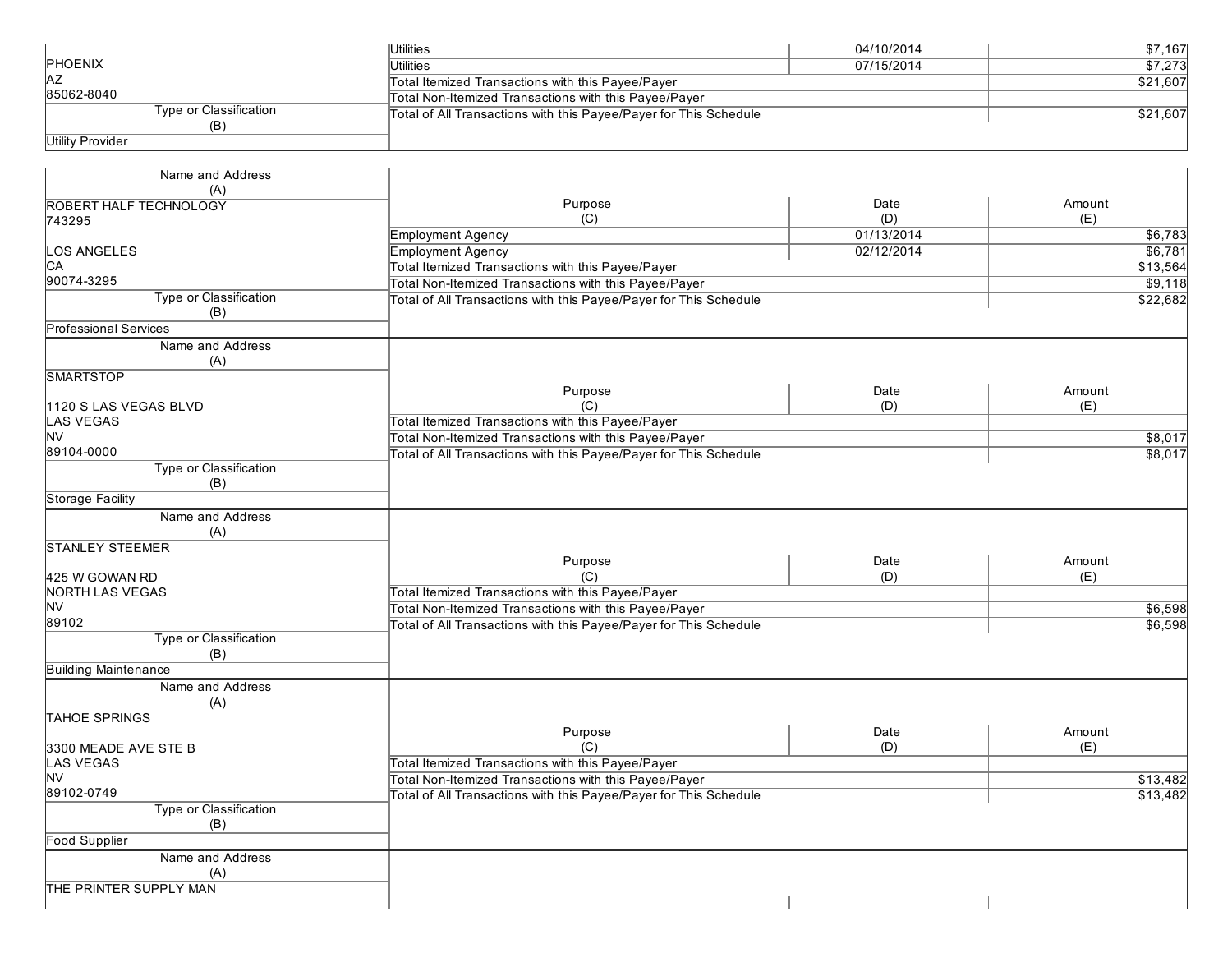| Name and Address (A) | Purpose (C) | Date (D) | Amount (E) |
|---|---|---|---|
| | Utilities | 04/10/2014 | $7,167 |
| PHOENIX | Utilities | 07/15/2014 | $7,273 |
| AZ | Total Itemized Transactions with this Payee/Payer | | $21,607 |
| 85062-8040 | Total Non-Itemized Transactions with this Payee/Payer | | |
| Type or Classification (B) | Total of All Transactions with this Payee/Payer for This Schedule | | $21,607 |
| Utility Provider | | | |

| Name and Address (A) | Purpose (C) | Date (D) | Amount (E) |
|---|---|---|---|
| ROBERT HALF TECHNOLOGY | | | |
| 743295 | | | |
| | Employment Agency | 01/13/2014 | $6,783 |
| LOS ANGELES | Employment Agency | 02/12/2014 | $6,781 |
| CA | Total Itemized Transactions with this Payee/Payer | | $13,564 |
| 90074-3295 | Total Non-Itemized Transactions with this Payee/Payer | | $9,118 |
| Type or Classification (B) | Total of All Transactions with this Payee/Payer for This Schedule | | $22,682 |
| Professional Services | | | |

| Name and Address (A) | Purpose (C) | Date (D) | Amount (E) |
|---|---|---|---|
| SMARTSTOP | | | |
| | | | |
| 1120 S LAS VEGAS BLVD | | | |
| LAS VEGAS | Total Itemized Transactions with this Payee/Payer | | |
| NV | Total Non-Itemized Transactions with this Payee/Payer | | $8,017 |
| 89104-0000 | Total of All Transactions with this Payee/Payer for This Schedule | | $8,017 |
| Type or Classification (B) | | | |
| Storage Facility | | | |

| Name and Address (A) | Purpose (C) | Date (D) | Amount (E) |
|---|---|---|---|
| STANLEY STEEMER | | | |
| | | | |
| 425 W GOWAN RD | | | |
| NORTH LAS VEGAS | Total Itemized Transactions with this Payee/Payer | | |
| NV | Total Non-Itemized Transactions with this Payee/Payer | | $6,598 |
| 89102 | Total of All Transactions with this Payee/Payer for This Schedule | | $6,598 |
| Type or Classification (B) | | | |
| Building Maintenance | | | |

| Name and Address (A) | Purpose (C) | Date (D) | Amount (E) |
|---|---|---|---|
| TAHOE SPRINGS | | | |
| | | | |
| 3300 MEADE AVE STE B | | | |
| LAS VEGAS | Total Itemized Transactions with this Payee/Payer | | |
| NV | Total Non-Itemized Transactions with this Payee/Payer | | $13,482 |
| 89102-0749 | Total of All Transactions with this Payee/Payer for This Schedule | | $13,482 |
| Type or Classification (B) | | | |
| Food Supplier | | | |

| Name and Address (A) | Purpose (C) | Date (D) | Amount (E) |
|---|---|---|---|
| THE PRINTER SUPPLY MAN | | | |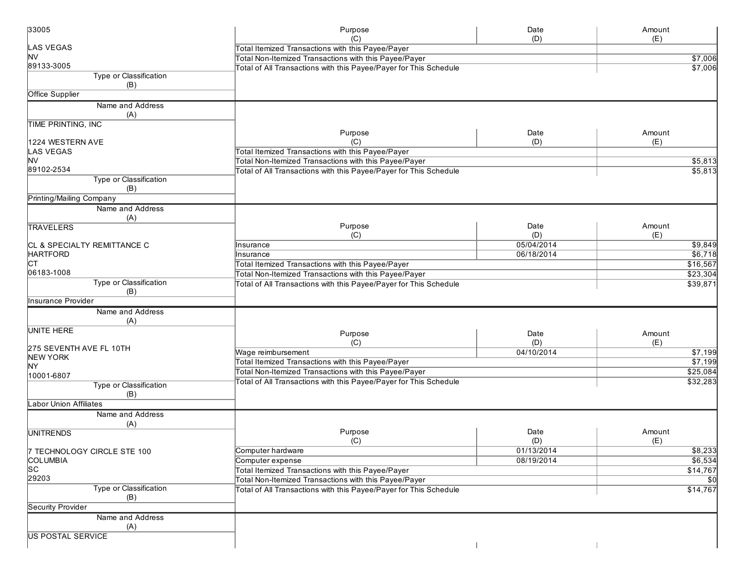| Name and Address (A) | Purpose (C) | Date (D) | Amount (E) |
|---|---|---|---|
| 33005<br><br>LAS VEGAS<br>NV<br>89133-3005 | Total Itemized Transactions with this Payee/Payer | | |
| | Total Non-Itemized Transactions with this Payee/Payer | | $7,006 |
| | Total of All Transactions with this Payee/Payer for This Schedule | | $7,006 |
| **Type or Classification (B)**<br>Office Supplier | | | |

| Name and Address (A) | Purpose (C) | Date (D) | Amount (E) |
|---|---|---|---|
| TIME PRINTING, INC<br><br>1224 WESTERN AVE<br>LAS VEGAS<br>NV<br>89102-2534 | Total Itemized Transactions with this Payee/Payer | | |
| | Total Non-Itemized Transactions with this Payee/Payer | | $5,813 |
| | Total of All Transactions with this Payee/Payer for This Schedule | | $5,813 |
| **Type or Classification (B)**<br>Printing/Mailing Company | | | |

| Name and Address (A) | Purpose (C) | Date (D) | Amount (E) |
|---|---|---|---|
| TRAVELERS<br><br>CL & SPECIALTY REMITTANCE C<br>HARTFORD<br>CT<br>06183-1008 | Insurance | 05/04/2014 | $9,849 |
| | Insurance | 06/18/2014 | $6,718 |
| | Total Itemized Transactions with this Payee/Payer | | $16,567 |
| | Total Non-Itemized Transactions with this Payee/Payer | | $23,304 |
| | Total of All Transactions with this Payee/Payer for This Schedule | | $39,871 |
| **Type or Classification (B)**<br>Insurance Provider | | | |

| Name and Address (A) | Purpose (C) | Date (D) | Amount (E) |
|---|---|---|---|
| UNITE HERE<br><br>275 SEVENTH AVE FL 10TH<br>NEW YORK<br>NY<br>10001-6807 | Wage reimbursement | 04/10/2014 | $7,199 |
| | Total Itemized Transactions with this Payee/Payer | | $7,199 |
| | Total Non-Itemized Transactions with this Payee/Payer | | $25,084 |
| | Total of All Transactions with this Payee/Payer for This Schedule | | $32,283 |
| **Type or Classification (B)**<br>Labor Union Affiliates | | | |

| Name and Address (A) | Purpose (C) | Date (D) | Amount (E) |
|---|---|---|---|
| UNITRENDS<br><br>7 TECHNOLOGY CIRCLE STE 100<br>COLUMBIA<br>SC<br>29203 | Computer hardware | 01/13/2014 | $8,233 |
| | Computer expense | 08/19/2014 | $6,534 |
| | Total Itemized Transactions with this Payee/Payer | | $14,767 |
| | Total Non-Itemized Transactions with this Payee/Payer | | $0 |
| | Total of All Transactions with this Payee/Payer for This Schedule | | $14,767 |
| **Type or Classification (B)**<br>Security Provider | | | |

| Name and Address (A) | Purpose (C) | Date (D) | Amount (E) |
|---|---|---|---|
| US POSTAL SERVICE | | | |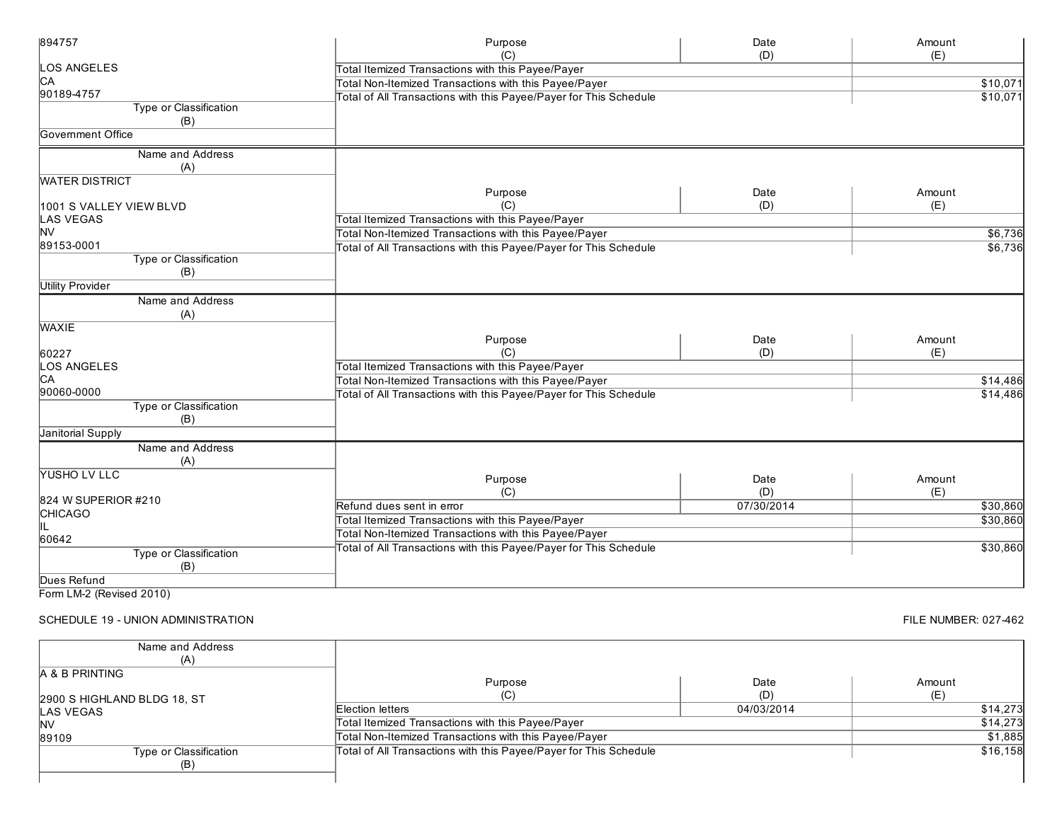| Name and Address (A) | Purpose (C) | Date (D) | Amount (E) |
|---|---|---|---|
| 894757<br><br>LOS ANGELES<br>CA<br>90189-4757 | Total Itemized Transactions with this Payee/Payer | | |
| | Total Non-Itemized Transactions with this Payee/Payer | | $10,071 |
| | Total of All Transactions with this Payee/Payer for This Schedule | | $10,071 |
| **Type or Classification (B)**: Government Office | | | |

| Name and Address (A) | Purpose (C) | Date (D) | Amount (E) |
|---|---|---|---|
| WATER DISTRICT<br><br>1001 S VALLEY VIEW BLVD<br>LAS VEGAS<br>NV<br>89153-0001 | Total Itemized Transactions with this Payee/Payer | | |
| | Total Non-Itemized Transactions with this Payee/Payer | | $6,736 |
| | Total of All Transactions with this Payee/Payer for This Schedule | | $6,736 |
| **Type or Classification (B)**: Utility Provider | | | |

| Name and Address (A) | Purpose (C) | Date (D) | Amount (E) |
|---|---|---|---|
| WAXIE<br><br>60227<br>LOS ANGELES<br>CA<br>90060-0000 | Total Itemized Transactions with this Payee/Payer | | |
| | Total Non-Itemized Transactions with this Payee/Payer | | $14,486 |
| | Total of All Transactions with this Payee/Payer for This Schedule | | $14,486 |
| **Type or Classification (B)**: Janitorial Supply | | | |

| Name and Address (A) | Purpose (C) | Date (D) | Amount (E) |
|---|---|---|---|
| YUSHO LV LLC<br><br>824 W SUPERIOR #210<br>CHICAGO<br>IL<br>60642 | Refund dues sent in error | 07/30/2014 | $30,860 |
| | Total Itemized Transactions with this Payee/Payer | | $30,860 |
| | Total Non-Itemized Transactions with this Payee/Payer | | |
| | Total of All Transactions with this Payee/Payer for This Schedule | | $30,860 |
| **Type or Classification (B)**: Dues Refund | | | |

Form LM-2 (Revised 2010)

SCHEDULE 19 - UNION ADMINISTRATION

FILE NUMBER: 027-462

| Name and Address (A) | Purpose (C) | Date (D) | Amount (E) |
|---|---|---|---|
| A & B PRINTING<br><br>2900 S HIGHLAND BLDG 18, ST<br>LAS VEGAS<br>NV<br>89109 | Election letters | 04/03/2014 | $14,273 |
| | Total Itemized Transactions with this Payee/Payer | | $14,273 |
| | Total Non-Itemized Transactions with this Payee/Payer | | $1,885 |
| | Total of All Transactions with this Payee/Payer for This Schedule | | $16,158 |
| **Type or Classification (B)**: | | | |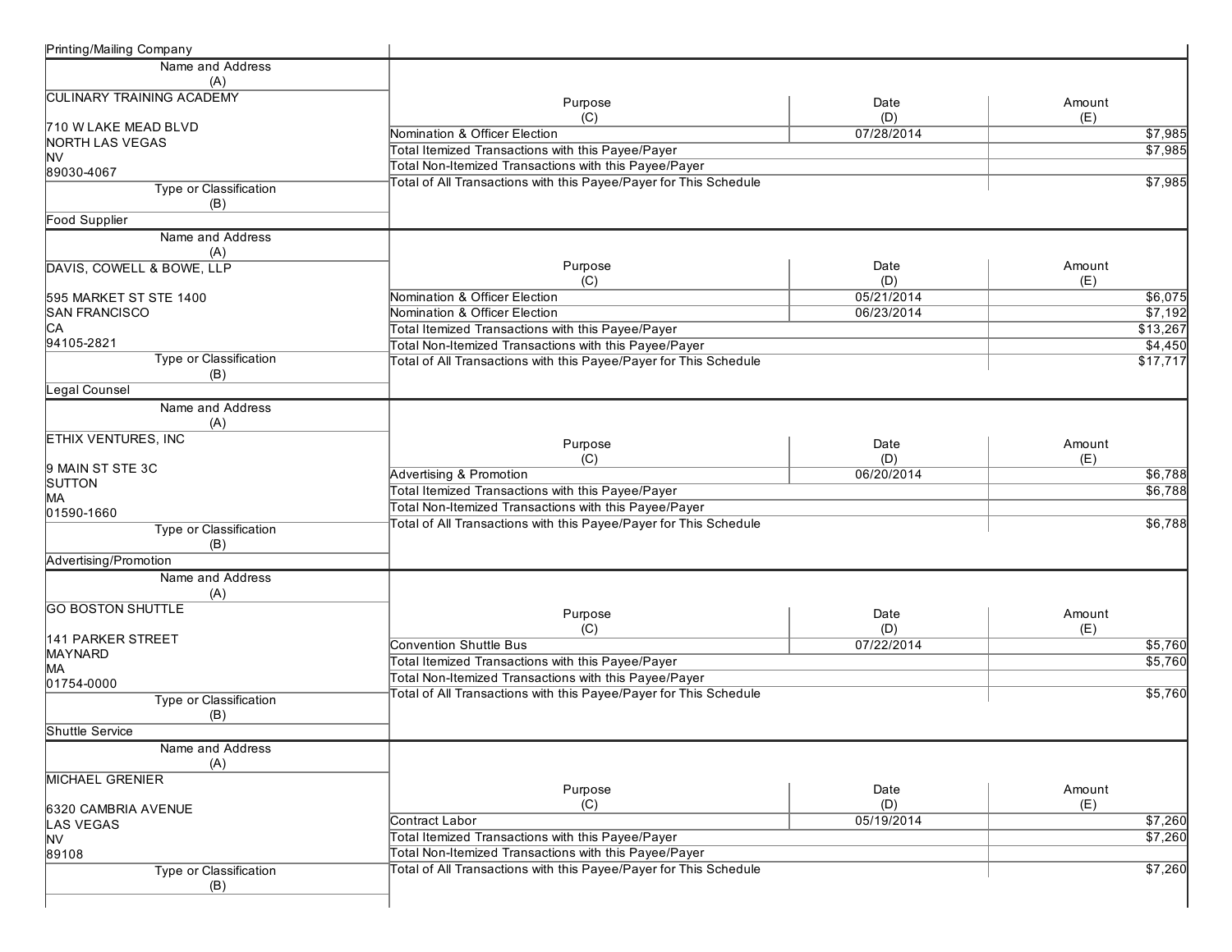Printing/Mailing Company

| Name and Address (A) | Purpose (C) | Date (D) | Amount (E) |
|---|---|---|---|
| CULINARY TRAINING ACADEMY<br><br>710 W LAKE MEAD BLVD<br>NORTH LAS VEGAS<br>NV<br>89030-4067 | Nomination & Officer Election | 07/28/2014 | $7,985 |
| | Total Itemized Transactions with this Payee/Payer | | $7,985 |
| | Total Non-Itemized Transactions with this Payee/Payer | | |
| | Total of All Transactions with this Payee/Payer for This Schedule | | $7,985 |
| Type or Classification (B) | | | |
| Food Supplier | | | |

| Name and Address (A) | Purpose (C) | Date (D) | Amount (E) |
|---|---|---|---|
| DAVIS, COWELL & BOWE, LLP<br><br>595 MARKET ST STE 1400<br>SAN FRANCISCO<br>CA<br>94105-2821 | Nomination & Officer Election | 05/21/2014 | $6,075 |
| | Nomination & Officer Election | 06/23/2014 | $7,192 |
| | Total Itemized Transactions with this Payee/Payer | | $13,267 |
| | Total Non-Itemized Transactions with this Payee/Payer | | $4,450 |
| | Total of All Transactions with this Payee/Payer for This Schedule | | $17,717 |
| Type or Classification (B) | | | |
| Legal Counsel | | | |

| Name and Address (A) | Purpose (C) | Date (D) | Amount (E) |
|---|---|---|---|
| ETHIX VENTURES, INC<br><br>9 MAIN ST STE 3C<br>SUTTON<br>MA<br>01590-1660 | Advertising & Promotion | 06/20/2014 | $6,788 |
| | Total Itemized Transactions with this Payee/Payer | | $6,788 |
| | Total Non-Itemized Transactions with this Payee/Payer | | |
| | Total of All Transactions with this Payee/Payer for This Schedule | | $6,788 |
| Type or Classification (B) | | | |
| Advertising/Promotion | | | |

| Name and Address (A) | Purpose (C) | Date (D) | Amount (E) |
|---|---|---|---|
| GO BOSTON SHUTTLE<br><br>141 PARKER STREET<br>MAYNARD<br>MA<br>01754-0000 | Convention Shuttle Bus | 07/22/2014 | $5,760 |
| | Total Itemized Transactions with this Payee/Payer | | $5,760 |
| | Total Non-Itemized Transactions with this Payee/Payer | | |
| | Total of All Transactions with this Payee/Payer for This Schedule | | $5,760 |
| Type or Classification (B) | | | |
| Shuttle Service | | | |

| Name and Address (A) | Purpose (C) | Date (D) | Amount (E) |
|---|---|---|---|
| MICHAEL GRENIER<br><br>6320 CAMBRIA AVENUE<br>LAS VEGAS<br>NV<br>89108 | Contract Labor | 05/19/2014 | $7,260 |
| | Total Itemized Transactions with this Payee/Payer | | $7,260 |
| | Total Non-Itemized Transactions with this Payee/Payer | | |
| | Total of All Transactions with this Payee/Payer for This Schedule | | $7,260 |
| Type or Classification (B) | | | |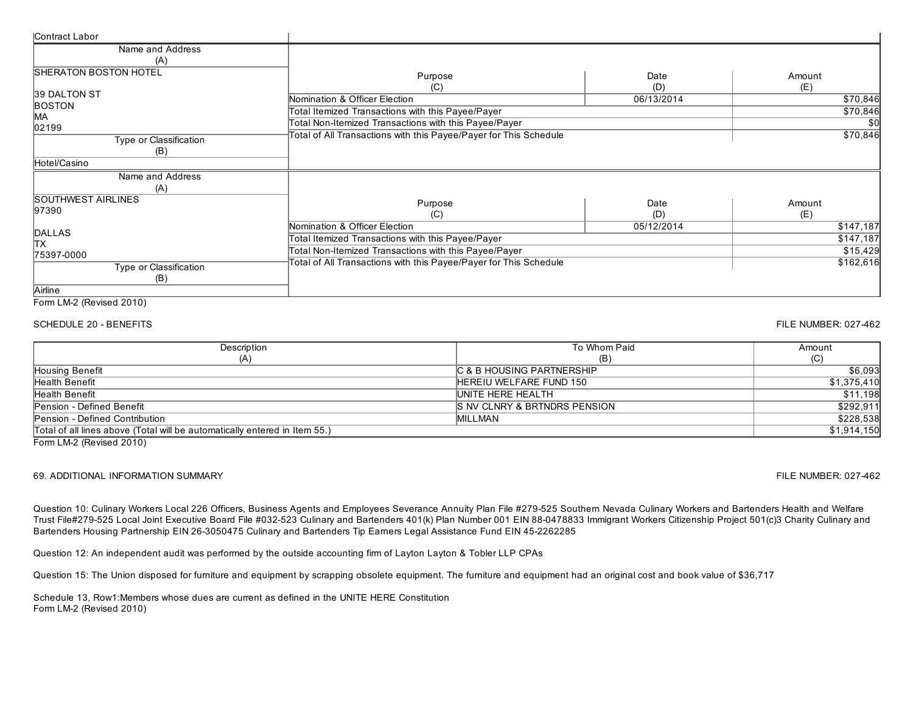Contract Labor

| Name and Address (A) | Purpose (C) | Date (D) | Amount (E) |
|---|---|---|---|
| SHERATON BOSTON HOTEL<br><br>39 DALTON ST<br>BOSTON<br>MA<br>02199 | Nomination & Officer Election | 06/13/2014 | $70,846 |
| | Total Itemized Transactions with this Payee/Payer | | $70,846 |
| | Total Non-Itemized Transactions with this Payee/Payer | | $0 |
| | Total of All Transactions with this Payee/Payer for This Schedule | | $70,846 |
| **Type or Classification (B)** | | | |
| Hotel/Casino | | | |

| Name and Address (A) | Purpose (C) | Date (D) | Amount (E) |
|---|---|---|---|
| SOUTHWEST AIRLINES<br>97390<br><br>DALLAS<br>TX<br>75397-0000 | Nomination & Officer Election | 05/12/2014 | $147,187 |
| | Total Itemized Transactions with this Payee/Payer | | $147,187 |
| | Total Non-Itemized Transactions with this Payee/Payer | | $15,429 |
| | Total of All Transactions with this Payee/Payer for This Schedule | | $162,616 |
| **Type or Classification (B)** | | | |
| Airline | | | |

Form LM-2 (Revised 2010)

SCHEDULE 20 - BENEFITS

FILE NUMBER: 027-462

| Description (A) | To Whom Paid (B) | Amount (C) |
|---|---|---|
| Housing Benefit | C & B HOUSING PARTNERSHIP | $6,093 |
| Health Benefit | HEREIU WELFARE FUND 150 | $1,375,410 |
| Health Benefit | UNITE HERE HEALTH | $11,198 |
| Pension - Defined Benefit | S NV CLNRY & BRTNDRS PENSION | $292,911 |
| Pension - Defined Contribution | MILLMAN | $228,538 |
| Total of all lines above (Total will be automatically entered in Item 55.) | | $1,914,150 |

Form LM-2 (Revised 2010)

69. ADDITIONAL INFORMATION SUMMARY

FILE NUMBER: 027-462

Question 10: Culinary Workers Local 226 Officers, Business Agents and Employees Severance Annuity Plan File #279-525 Southern Nevada Culinary Workers and Bartenders Health and Welfare Trust File#279-525 Local Joint Executive Board File #032-523 Culinary and Bartenders 401(k) Plan Number 001 EIN 88-0478833 Immigrant Workers Citizenship Project 501(c)3 Charity Culinary and Bartenders Housing Partnership EIN 26-3050475 Culinary and Bartenders Tip Earners Legal Assistance Fund EIN 45-2262285

Question 12: An independent audit was performed by the outside accounting firm of Layton Layton & Tobler LLP CPAs

Question 15: The Union disposed for furniture and equipment by scrapping obsolete equipment. The furniture and equipment had an original cost and book value of $36,717

Schedule 13, Row1:Members whose dues are current as defined in the UNITE HERE Constitution

Form LM-2 (Revised 2010)